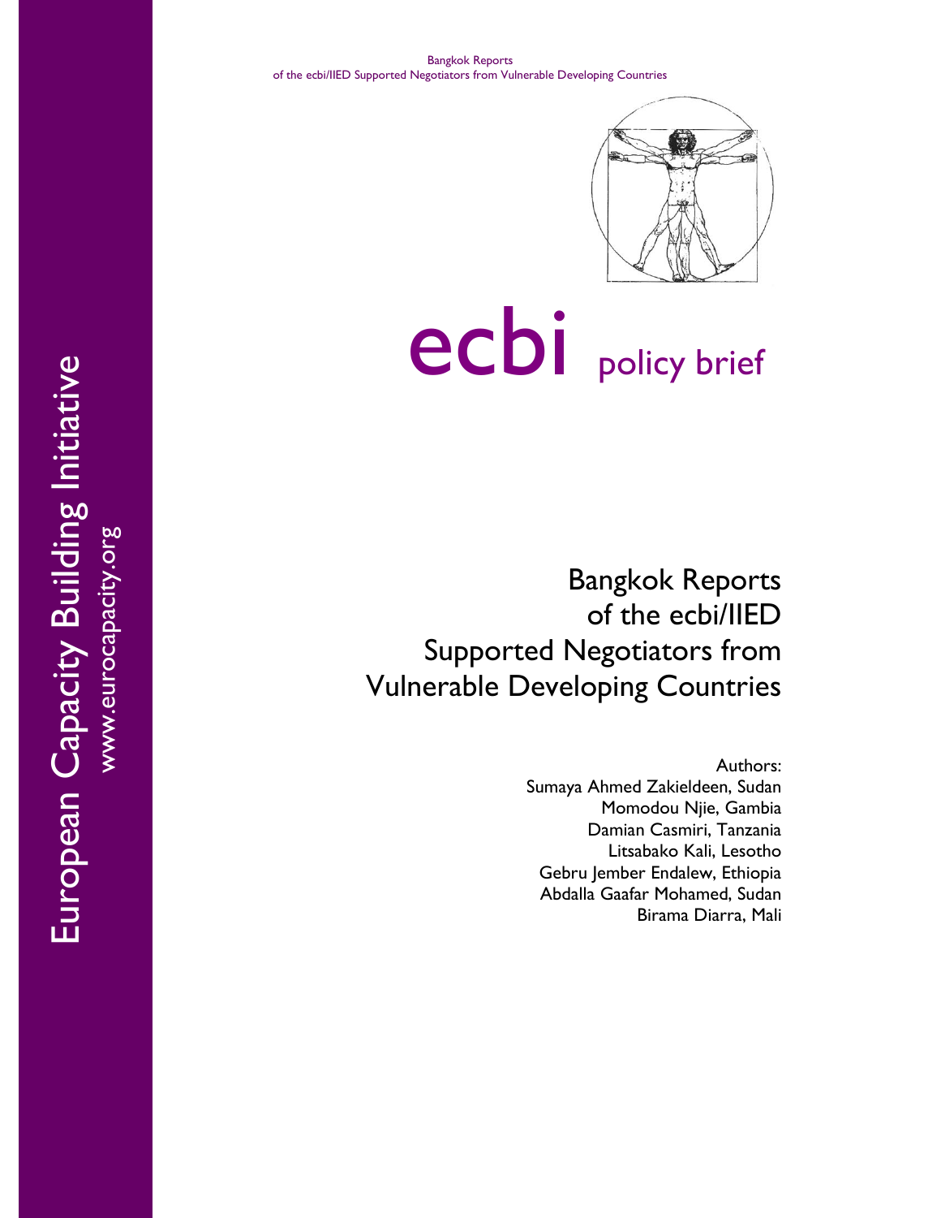Bangkok Reports
of the ecbi/IIED Supported Negotiators from Vulnerable Developing Countries

# ecbi policy brief

European Capacity Building Initiative
www.eurocapacity.org

## Bangkok Reports of the ecbi/IIED Supported Negotiators from Vulnerable Developing Countries

Authors:
Sumaya Ahmed Zakieldeen, Sudan
Momodou Njie, Gambia
Damian Casmiri, Tanzania
Litsabako Kali, Lesotho
Gebru Jember Endalew, Ethiopia
Abdalla Gaafar Mohamed, Sudan
Birama Diarra, Mali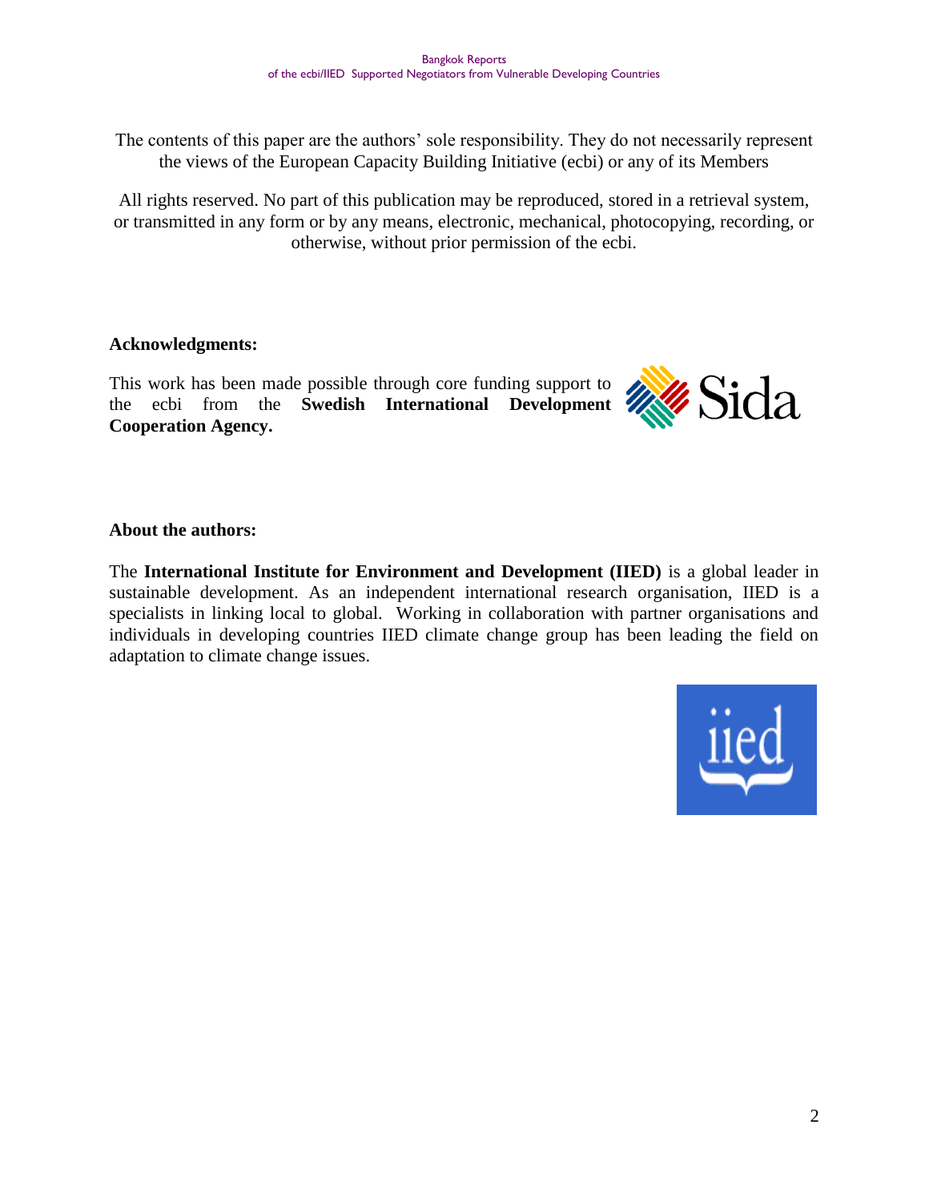The contents of this paper are the authors' sole responsibility. They do not necessarily represent the views of the European Capacity Building Initiative (ecbi) or any of its Members

All rights reserved. No part of this publication may be reproduced, stored in a retrieval system, or transmitted in any form or by any means, electronic, mechanical, photocopying, recording, or otherwise, without prior permission of the ecbi.

**Acknowledgments:**

This work has been made possible through core funding support to the ecbi from the **Swedish International Development Cooperation Agency.**

**About the authors:**

The **International Institute for Environment and Development (IIED)** is a global leader in sustainable development. As an independent international research organisation, IIED is a specialists in linking local to global. Working in collaboration with partner organisations and individuals in developing countries IIED climate change group has been leading the field on adaptation to climate change issues.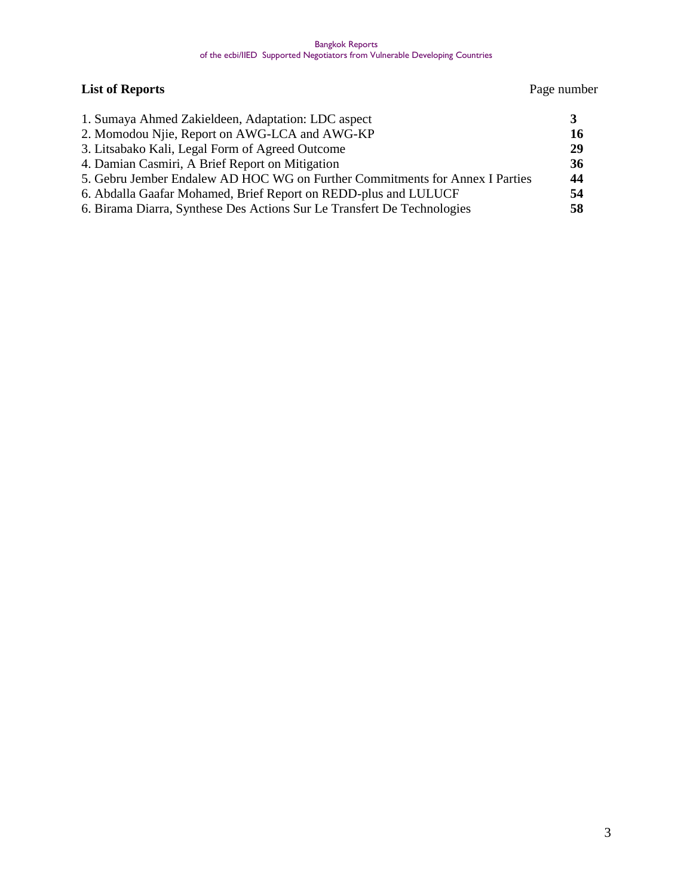**List of Reports** Page number

| | |
|---|---|
| 1. Sumaya Ahmed Zakieldeen, Adaptation: LDC aspect | **3** |
| 2. Momodou Njie, Report on AWG-LCA and AWG-KP | **16** |
| 3. Litsabako Kali, Legal Form of Agreed Outcome | **29** |
| 4. Damian Casmiri, A Brief Report on Mitigation | **36** |
| 5. Gebru Jember Endalew AD HOC WG on Further Commitments for Annex I Parties | **44** |
| 6. Abdalla Gaafar Mohamed, Brief Report on REDD-plus and LULUCF | **54** |
| 6. Birama Diarra, Synthese Des Actions Sur Le Transfert De Technologies | **58** |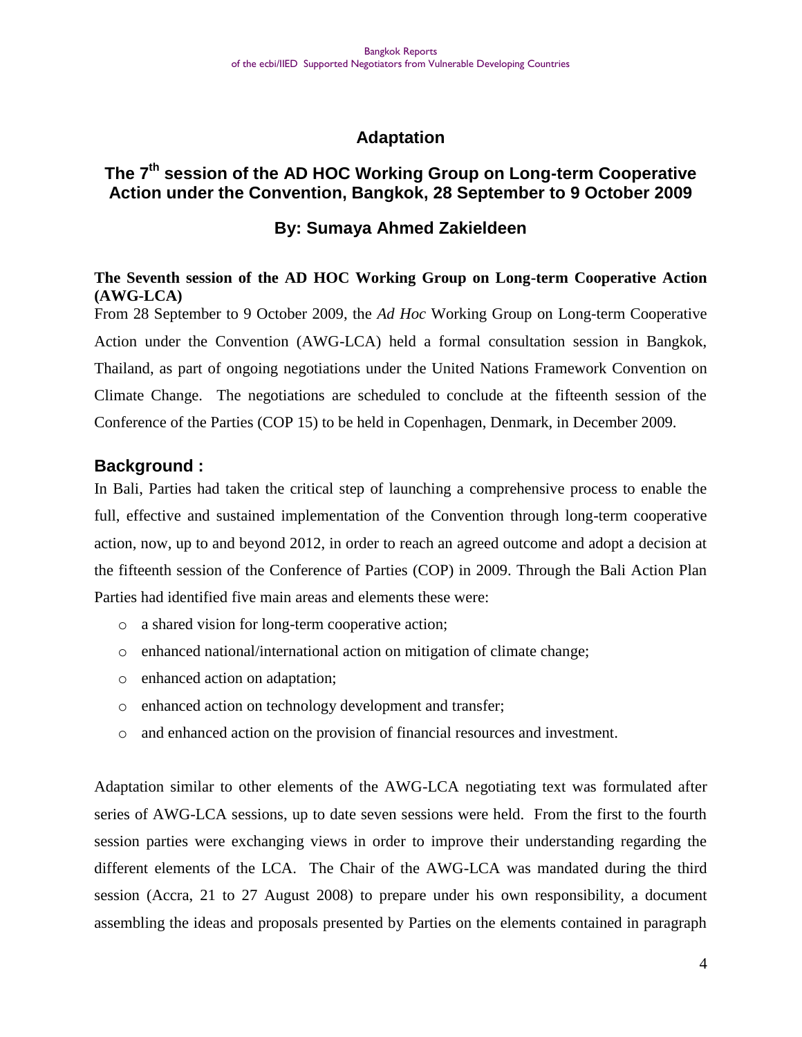# Adaptation

## The 7th session of the AD HOC Working Group on Long-term Cooperative Action under the Convention, Bangkok, 28 September to 9 October 2009

## By: Sumaya Ahmed Zakieldeen

**The Seventh session of the AD HOC Working Group on Long-term Cooperative Action (AWG-LCA)**

From 28 September to 9 October 2009, the *Ad Hoc* Working Group on Long-term Cooperative Action under the Convention (AWG-LCA) held a formal consultation session in Bangkok, Thailand, as part of ongoing negotiations under the United Nations Framework Convention on Climate Change. The negotiations are scheduled to conclude at the fifteenth session of the Conference of the Parties (COP 15) to be held in Copenhagen, Denmark, in December 2009.

### Background :

In Bali, Parties had taken the critical step of launching a comprehensive process to enable the full, effective and sustained implementation of the Convention through long-term cooperative action, now, up to and beyond 2012, in order to reach an agreed outcome and adopt a decision at the fifteenth session of the Conference of Parties (COP) in 2009. Through the Bali Action Plan Parties had identified five main areas and elements these were:

- a shared vision for long-term cooperative action;
- enhanced national/international action on mitigation of climate change;
- enhanced action on adaptation;
- enhanced action on technology development and transfer;
- and enhanced action on the provision of financial resources and investment.

Adaptation similar to other elements of the AWG-LCA negotiating text was formulated after series of AWG-LCA sessions, up to date seven sessions were held. From the first to the fourth session parties were exchanging views in order to improve their understanding regarding the different elements of the LCA. The Chair of the AWG-LCA was mandated during the third session (Accra, 21 to 27 August 2008) to prepare under his own responsibility, a document assembling the ideas and proposals presented by Parties on the elements contained in paragraph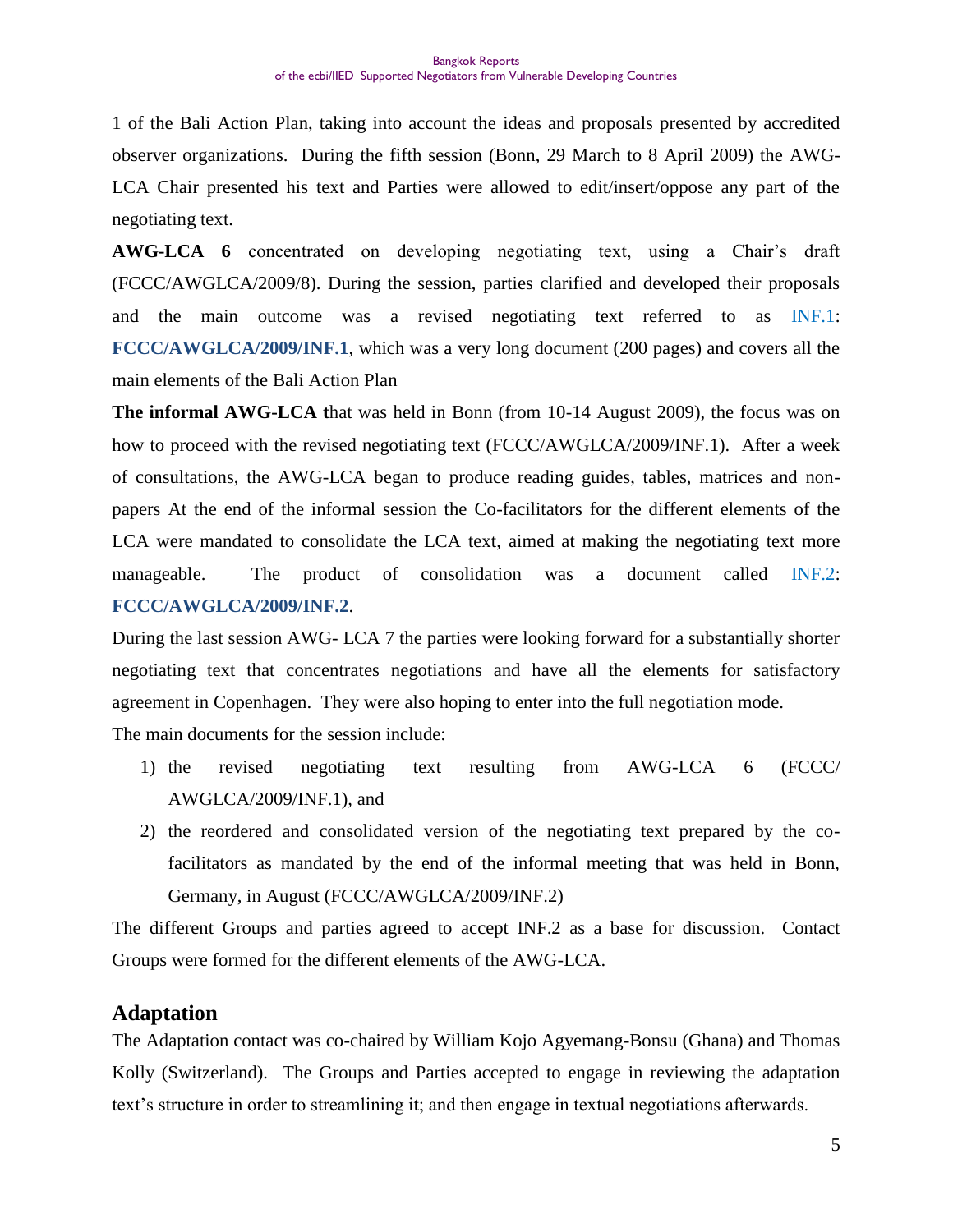1 of the Bali Action Plan, taking into account the ideas and proposals presented by accredited observer organizations. During the fifth session (Bonn, 29 March to 8 April 2009) the AWG-LCA Chair presented his text and Parties were allowed to edit/insert/oppose any part of the negotiating text.

**AWG-LCA 6** concentrated on developing negotiating text, using a Chair's draft (FCCC/AWGLCA/2009/8). During the session, parties clarified and developed their proposals and the main outcome was a revised negotiating text referred to as INF.1: **FCCC/AWGLCA/2009/INF.1**, which was a very long document (200 pages) and covers all the main elements of the Bali Action Plan

**The informal AWG-LCA t**hat was held in Bonn (from 10-14 August 2009), the focus was on how to proceed with the revised negotiating text (FCCC/AWGLCA/2009/INF.1). After a week of consultations, the AWG-LCA began to produce reading guides, tables, matrices and non-papers At the end of the informal session the Co-facilitators for the different elements of the LCA were mandated to consolidate the LCA text, aimed at making the negotiating text more manageable. The product of consolidation was a document called INF.2: **FCCC/AWGLCA/2009/INF.2**.

During the last session AWG- LCA 7 the parties were looking forward for a substantially shorter negotiating text that concentrates negotiations and have all the elements for satisfactory agreement in Copenhagen. They were also hoping to enter into the full negotiation mode.

The main documents for the session include:

1) the revised negotiating text resulting from AWG-LCA 6 (FCCC/ AWGLCA/2009/INF.1), and
2) the reordered and consolidated version of the negotiating text prepared by the co-facilitators as mandated by the end of the informal meeting that was held in Bonn, Germany, in August (FCCC/AWGLCA/2009/INF.2)

The different Groups and parties agreed to accept INF.2 as a base for discussion. Contact Groups were formed for the different elements of the AWG-LCA.

## Adaptation

The Adaptation contact was co-chaired by William Kojo Agyemang-Bonsu (Ghana) and Thomas Kolly (Switzerland). The Groups and Parties accepted to engage in reviewing the adaptation text's structure in order to streamlining it; and then engage in textual negotiations afterwards.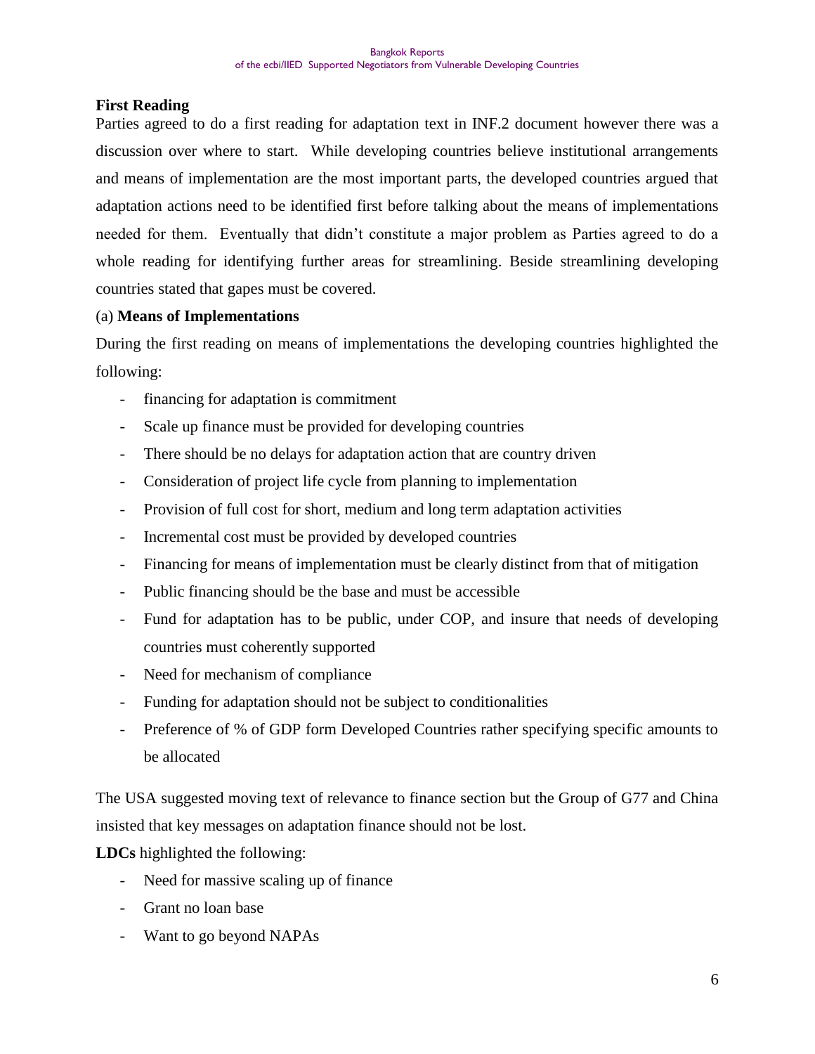**First Reading**

Parties agreed to do a first reading for adaptation text in INF.2 document however there was a discussion over where to start. While developing countries believe institutional arrangements and means of implementation are the most important parts, the developed countries argued that adaptation actions need to be identified first before talking about the means of implementations needed for them. Eventually that didn't constitute a major problem as Parties agreed to do a whole reading for identifying further areas for streamlining. Beside streamlining developing countries stated that gapes must be covered.

(a) **Means of Implementations**

During the first reading on means of implementations the developing countries highlighted the following:

- financing for adaptation is commitment
- Scale up finance must be provided for developing countries
- There should be no delays for adaptation action that are country driven
- Consideration of project life cycle from planning to implementation
- Provision of full cost for short, medium and long term adaptation activities
- Incremental cost must be provided by developed countries
- Financing for means of implementation must be clearly distinct from that of mitigation
- Public financing should be the base and must be accessible
- Fund for adaptation has to be public, under COP, and insure that needs of developing countries must coherently supported
- Need for mechanism of compliance
- Funding for adaptation should not be subject to conditionalities
- Preference of % of GDP form Developed Countries rather specifying specific amounts to be allocated

The USA suggested moving text of relevance to finance section but the Group of G77 and China insisted that key messages on adaptation finance should not be lost.

**LDCs** highlighted the following:

- Need for massive scaling up of finance
- Grant no loan base
- Want to go beyond NAPAs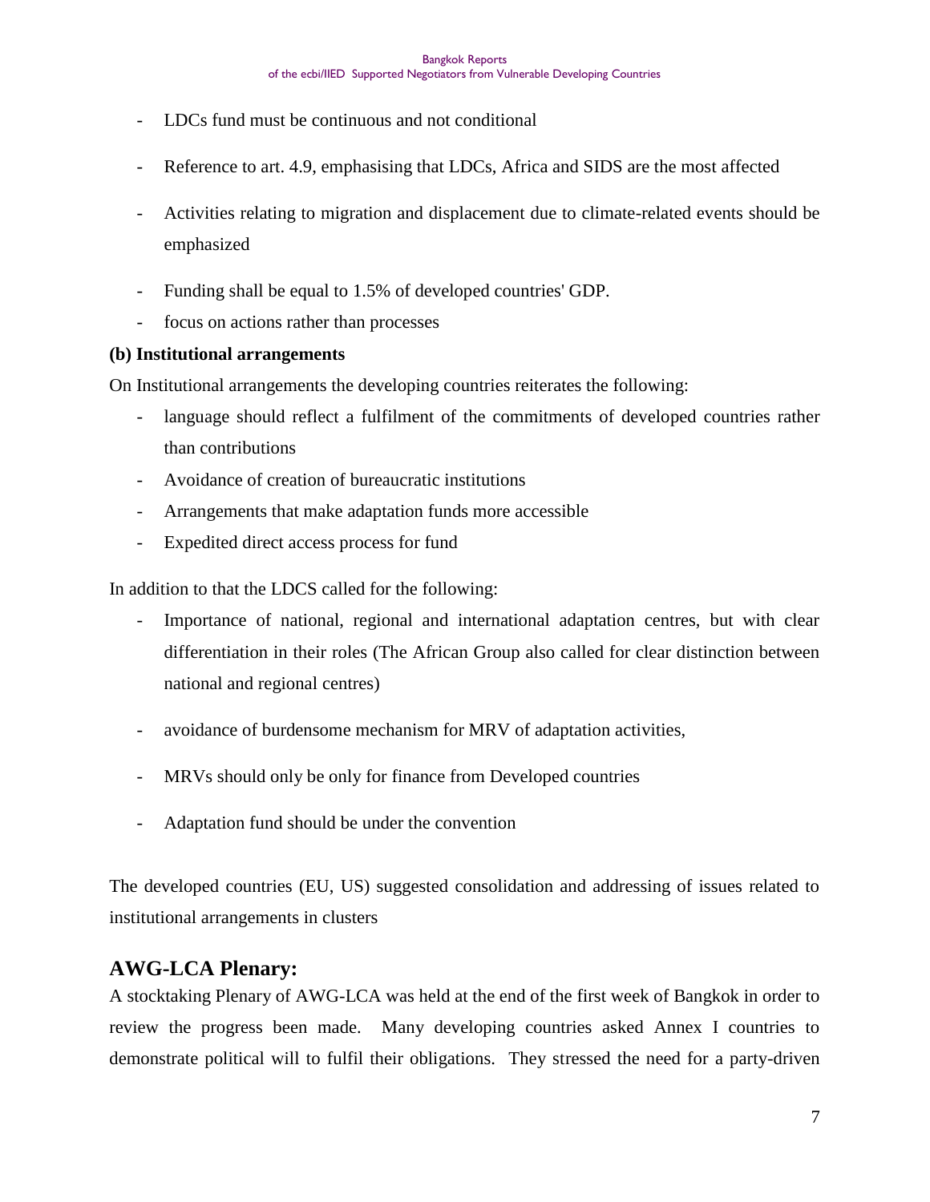- LDCs fund must be continuous and not conditional
- Reference to art. 4.9, emphasising that LDCs, Africa and SIDS are the most affected
- Activities relating to migration and displacement due to climate-related events should be emphasized
- Funding shall be equal to 1.5% of developed countries' GDP.
- focus on actions rather than processes

**(b) Institutional arrangements**

On Institutional arrangements the developing countries reiterates the following:

- language should reflect a fulfilment of the commitments of developed countries rather than contributions
- Avoidance of creation of bureaucratic institutions
- Arrangements that make adaptation funds more accessible
- Expedited direct access process for fund

In addition to that the LDCS called for the following:

- Importance of national, regional and international adaptation centres, but with clear differentiation in their roles (The African Group also called for clear distinction between national and regional centres)
- avoidance of burdensome mechanism for MRV of adaptation activities,
- MRVs should only be only for finance from Developed countries
- Adaptation fund should be under the convention

The developed countries (EU, US) suggested consolidation and addressing of issues related to institutional arrangements in clusters

## AWG-LCA Plenary:

A stocktaking Plenary of AWG-LCA was held at the end of the first week of Bangkok in order to review the progress been made. Many developing countries asked Annex I countries to demonstrate political will to fulfil their obligations. They stressed the need for a party-driven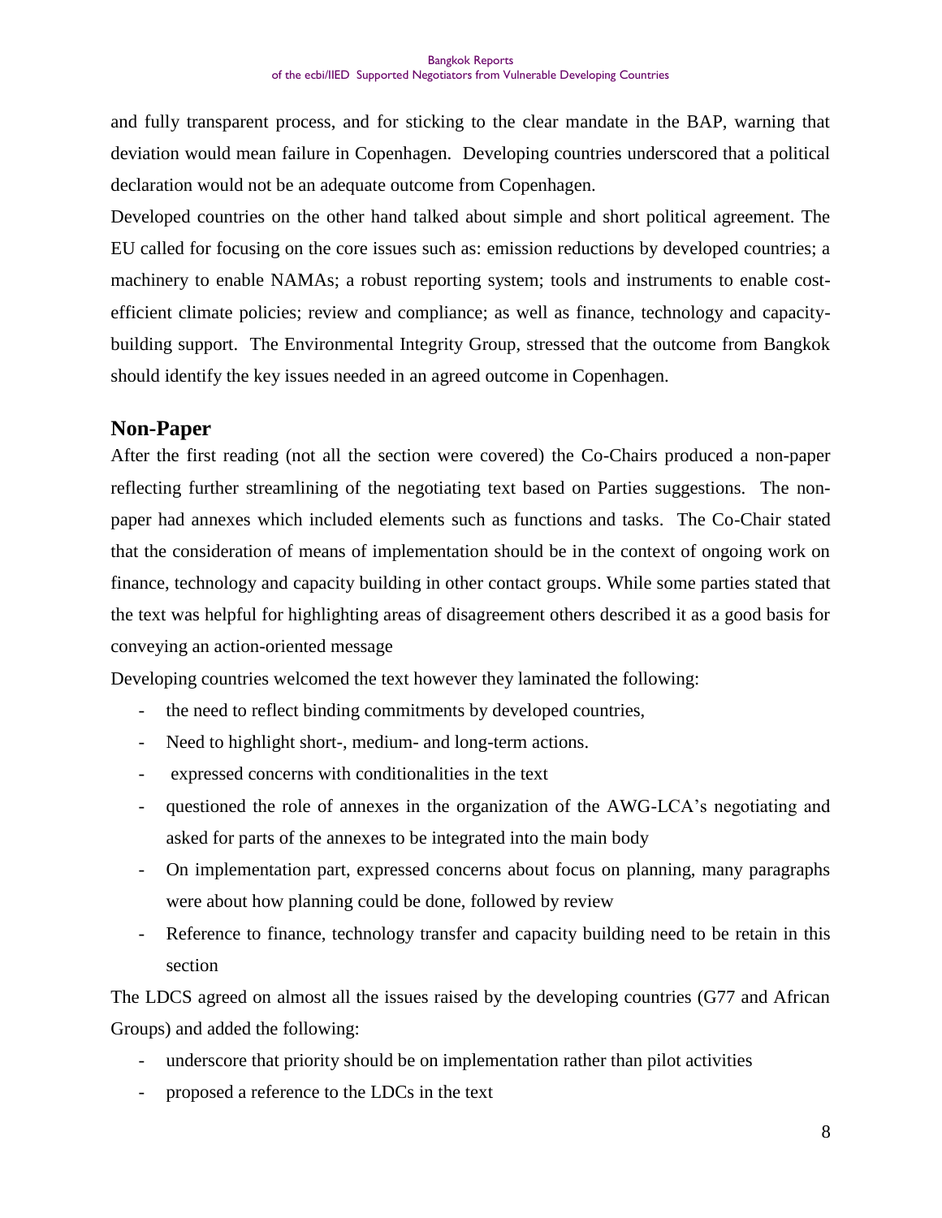and fully transparent process, and for sticking to the clear mandate in the BAP, warning that deviation would mean failure in Copenhagen. Developing countries underscored that a political declaration would not be an adequate outcome from Copenhagen.

Developed countries on the other hand talked about simple and short political agreement. The EU called for focusing on the core issues such as: emission reductions by developed countries; a machinery to enable NAMAs; a robust reporting system; tools and instruments to enable cost-efficient climate policies; review and compliance; as well as finance, technology and capacity-building support. The Environmental Integrity Group, stressed that the outcome from Bangkok should identify the key issues needed in an agreed outcome in Copenhagen.

## Non-Paper

After the first reading (not all the section were covered) the Co-Chairs produced a non-paper reflecting further streamlining of the negotiating text based on Parties suggestions. The non-paper had annexes which included elements such as functions and tasks. The Co-Chair stated that the consideration of means of implementation should be in the context of ongoing work on finance, technology and capacity building in other contact groups. While some parties stated that the text was helpful for highlighting areas of disagreement others described it as a good basis for conveying an action-oriented message

Developing countries welcomed the text however they laminated the following:

- the need to reflect binding commitments by developed countries,
- Need to highlight short-, medium- and long-term actions.
- expressed concerns with conditionalities in the text
- questioned the role of annexes in the organization of the AWG-LCA's negotiating and asked for parts of the annexes to be integrated into the main body
- On implementation part, expressed concerns about focus on planning, many paragraphs were about how planning could be done, followed by review
- Reference to finance, technology transfer and capacity building need to be retain in this section

The LDCS agreed on almost all the issues raised by the developing countries (G77 and African Groups) and added the following:

- underscore that priority should be on implementation rather than pilot activities
- proposed a reference to the LDCs in the text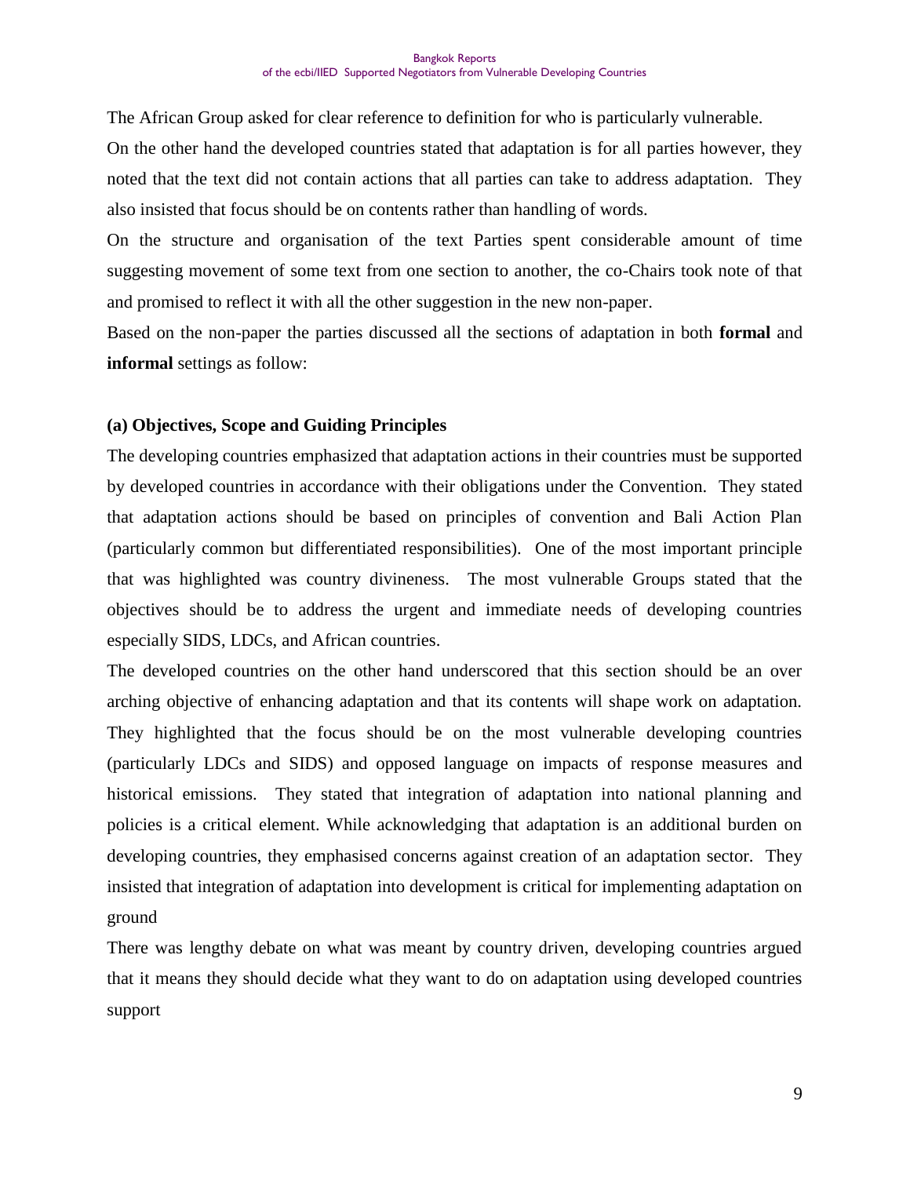The African Group asked for clear reference to definition for who is particularly vulnerable.

On the other hand the developed countries stated that adaptation is for all parties however, they noted that the text did not contain actions that all parties can take to address adaptation. They also insisted that focus should be on contents rather than handling of words.

On the structure and organisation of the text Parties spent considerable amount of time suggesting movement of some text from one section to another, the co-Chairs took note of that and promised to reflect it with all the other suggestion in the new non-paper.

Based on the non-paper the parties discussed all the sections of adaptation in both **formal** and **informal** settings as follow:

**(a) Objectives, Scope and Guiding Principles**

The developing countries emphasized that adaptation actions in their countries must be supported by developed countries in accordance with their obligations under the Convention. They stated that adaptation actions should be based on principles of convention and Bali Action Plan (particularly common but differentiated responsibilities). One of the most important principle that was highlighted was country divineness. The most vulnerable Groups stated that the objectives should be to address the urgent and immediate needs of developing countries especially SIDS, LDCs, and African countries.

The developed countries on the other hand underscored that this section should be an over arching objective of enhancing adaptation and that its contents will shape work on adaptation. They highlighted that the focus should be on the most vulnerable developing countries (particularly LDCs and SIDS) and opposed language on impacts of response measures and historical emissions. They stated that integration of adaptation into national planning and policies is a critical element. While acknowledging that adaptation is an additional burden on developing countries, they emphasised concerns against creation of an adaptation sector. They insisted that integration of adaptation into development is critical for implementing adaptation on ground

There was lengthy debate on what was meant by country driven, developing countries argued that it means they should decide what they want to do on adaptation using developed countries support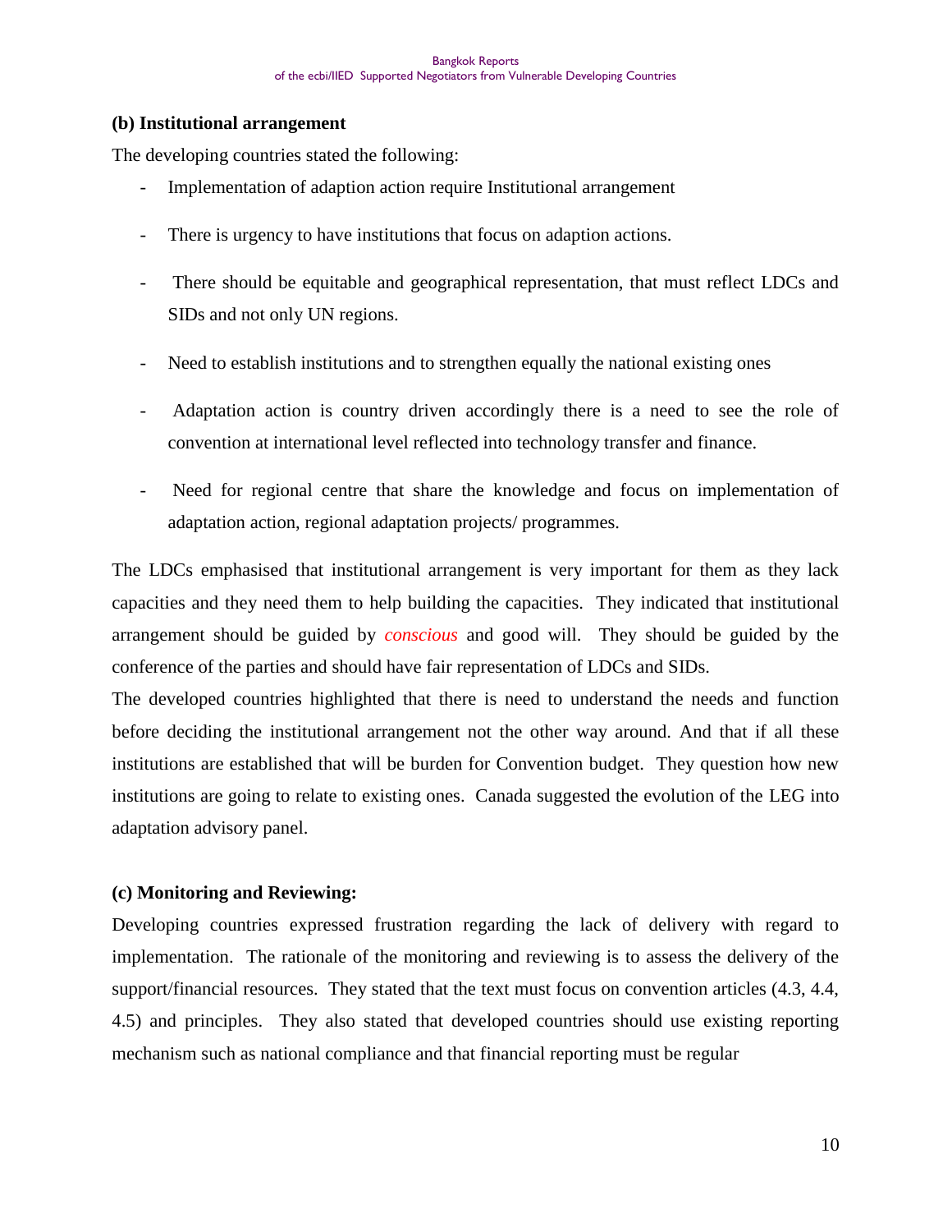**(b) Institutional arrangement**

The developing countries stated the following:

- Implementation of adaption action require Institutional arrangement
- There is urgency to have institutions that focus on adaption actions.
- There should be equitable and geographical representation, that must reflect LDCs and SIDs and not only UN regions.
- Need to establish institutions and to strengthen equally the national existing ones
- Adaptation action is country driven accordingly there is a need to see the role of convention at international level reflected into technology transfer and finance.
- Need for regional centre that share the knowledge and focus on implementation of adaptation action, regional adaptation projects/ programmes.

The LDCs emphasised that institutional arrangement is very important for them as they lack capacities and they need them to help building the capacities. They indicated that institutional arrangement should be guided by *conscious* and good will. They should be guided by the conference of the parties and should have fair representation of LDCs and SIDs.

The developed countries highlighted that there is need to understand the needs and function before deciding the institutional arrangement not the other way around. And that if all these institutions are established that will be burden for Convention budget. They question how new institutions are going to relate to existing ones. Canada suggested the evolution of the LEG into adaptation advisory panel.

**(c) Monitoring and Reviewing:**

Developing countries expressed frustration regarding the lack of delivery with regard to implementation. The rationale of the monitoring and reviewing is to assess the delivery of the support/financial resources. They stated that the text must focus on convention articles (4.3, 4.4, 4.5) and principles. They also stated that developed countries should use existing reporting mechanism such as national compliance and that financial reporting must be regular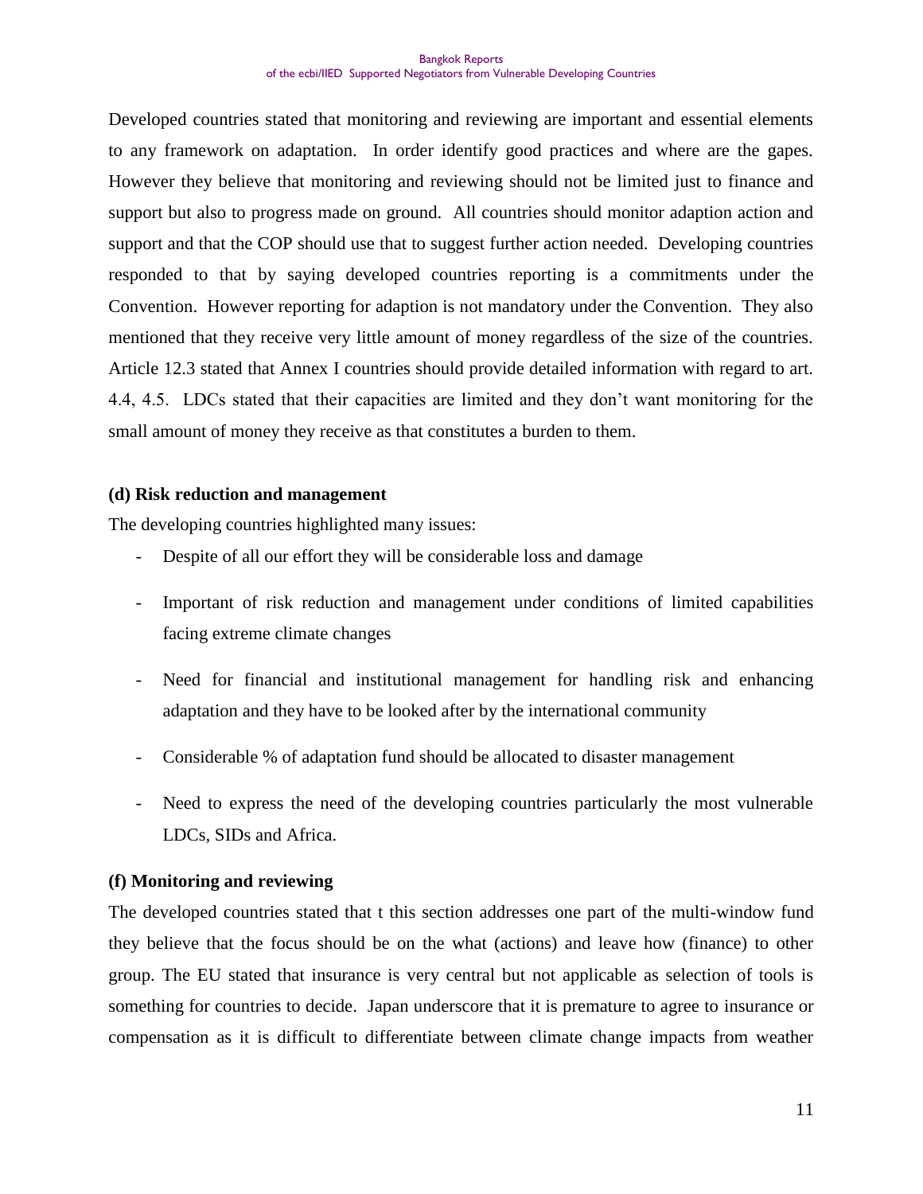Developed countries stated that monitoring and reviewing are important and essential elements to any framework on adaptation. In order identify good practices and where are the gapes. However they believe that monitoring and reviewing should not be limited just to finance and support but also to progress made on ground. All countries should monitor adaption action and support and that the COP should use that to suggest further action needed. Developing countries responded to that by saying developed countries reporting is a commitments under the Convention. However reporting for adaption is not mandatory under the Convention. They also mentioned that they receive very little amount of money regardless of the size of the countries. Article 12.3 stated that Annex I countries should provide detailed information with regard to art. 4.4, 4.5. LDCs stated that their capacities are limited and they don't want monitoring for the small amount of money they receive as that constitutes a burden to them.

**(d) Risk reduction and management**

The developing countries highlighted many issues:

- Despite of all our effort they will be considerable loss and damage
- Important of risk reduction and management under conditions of limited capabilities facing extreme climate changes
- Need for financial and institutional management for handling risk and enhancing adaptation and they have to be looked after by the international community
- Considerable % of adaptation fund should be allocated to disaster management
- Need to express the need of the developing countries particularly the most vulnerable LDCs, SIDs and Africa.

**(f) Monitoring and reviewing**

The developed countries stated that t this section addresses one part of the multi-window fund they believe that the focus should be on the what (actions) and leave how (finance) to other group. The EU stated that insurance is very central but not applicable as selection of tools is something for countries to decide. Japan underscore that it is premature to agree to insurance or compensation as it is difficult to differentiate between climate change impacts from weather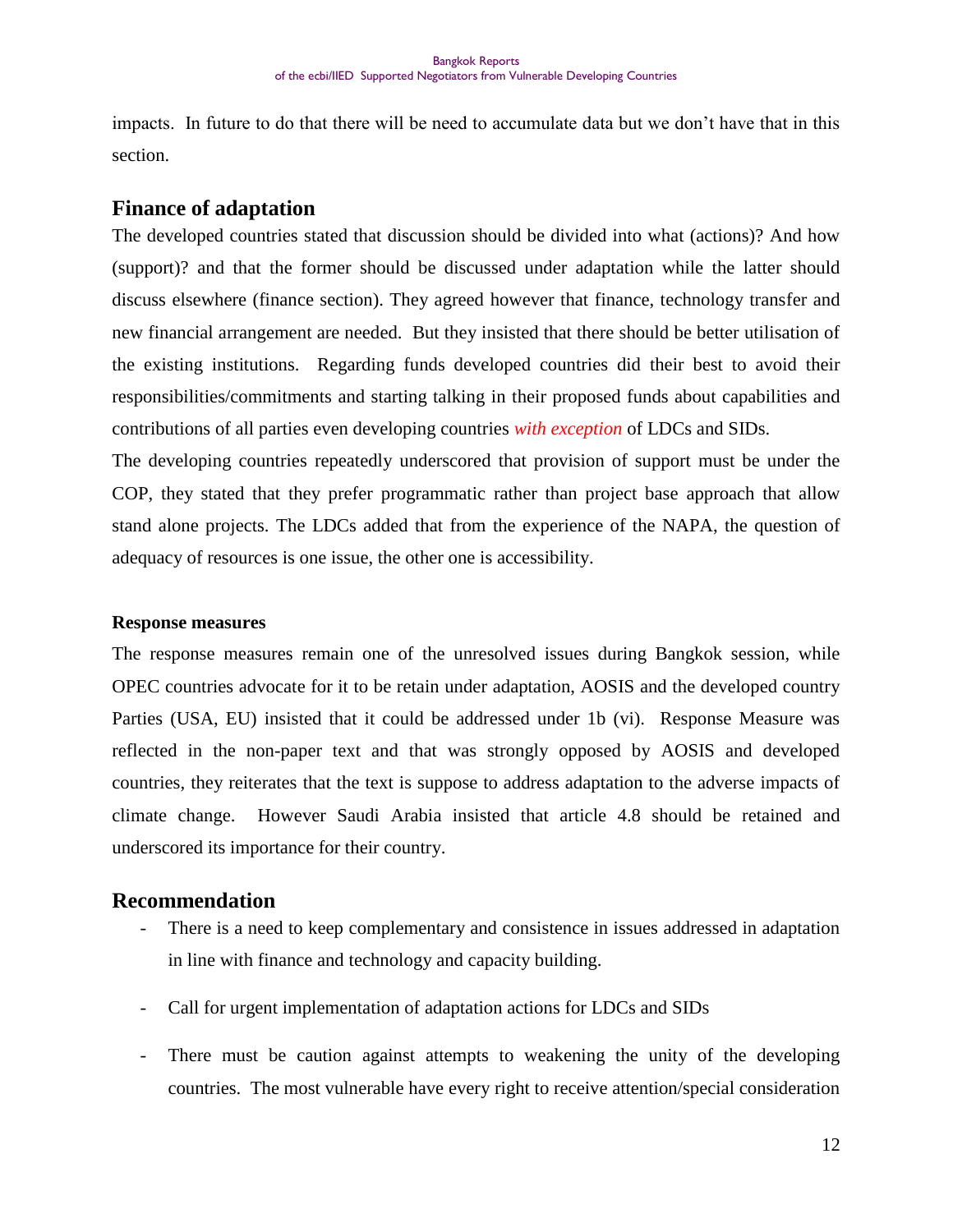impacts. In future to do that there will be need to accumulate data but we don't have that in this section.

## Finance of adaptation

The developed countries stated that discussion should be divided into what (actions)? And how (support)? and that the former should be discussed under adaptation while the latter should discuss elsewhere (finance section). They agreed however that finance, technology transfer and new financial arrangement are needed. But they insisted that there should be better utilisation of the existing institutions. Regarding funds developed countries did their best to avoid their responsibilities/commitments and starting talking in their proposed funds about capabilities and contributions of all parties even developing countries *with exception* of LDCs and SIDs.

The developing countries repeatedly underscored that provision of support must be under the COP, they stated that they prefer programmatic rather than project base approach that allow stand alone projects. The LDCs added that from the experience of the NAPA, the question of adequacy of resources is one issue, the other one is accessibility.

#### Response measures

The response measures remain one of the unresolved issues during Bangkok session, while OPEC countries advocate for it to be retain under adaptation, AOSIS and the developed country Parties (USA, EU) insisted that it could be addressed under 1b (vi). Response Measure was reflected in the non-paper text and that was strongly opposed by AOSIS and developed countries, they reiterates that the text is suppose to address adaptation to the adverse impacts of climate change. However Saudi Arabia insisted that article 4.8 should be retained and underscored its importance for their country.

## Recommendation

- There is a need to keep complementary and consistence in issues addressed in adaptation in line with finance and technology and capacity building.
- Call for urgent implementation of adaptation actions for LDCs and SIDs
- There must be caution against attempts to weakening the unity of the developing countries. The most vulnerable have every right to receive attention/special consideration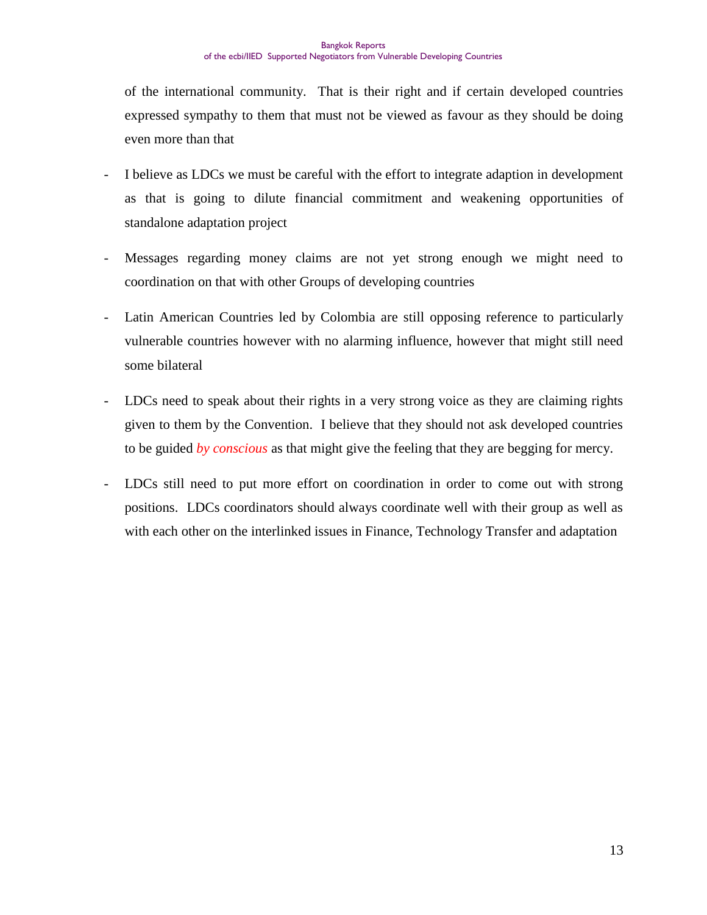of the international community. That is their right and if certain developed countries expressed sympathy to them that must not be viewed as favour as they should be doing even more than that

- I believe as LDCs we must be careful with the effort to integrate adaption in development as that is going to dilute financial commitment and weakening opportunities of standalone adaptation project

- Messages regarding money claims are not yet strong enough we might need to coordination on that with other Groups of developing countries

- Latin American Countries led by Colombia are still opposing reference to particularly vulnerable countries however with no alarming influence, however that might still need some bilateral

- LDCs need to speak about their rights in a very strong voice as they are claiming rights given to them by the Convention. I believe that they should not ask developed countries to be guided *by conscious* as that might give the feeling that they are begging for mercy.

- LDCs still need to put more effort on coordination in order to come out with strong positions. LDCs coordinators should always coordinate well with their group as well as with each other on the interlinked issues in Finance, Technology Transfer and adaptation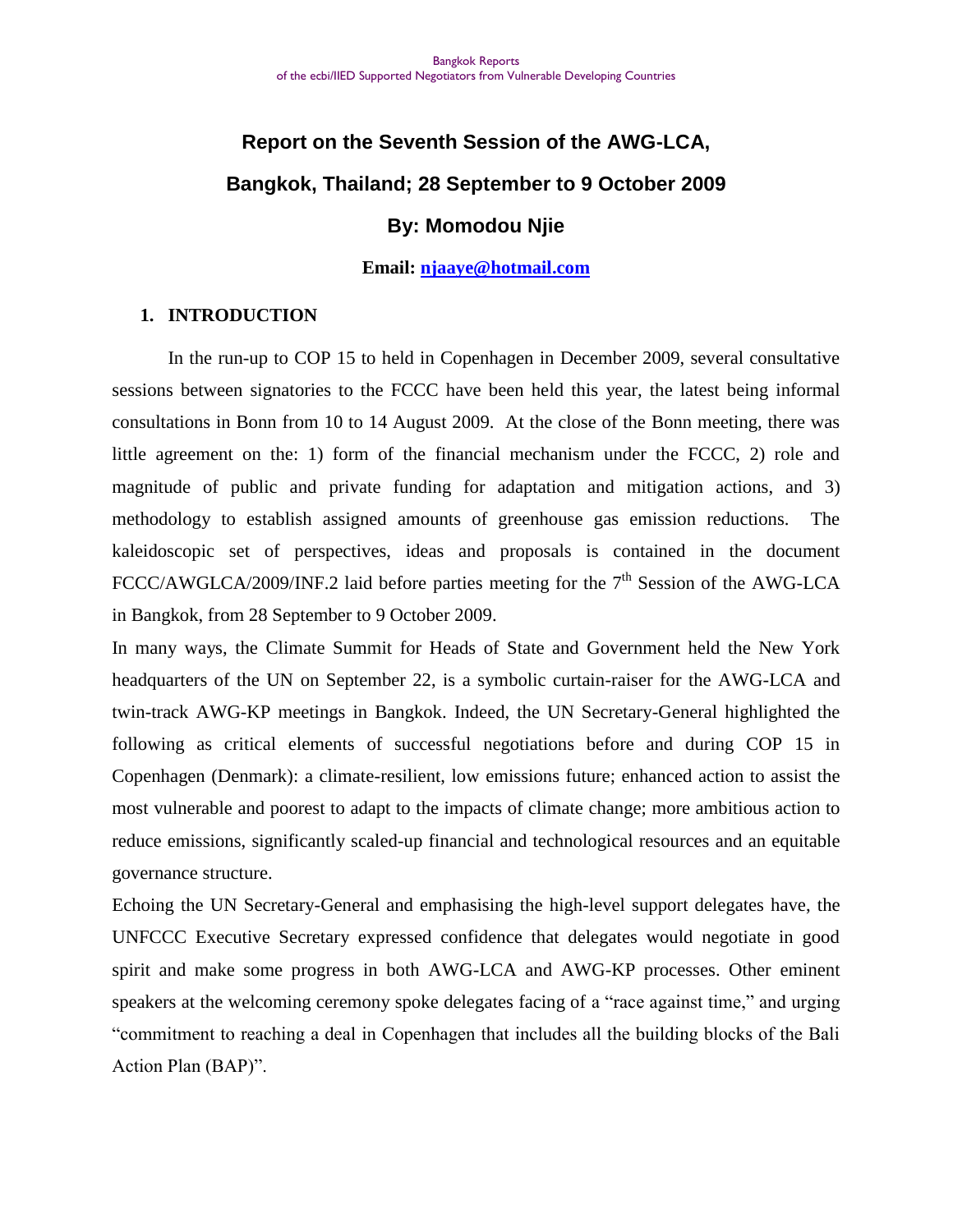# Report on the Seventh Session of the AWG-LCA, Bangkok, Thailand; 28 September to 9 October 2009

**By: Momodou Njie**

**Email: [njaaye@hotmail.com](mailto:njaaye@hotmail.com)**

## 1. INTRODUCTION

In the run-up to COP 15 to held in Copenhagen in December 2009, several consultative sessions between signatories to the FCCC have been held this year, the latest being informal consultations in Bonn from 10 to 14 August 2009. At the close of the Bonn meeting, there was little agreement on the: 1) form of the financial mechanism under the FCCC, 2) role and magnitude of public and private funding for adaptation and mitigation actions, and 3) methodology to establish assigned amounts of greenhouse gas emission reductions. The kaleidoscopic set of perspectives, ideas and proposals is contained in the document FCCC/AWGLCA/2009/INF.2 laid before parties meeting for the 7th Session of the AWG-LCA in Bangkok, from 28 September to 9 October 2009.

In many ways, the Climate Summit for Heads of State and Government held the New York headquarters of the UN on September 22, is a symbolic curtain-raiser for the AWG-LCA and twin-track AWG-KP meetings in Bangkok. Indeed, the UN Secretary-General highlighted the following as critical elements of successful negotiations before and during COP 15 in Copenhagen (Denmark): a climate-resilient, low emissions future; enhanced action to assist the most vulnerable and poorest to adapt to the impacts of climate change; more ambitious action to reduce emissions, significantly scaled-up financial and technological resources and an equitable governance structure.

Echoing the UN Secretary-General and emphasising the high-level support delegates have, the UNFCCC Executive Secretary expressed confidence that delegates would negotiate in good spirit and make some progress in both AWG-LCA and AWG-KP processes. Other eminent speakers at the welcoming ceremony spoke delegates facing of a "race against time," and urging "commitment to reaching a deal in Copenhagen that includes all the building blocks of the Bali Action Plan (BAP)".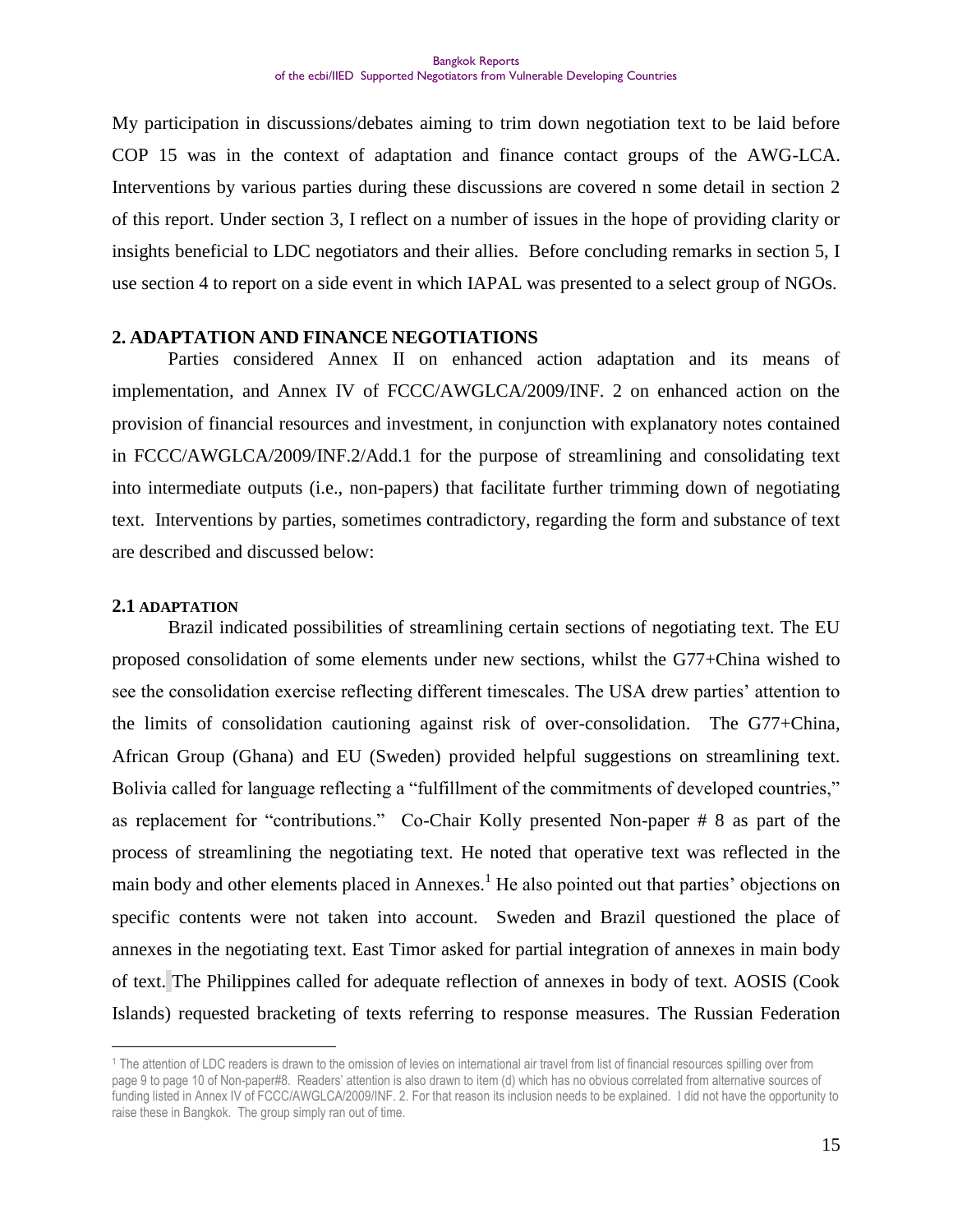My participation in discussions/debates aiming to trim down negotiation text to be laid before COP 15 was in the context of adaptation and finance contact groups of the AWG-LCA. Interventions by various parties during these discussions are covered n some detail in section 2 of this report. Under section 3, I reflect on a number of issues in the hope of providing clarity or insights beneficial to LDC negotiators and their allies. Before concluding remarks in section 5, I use section 4 to report on a side event in which IAPAL was presented to a select group of NGOs.

## 2. ADAPTATION AND FINANCE NEGOTIATIONS

Parties considered Annex II on enhanced action adaptation and its means of implementation, and Annex IV of FCCC/AWGLCA/2009/INF. 2 on enhanced action on the provision of financial resources and investment, in conjunction with explanatory notes contained in FCCC/AWGLCA/2009/INF.2/Add.1 for the purpose of streamlining and consolidating text into intermediate outputs (i.e., non-papers) that facilitate further trimming down of negotiating text. Interventions by parties, sometimes contradictory, regarding the form and substance of text are described and discussed below:

### 2.1 ADAPTATION

Brazil indicated possibilities of streamlining certain sections of negotiating text. The EU proposed consolidation of some elements under new sections, whilst the G77+China wished to see the consolidation exercise reflecting different timescales. The USA drew parties' attention to the limits of consolidation cautioning against risk of over-consolidation. The G77+China, African Group (Ghana) and EU (Sweden) provided helpful suggestions on streamlining text. Bolivia called for language reflecting a "fulfillment of the commitments of developed countries," as replacement for "contributions." Co-Chair Kolly presented Non-paper # 8 as part of the process of streamlining the negotiating text. He noted that operative text was reflected in the main body and other elements placed in Annexes.[1] He also pointed out that parties' objections on specific contents were not taken into account. Sweden and Brazil questioned the place of annexes in the negotiating text. East Timor asked for partial integration of annexes in main body of text. The Philippines called for adequate reflection of annexes in body of text. AOSIS (Cook Islands) requested bracketing of texts referring to response measures. The Russian Federation

[1] The attention of LDC readers is drawn to the omission of levies on international air travel from list of financial resources spilling over from page 9 to page 10 of Non-paper#8. Readers' attention is also drawn to item (d) which has no obvious correlated from alternative sources of funding listed in Annex IV of FCCC/AWGLCA/2009/INF. 2. For that reason its inclusion needs to be explained. I did not have the opportunity to raise these in Bangkok. The group simply ran out of time.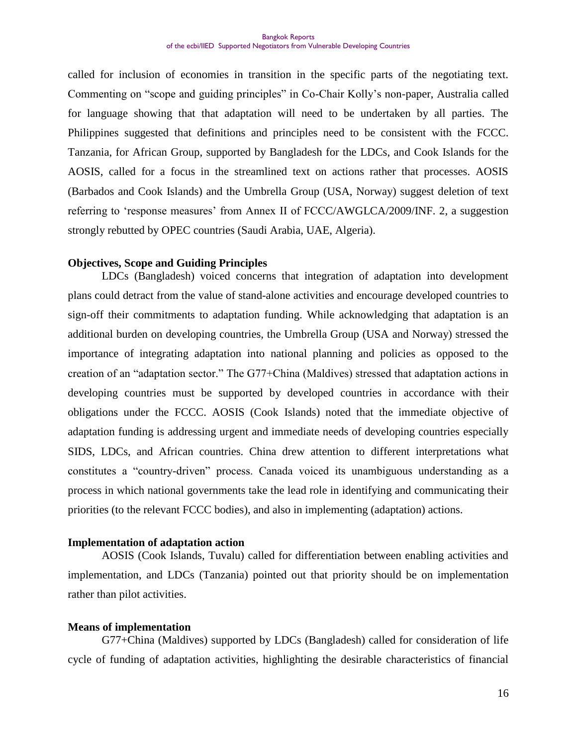called for inclusion of economies in transition in the specific parts of the negotiating text. Commenting on "scope and guiding principles" in Co-Chair Kolly's non-paper, Australia called for language showing that that adaptation will need to be undertaken by all parties. The Philippines suggested that definitions and principles need to be consistent with the FCCC. Tanzania, for African Group, supported by Bangladesh for the LDCs, and Cook Islands for the AOSIS, called for a focus in the streamlined text on actions rather that processes. AOSIS (Barbados and Cook Islands) and the Umbrella Group (USA, Norway) suggest deletion of text referring to 'response measures' from Annex II of FCCC/AWGLCA/2009/INF. 2, a suggestion strongly rebutted by OPEC countries (Saudi Arabia, UAE, Algeria).

**Objectives, Scope and Guiding Principles**

LDCs (Bangladesh) voiced concerns that integration of adaptation into development plans could detract from the value of stand-alone activities and encourage developed countries to sign-off their commitments to adaptation funding. While acknowledging that adaptation is an additional burden on developing countries, the Umbrella Group (USA and Norway) stressed the importance of integrating adaptation into national planning and policies as opposed to the creation of an "adaptation sector." The G77+China (Maldives) stressed that adaptation actions in developing countries must be supported by developed countries in accordance with their obligations under the FCCC. AOSIS (Cook Islands) noted that the immediate objective of adaptation funding is addressing urgent and immediate needs of developing countries especially SIDS, LDCs, and African countries. China drew attention to different interpretations what constitutes a "country-driven" process. Canada voiced its unambiguous understanding as a process in which national governments take the lead role in identifying and communicating their priorities (to the relevant FCCC bodies), and also in implementing (adaptation) actions.

**Implementation of adaptation action**

AOSIS (Cook Islands, Tuvalu) called for differentiation between enabling activities and implementation, and LDCs (Tanzania) pointed out that priority should be on implementation rather than pilot activities.

**Means of implementation**

G77+China (Maldives) supported by LDCs (Bangladesh) called for consideration of life cycle of funding of adaptation activities, highlighting the desirable characteristics of financial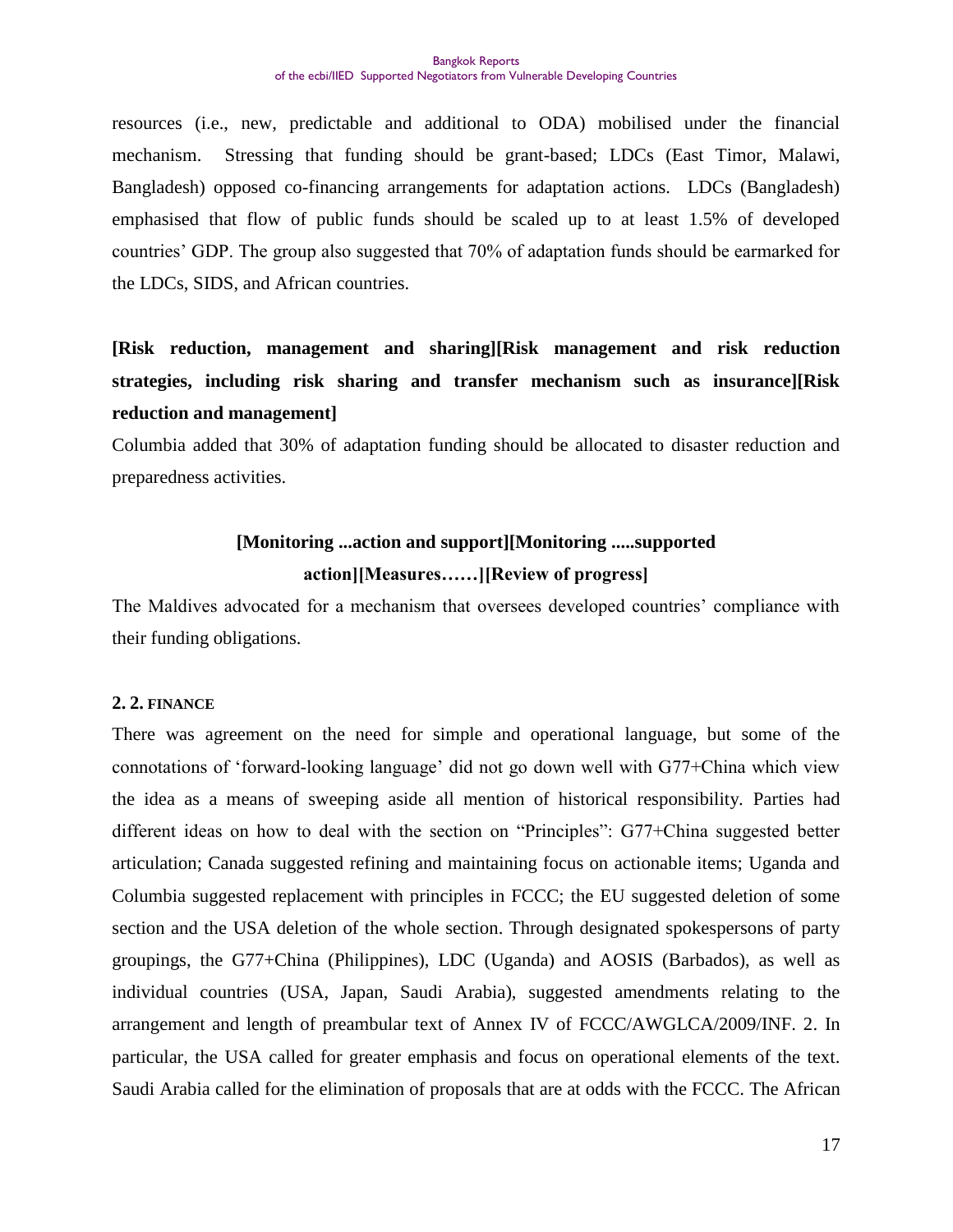resources (i.e., new, predictable and additional to ODA) mobilised under the financial mechanism. Stressing that funding should be grant-based; LDCs (East Timor, Malawi, Bangladesh) opposed co-financing arrangements for adaptation actions. LDCs (Bangladesh) emphasised that flow of public funds should be scaled up to at least 1.5% of developed countries' GDP. The group also suggested that 70% of adaptation funds should be earmarked for the LDCs, SIDS, and African countries.

**[Risk reduction, management and sharing][Risk management and risk reduction strategies, including risk sharing and transfer mechanism such as insurance][Risk reduction and management]**

Columbia added that 30% of adaptation funding should be allocated to disaster reduction and preparedness activities.

**[Monitoring ...action and support][Monitoring .....supported action][Measures……][Review of progress]**

The Maldives advocated for a mechanism that oversees developed countries' compliance with their funding obligations.

### 2. 2. FINANCE

There was agreement on the need for simple and operational language, but some of the connotations of 'forward-looking language' did not go down well with G77+China which view the idea as a means of sweeping aside all mention of historical responsibility. Parties had different ideas on how to deal with the section on "Principles": G77+China suggested better articulation; Canada suggested refining and maintaining focus on actionable items; Uganda and Columbia suggested replacement with principles in FCCC; the EU suggested deletion of some section and the USA deletion of the whole section. Through designated spokespersons of party groupings, the G77+China (Philippines), LDC (Uganda) and AOSIS (Barbados), as well as individual countries (USA, Japan, Saudi Arabia), suggested amendments relating to the arrangement and length of preambular text of Annex IV of FCCC/AWGLCA/2009/INF. 2. In particular, the USA called for greater emphasis and focus on operational elements of the text. Saudi Arabia called for the elimination of proposals that are at odds with the FCCC. The African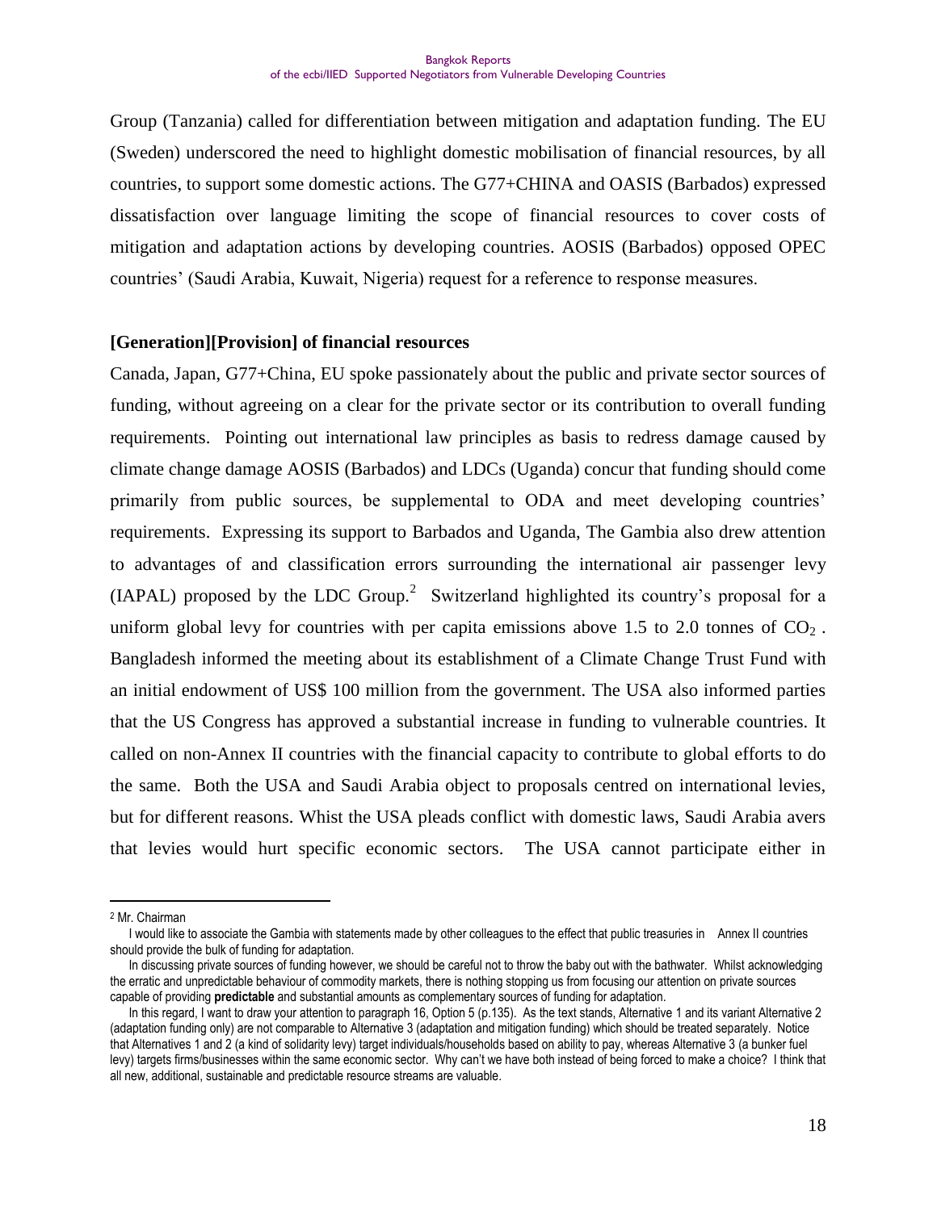Group (Tanzania) called for differentiation between mitigation and adaptation funding. The EU (Sweden) underscored the need to highlight domestic mobilisation of financial resources, by all countries, to support some domestic actions. The G77+CHINA and OASIS (Barbados) expressed dissatisfaction over language limiting the scope of financial resources to cover costs of mitigation and adaptation actions by developing countries. AOSIS (Barbados) opposed OPEC countries' (Saudi Arabia, Kuwait, Nigeria) request for a reference to response measures.

**[Generation][Provision] of financial resources**

Canada, Japan, G77+China, EU spoke passionately about the public and private sector sources of funding, without agreeing on a clear for the private sector or its contribution to overall funding requirements. Pointing out international law principles as basis to redress damage caused by climate change damage AOSIS (Barbados) and LDCs (Uganda) concur that funding should come primarily from public sources, be supplemental to ODA and meet developing countries' requirements. Expressing its support to Barbados and Uganda, The Gambia also drew attention to advantages of and classification errors surrounding the international air passenger levy (IAPAL) proposed by the LDC Group.[2] Switzerland highlighted its country's proposal for a uniform global levy for countries with per capita emissions above 1.5 to 2.0 tonnes of $CO_2$. Bangladesh informed the meeting about its establishment of a Climate Change Trust Fund with an initial endowment of US$ 100 million from the government. The USA also informed parties that the US Congress has approved a substantial increase in funding to vulnerable countries. It called on non-Annex II countries with the financial capacity to contribute to global efforts to do the same. Both the USA and Saudi Arabia object to proposals centred on international levies, but for different reasons. Whist the USA pleads conflict with domestic laws, Saudi Arabia avers that levies would hurt specific economic sectors. The USA cannot participate either in

---

[2] Mr. Chairman

I would like to associate the Gambia with statements made by other colleagues to the effect that public treasuries in Annex II countries should provide the bulk of funding for adaptation.

In discussing private sources of funding however, we should be careful not to throw the baby out with the bathwater. Whilst acknowledging the erratic and unpredictable behaviour of commodity markets, there is nothing stopping us from focusing our attention on private sources capable of providing **predictable** and substantial amounts as complementary sources of funding for adaptation.

In this regard, I want to draw your attention to paragraph 16, Option 5 (p.135). As the text stands, Alternative 1 and its variant Alternative 2 (adaptation funding only) are not comparable to Alternative 3 (adaptation and mitigation funding) which should be treated separately. Notice that Alternatives 1 and 2 (a kind of solidarity levy) target individuals/households based on ability to pay, whereas Alternative 3 (a bunker fuel levy) targets firms/businesses within the same economic sector. Why can't we have both instead of being forced to make a choice? I think that all new, additional, sustainable and predictable resource streams are valuable.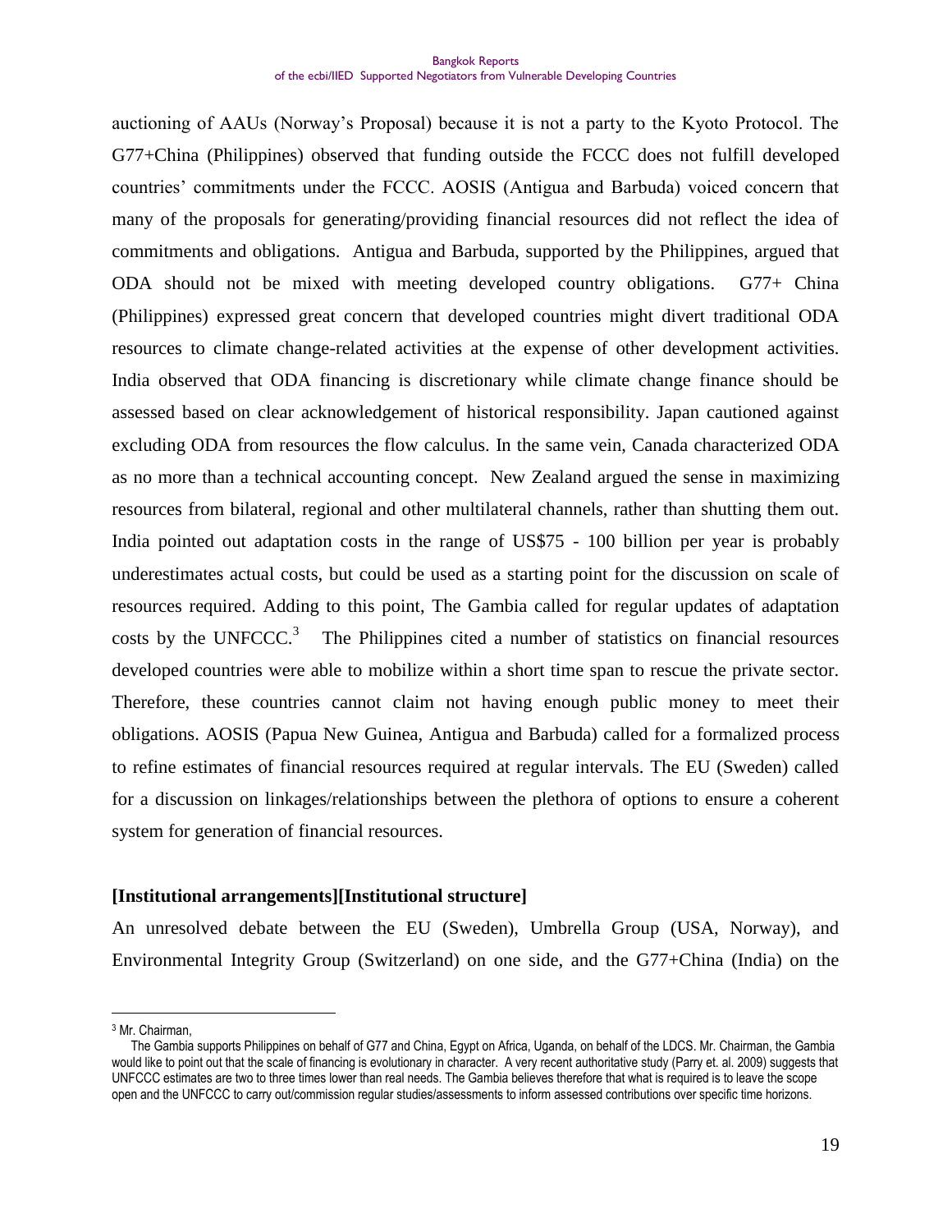auctioning of AAUs (Norway's Proposal) because it is not a party to the Kyoto Protocol. The G77+China (Philippines) observed that funding outside the FCCC does not fulfill developed countries' commitments under the FCCC. AOSIS (Antigua and Barbuda) voiced concern that many of the proposals for generating/providing financial resources did not reflect the idea of commitments and obligations. Antigua and Barbuda, supported by the Philippines, argued that ODA should not be mixed with meeting developed country obligations. G77+ China (Philippines) expressed great concern that developed countries might divert traditional ODA resources to climate change-related activities at the expense of other development activities. India observed that ODA financing is discretionary while climate change finance should be assessed based on clear acknowledgement of historical responsibility. Japan cautioned against excluding ODA from resources the flow calculus. In the same vein, Canada characterized ODA as no more than a technical accounting concept. New Zealand argued the sense in maximizing resources from bilateral, regional and other multilateral channels, rather than shutting them out. India pointed out adaptation costs in the range of US$75 - 100 billion per year is probably underestimates actual costs, but could be used as a starting point for the discussion on scale of resources required. Adding to this point, The Gambia called for regular updates of adaptation costs by the UNFCCC.[3] The Philippines cited a number of statistics on financial resources developed countries were able to mobilize within a short time span to rescue the private sector. Therefore, these countries cannot claim not having enough public money to meet their obligations. AOSIS (Papua New Guinea, Antigua and Barbuda) called for a formalized process to refine estimates of financial resources required at regular intervals. The EU (Sweden) called for a discussion on linkages/relationships between the plethora of options to ensure a coherent system for generation of financial resources.

**[Institutional arrangements][Institutional structure]**

An unresolved debate between the EU (Sweden), Umbrella Group (USA, Norway), and Environmental Integrity Group (Switzerland) on one side, and the G77+China (India) on the

---

[3] Mr. Chairman,

The Gambia supports Philippines on behalf of G77 and China, Egypt on Africa, Uganda, on behalf of the LDCS. Mr. Chairman, the Gambia would like to point out that the scale of financing is evolutionary in character. A very recent authoritative study (Parry et. al. 2009) suggests that UNFCCC estimates are two to three times lower than real needs. The Gambia believes therefore that what is required is to leave the scope open and the UNFCCC to carry out/commission regular studies/assessments to inform assessed contributions over specific time horizons.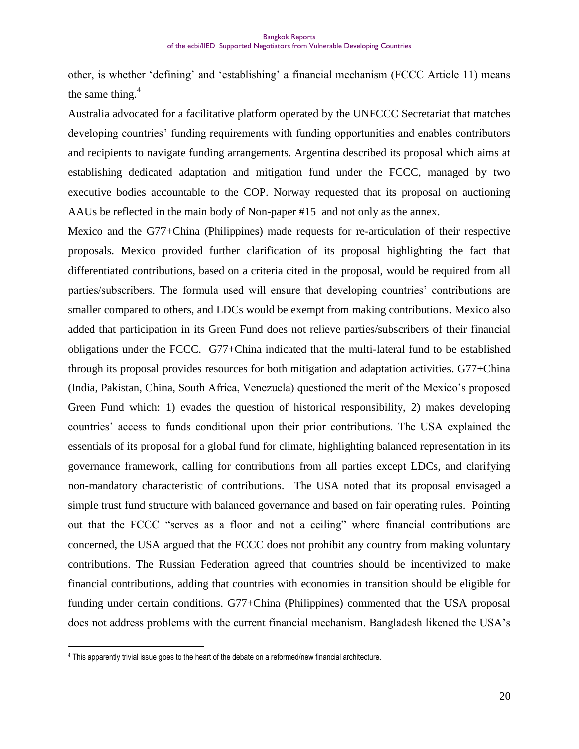other, is whether 'defining' and 'establishing' a financial mechanism (FCCC Article 11) means the same thing.[4]

Australia advocated for a facilitative platform operated by the UNFCCC Secretariat that matches developing countries' funding requirements with funding opportunities and enables contributors and recipients to navigate funding arrangements. Argentina described its proposal which aims at establishing dedicated adaptation and mitigation fund under the FCCC, managed by two executive bodies accountable to the COP. Norway requested that its proposal on auctioning AAUs be reflected in the main body of Non-paper #15 and not only as the annex.

Mexico and the G77+China (Philippines) made requests for re-articulation of their respective proposals. Mexico provided further clarification of its proposal highlighting the fact that differentiated contributions, based on a criteria cited in the proposal, would be required from all parties/subscribers. The formula used will ensure that developing countries' contributions are smaller compared to others, and LDCs would be exempt from making contributions. Mexico also added that participation in its Green Fund does not relieve parties/subscribers of their financial obligations under the FCCC. G77+China indicated that the multi-lateral fund to be established through its proposal provides resources for both mitigation and adaptation activities. G77+China (India, Pakistan, China, South Africa, Venezuela) questioned the merit of the Mexico's proposed Green Fund which: 1) evades the question of historical responsibility, 2) makes developing countries' access to funds conditional upon their prior contributions. The USA explained the essentials of its proposal for a global fund for climate, highlighting balanced representation in its governance framework, calling for contributions from all parties except LDCs, and clarifying non-mandatory characteristic of contributions. The USA noted that its proposal envisaged a simple trust fund structure with balanced governance and based on fair operating rules. Pointing out that the FCCC "serves as a floor and not a ceiling" where financial contributions are concerned, the USA argued that the FCCC does not prohibit any country from making voluntary contributions. The Russian Federation agreed that countries should be incentivized to make financial contributions, adding that countries with economies in transition should be eligible for funding under certain conditions. G77+China (Philippines) commented that the USA proposal does not address problems with the current financial mechanism. Bangladesh likened the USA's

---

[4] This apparently trivial issue goes to the heart of the debate on a reformed/new financial architecture.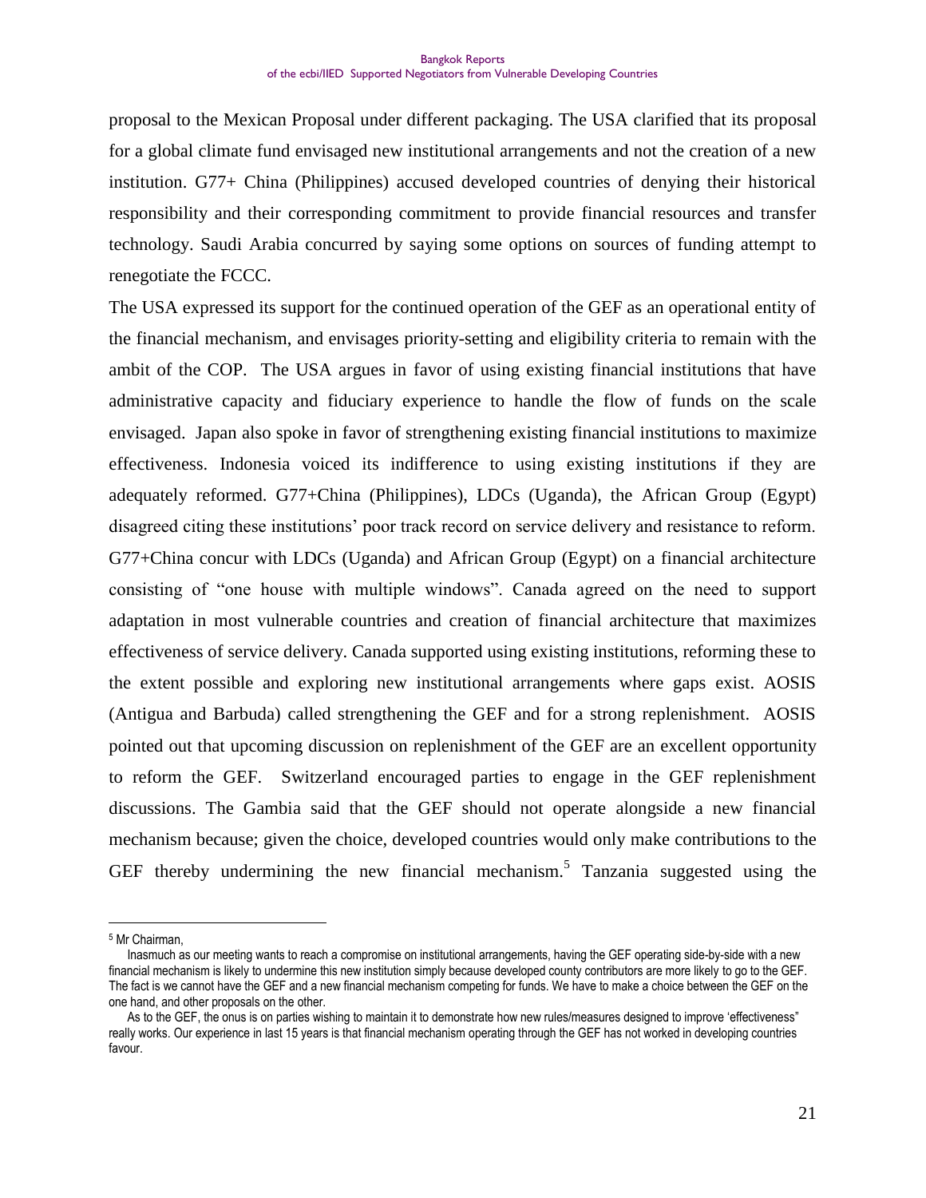proposal to the Mexican Proposal under different packaging. The USA clarified that its proposal for a global climate fund envisaged new institutional arrangements and not the creation of a new institution. G77+ China (Philippines) accused developed countries of denying their historical responsibility and their corresponding commitment to provide financial resources and transfer technology. Saudi Arabia concurred by saying some options on sources of funding attempt to renegotiate the FCCC.

The USA expressed its support for the continued operation of the GEF as an operational entity of the financial mechanism, and envisages priority-setting and eligibility criteria to remain with the ambit of the COP. The USA argues in favor of using existing financial institutions that have administrative capacity and fiduciary experience to handle the flow of funds on the scale envisaged. Japan also spoke in favor of strengthening existing financial institutions to maximize effectiveness. Indonesia voiced its indifference to using existing institutions if they are adequately reformed. G77+China (Philippines), LDCs (Uganda), the African Group (Egypt) disagreed citing these institutions' poor track record on service delivery and resistance to reform. G77+China concur with LDCs (Uganda) and African Group (Egypt) on a financial architecture consisting of "one house with multiple windows". Canada agreed on the need to support adaptation in most vulnerable countries and creation of financial architecture that maximizes effectiveness of service delivery. Canada supported using existing institutions, reforming these to the extent possible and exploring new institutional arrangements where gaps exist. AOSIS (Antigua and Barbuda) called strengthening the GEF and for a strong replenishment. AOSIS pointed out that upcoming discussion on replenishment of the GEF are an excellent opportunity to reform the GEF. Switzerland encouraged parties to engage in the GEF replenishment discussions. The Gambia said that the GEF should not operate alongside a new financial mechanism because; given the choice, developed countries would only make contributions to the GEF thereby undermining the new financial mechanism.[5] Tanzania suggested using the

---

[5] Mr Chairman,

Inasmuch as our meeting wants to reach a compromise on institutional arrangements, having the GEF operating side-by-side with a new financial mechanism is likely to undermine this new institution simply because developed county contributors are more likely to go to the GEF. The fact is we cannot have the GEF and a new financial mechanism competing for funds. We have to make a choice between the GEF on the one hand, and other proposals on the other.

As to the GEF, the onus is on parties wishing to maintain it to demonstrate how new rules/measures designed to improve 'effectiveness" really works. Our experience in last 15 years is that financial mechanism operating through the GEF has not worked in developing countries favour.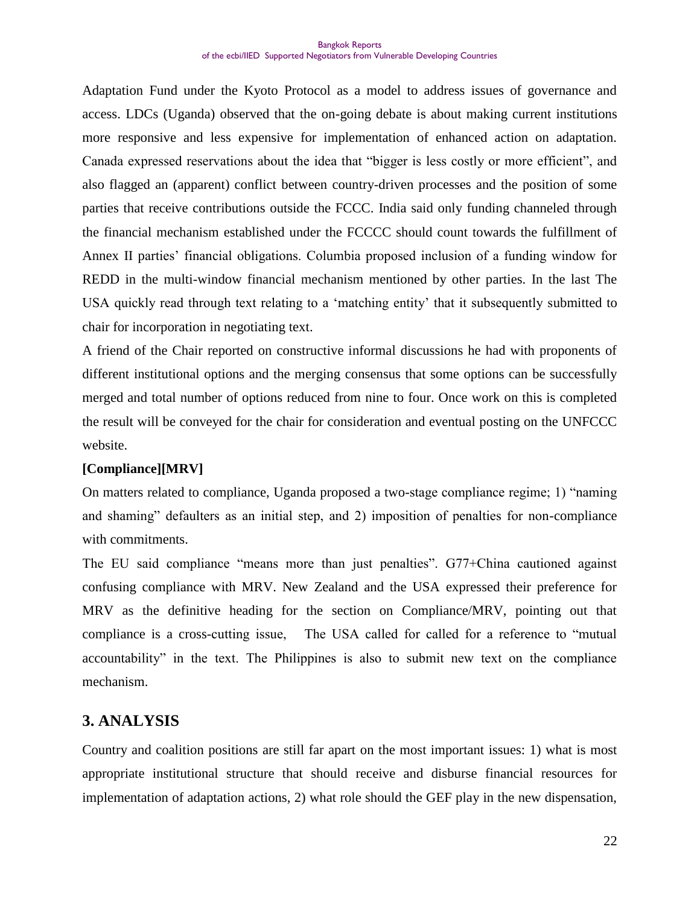Adaptation Fund under the Kyoto Protocol as a model to address issues of governance and access. LDCs (Uganda) observed that the on-going debate is about making current institutions more responsive and less expensive for implementation of enhanced action on adaptation. Canada expressed reservations about the idea that "bigger is less costly or more efficient", and also flagged an (apparent) conflict between country-driven processes and the position of some parties that receive contributions outside the FCCC. India said only funding channeled through the financial mechanism established under the FCCCC should count towards the fulfillment of Annex II parties' financial obligations. Columbia proposed inclusion of a funding window for REDD in the multi-window financial mechanism mentioned by other parties. In the last The USA quickly read through text relating to a 'matching entity' that it subsequently submitted to chair for incorporation in negotiating text.

A friend of the Chair reported on constructive informal discussions he had with proponents of different institutional options and the merging consensus that some options can be successfully merged and total number of options reduced from nine to four. Once work on this is completed the result will be conveyed for the chair for consideration and eventual posting on the UNFCCC website.

**[Compliance][MRV]**

On matters related to compliance, Uganda proposed a two-stage compliance regime; 1) "naming and shaming" defaulters as an initial step, and 2) imposition of penalties for non-compliance with commitments.

The EU said compliance "means more than just penalties". G77+China cautioned against confusing compliance with MRV. New Zealand and the USA expressed their preference for MRV as the definitive heading for the section on Compliance/MRV, pointing out that compliance is a cross-cutting issue, The USA called for called for a reference to "mutual accountability" in the text. The Philippines is also to submit new text on the compliance mechanism.

## 3. ANALYSIS

Country and coalition positions are still far apart on the most important issues: 1) what is most appropriate institutional structure that should receive and disburse financial resources for implementation of adaptation actions, 2) what role should the GEF play in the new dispensation,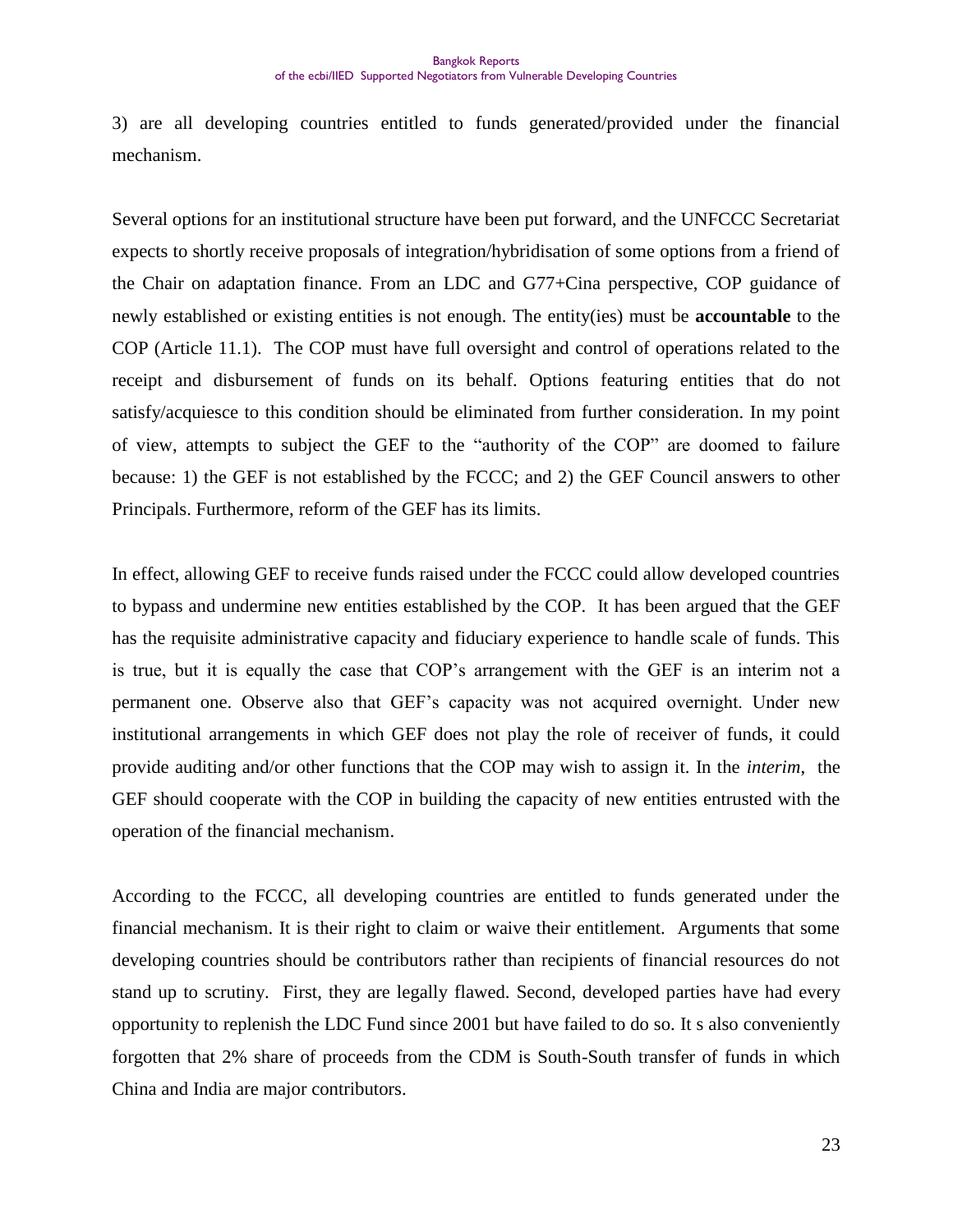3) are all developing countries entitled to funds generated/provided under the financial mechanism.

Several options for an institutional structure have been put forward, and the UNFCCC Secretariat expects to shortly receive proposals of integration/hybridisation of some options from a friend of the Chair on adaptation finance. From an LDC and G77+Cina perspective, COP guidance of newly established or existing entities is not enough. The entity(ies) must be **accountable** to the COP (Article 11.1). The COP must have full oversight and control of operations related to the receipt and disbursement of funds on its behalf. Options featuring entities that do not satisfy/acquiesce to this condition should be eliminated from further consideration. In my point of view, attempts to subject the GEF to the "authority of the COP" are doomed to failure because: 1) the GEF is not established by the FCCC; and 2) the GEF Council answers to other Principals. Furthermore, reform of the GEF has its limits.

In effect, allowing GEF to receive funds raised under the FCCC could allow developed countries to bypass and undermine new entities established by the COP. It has been argued that the GEF has the requisite administrative capacity and fiduciary experience to handle scale of funds. This is true, but it is equally the case that COP's arrangement with the GEF is an interim not a permanent one. Observe also that GEF's capacity was not acquired overnight. Under new institutional arrangements in which GEF does not play the role of receiver of funds, it could provide auditing and/or other functions that the COP may wish to assign it. In the *interim*, the GEF should cooperate with the COP in building the capacity of new entities entrusted with the operation of the financial mechanism.

According to the FCCC, all developing countries are entitled to funds generated under the financial mechanism. It is their right to claim or waive their entitlement. Arguments that some developing countries should be contributors rather than recipients of financial resources do not stand up to scrutiny. First, they are legally flawed. Second, developed parties have had every opportunity to replenish the LDC Fund since 2001 but have failed to do so. It s also conveniently forgotten that 2% share of proceeds from the CDM is South-South transfer of funds in which China and India are major contributors.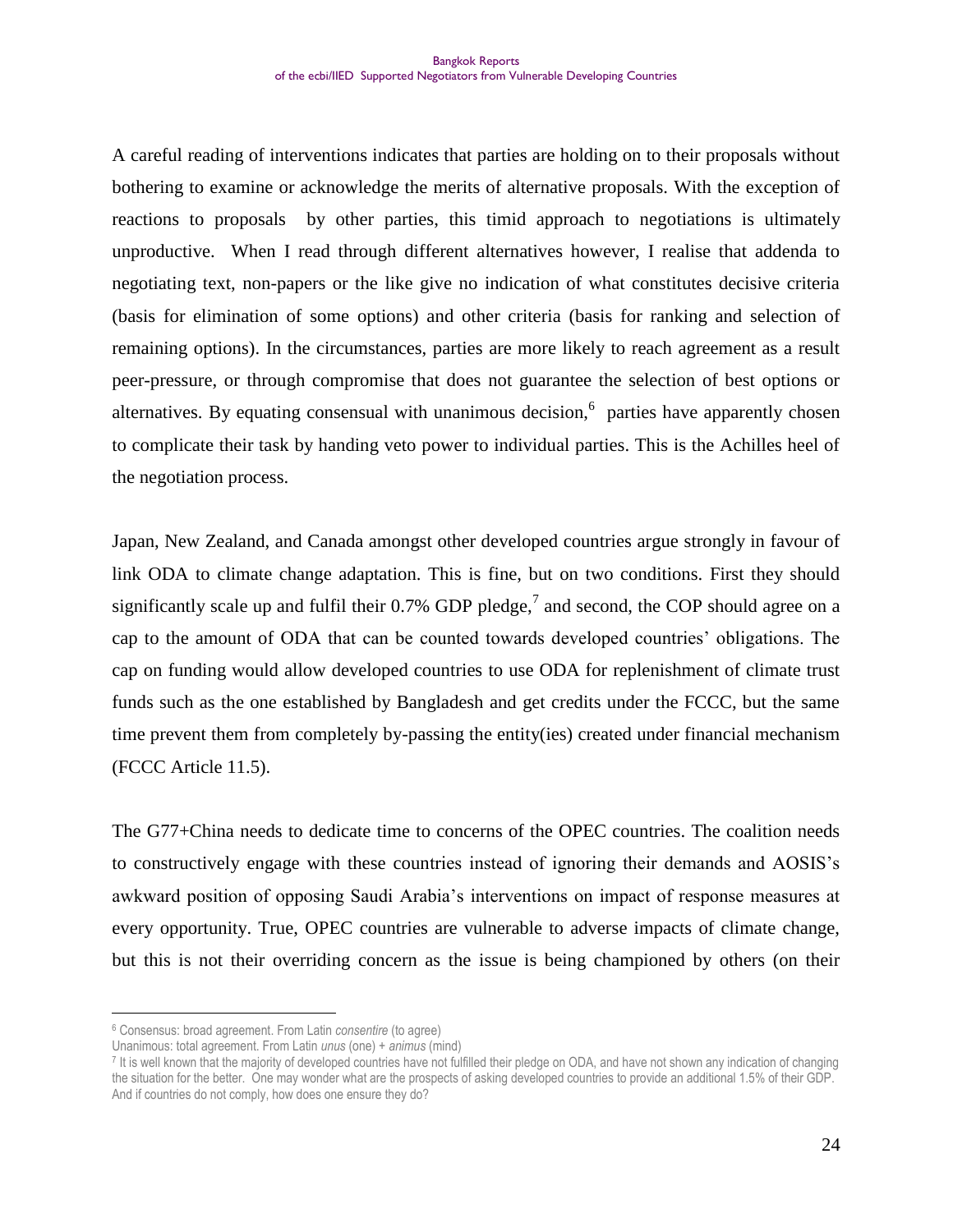A careful reading of interventions indicates that parties are holding on to their proposals without bothering to examine or acknowledge the merits of alternative proposals. With the exception of reactions to proposals by other parties, this timid approach to negotiations is ultimately unproductive. When I read through different alternatives however, I realise that addenda to negotiating text, non-papers or the like give no indication of what constitutes decisive criteria (basis for elimination of some options) and other criteria (basis for ranking and selection of remaining options). In the circumstances, parties are more likely to reach agreement as a result peer-pressure, or through compromise that does not guarantee the selection of best options or alternatives. By equating consensual with unanimous decision,[6] parties have apparently chosen to complicate their task by handing veto power to individual parties. This is the Achilles heel of the negotiation process.

Japan, New Zealand, and Canada amongst other developed countries argue strongly in favour of link ODA to climate change adaptation. This is fine, but on two conditions. First they should significantly scale up and fulfil their 0.7% GDP pledge,[7] and second, the COP should agree on a cap to the amount of ODA that can be counted towards developed countries' obligations. The cap on funding would allow developed countries to use ODA for replenishment of climate trust funds such as the one established by Bangladesh and get credits under the FCCC, but the same time prevent them from completely by-passing the entity(ies) created under financial mechanism (FCCC Article 11.5).

The G77+China needs to dedicate time to concerns of the OPEC countries. The coalition needs to constructively engage with these countries instead of ignoring their demands and AOSIS's awkward position of opposing Saudi Arabia's interventions on impact of response measures at every opportunity. True, OPEC countries are vulnerable to adverse impacts of climate change, but this is not their overriding concern as the issue is being championed by others (on their

---

[6] Consensus: broad agreement. From Latin *consentire* (to agree)
Unanimous: total agreement. From Latin *unus* (one) + *animus* (mind)

[7] It is well known that the majority of developed countries have not fulfilled their pledge on ODA, and have not shown any indication of changing the situation for the better. One may wonder what are the prospects of asking developed countries to provide an additional 1.5% of their GDP. And if countries do not comply, how does one ensure they do?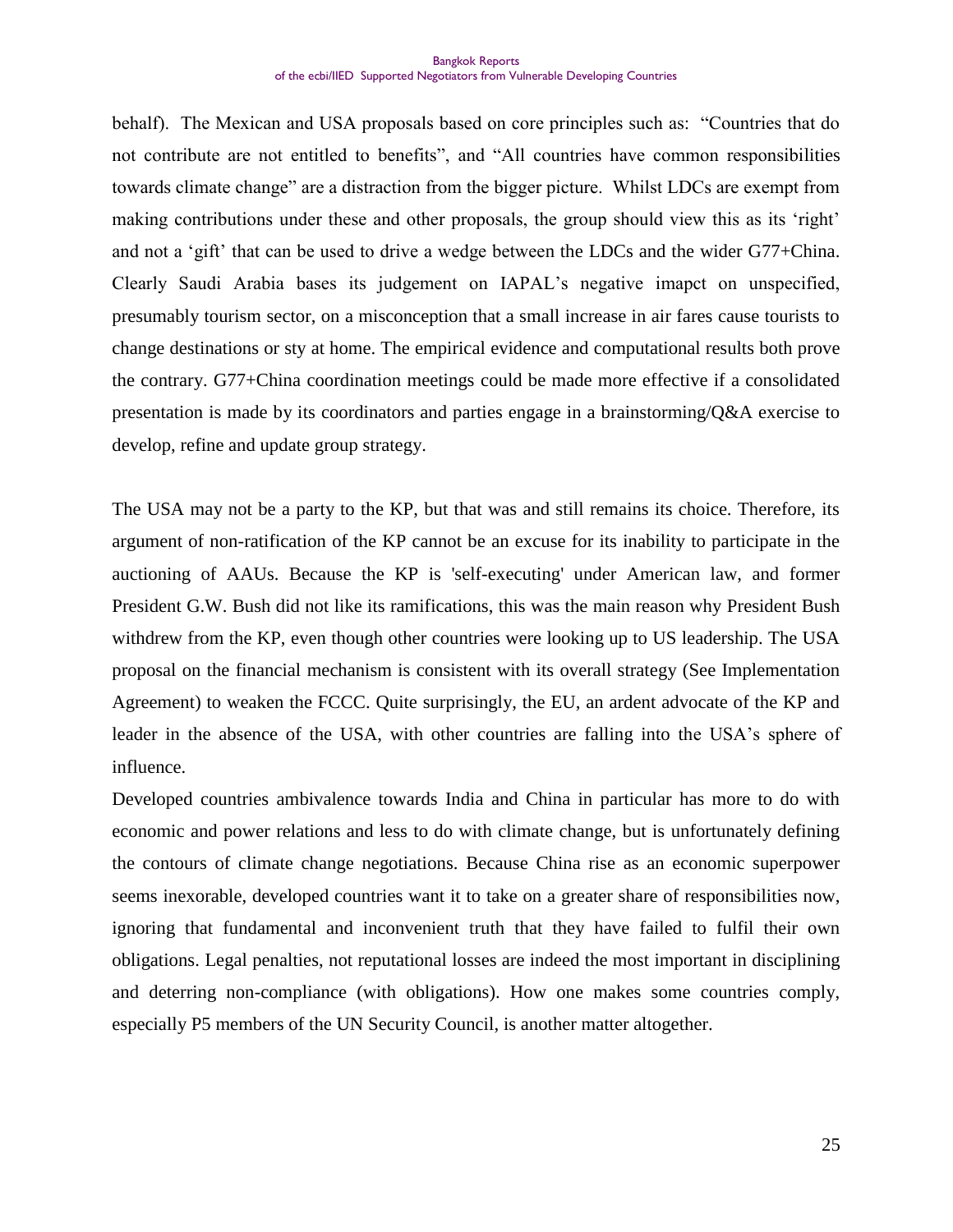behalf). The Mexican and USA proposals based on core principles such as: "Countries that do not contribute are not entitled to benefits", and "All countries have common responsibilities towards climate change" are a distraction from the bigger picture. Whilst LDCs are exempt from making contributions under these and other proposals, the group should view this as its 'right' and not a 'gift' that can be used to drive a wedge between the LDCs and the wider G77+China. Clearly Saudi Arabia bases its judgement on IAPAL's negative imapct on unspecified, presumably tourism sector, on a misconception that a small increase in air fares cause tourists to change destinations or sty at home. The empirical evidence and computational results both prove the contrary. G77+China coordination meetings could be made more effective if a consolidated presentation is made by its coordinators and parties engage in a brainstorming/Q&A exercise to develop, refine and update group strategy.

The USA may not be a party to the KP, but that was and still remains its choice. Therefore, its argument of non-ratification of the KP cannot be an excuse for its inability to participate in the auctioning of AAUs. Because the KP is 'self-executing' under American law, and former President G.W. Bush did not like its ramifications, this was the main reason why President Bush withdrew from the KP, even though other countries were looking up to US leadership. The USA proposal on the financial mechanism is consistent with its overall strategy (See Implementation Agreement) to weaken the FCCC. Quite surprisingly, the EU, an ardent advocate of the KP and leader in the absence of the USA, with other countries are falling into the USA's sphere of influence.

Developed countries ambivalence towards India and China in particular has more to do with economic and power relations and less to do with climate change, but is unfortunately defining the contours of climate change negotiations. Because China rise as an economic superpower seems inexorable, developed countries want it to take on a greater share of responsibilities now, ignoring that fundamental and inconvenient truth that they have failed to fulfil their own obligations. Legal penalties, not reputational losses are indeed the most important in disciplining and deterring non-compliance (with obligations). How one makes some countries comply, especially P5 members of the UN Security Council, is another matter altogether.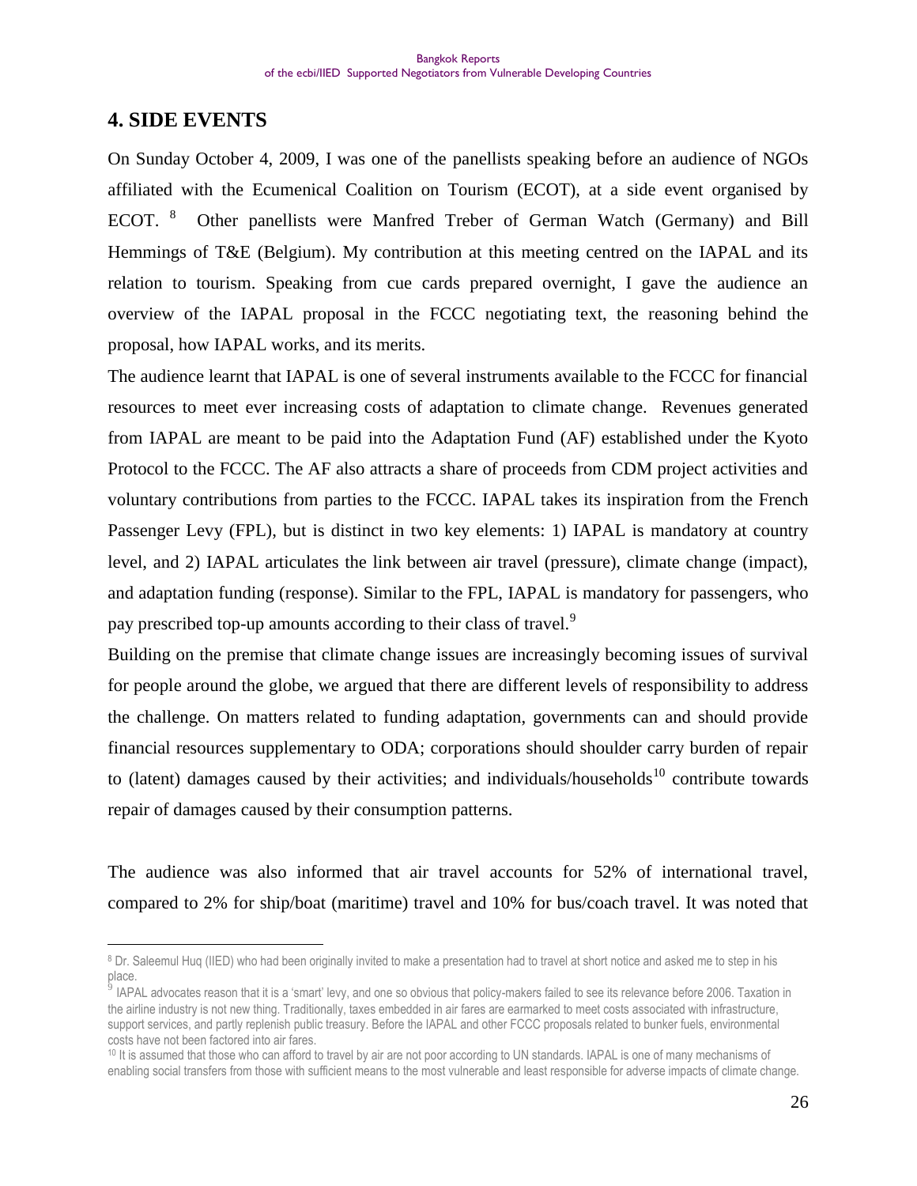## 4. SIDE EVENTS

On Sunday October 4, 2009, I was one of the panellists speaking before an audience of NGOs affiliated with the Ecumenical Coalition on Tourism (ECOT), at a side event organised by ECOT. [8] Other panellists were Manfred Treber of German Watch (Germany) and Bill Hemmings of T&E (Belgium). My contribution at this meeting centred on the IAPAL and its relation to tourism. Speaking from cue cards prepared overnight, I gave the audience an overview of the IAPAL proposal in the FCCC negotiating text, the reasoning behind the proposal, how IAPAL works, and its merits.

The audience learnt that IAPAL is one of several instruments available to the FCCC for financial resources to meet ever increasing costs of adaptation to climate change. Revenues generated from IAPAL are meant to be paid into the Adaptation Fund (AF) established under the Kyoto Protocol to the FCCC. The AF also attracts a share of proceeds from CDM project activities and voluntary contributions from parties to the FCCC. IAPAL takes its inspiration from the French Passenger Levy (FPL), but is distinct in two key elements: 1) IAPAL is mandatory at country level, and 2) IAPAL articulates the link between air travel (pressure), climate change (impact), and adaptation funding (response). Similar to the FPL, IAPAL is mandatory for passengers, who pay prescribed top-up amounts according to their class of travel.[9]

Building on the premise that climate change issues are increasingly becoming issues of survival for people around the globe, we argued that there are different levels of responsibility to address the challenge. On matters related to funding adaptation, governments can and should provide financial resources supplementary to ODA; corporations should shoulder carry burden of repair to (latent) damages caused by their activities; and individuals/households[10] contribute towards repair of damages caused by their consumption patterns.

The audience was also informed that air travel accounts for 52% of international travel, compared to 2% for ship/boat (maritime) travel and 10% for bus/coach travel. It was noted that

---

[8] Dr. Saleemul Huq (IIED) who had been originally invited to make a presentation had to travel at short notice and asked me to step in his place.

[9] IAPAL advocates reason that it is a 'smart' levy, and one so obvious that policy-makers failed to see its relevance before 2006. Taxation in the airline industry is not new thing. Traditionally, taxes embedded in air fares are earmarked to meet costs associated with infrastructure, support services, and partly replenish public treasury. Before the IAPAL and other FCCC proposals related to bunker fuels, environmental costs have not been factored into air fares.

[10] It is assumed that those who can afford to travel by air are not poor according to UN standards. IAPAL is one of many mechanisms of enabling social transfers from those with sufficient means to the most vulnerable and least responsible for adverse impacts of climate change.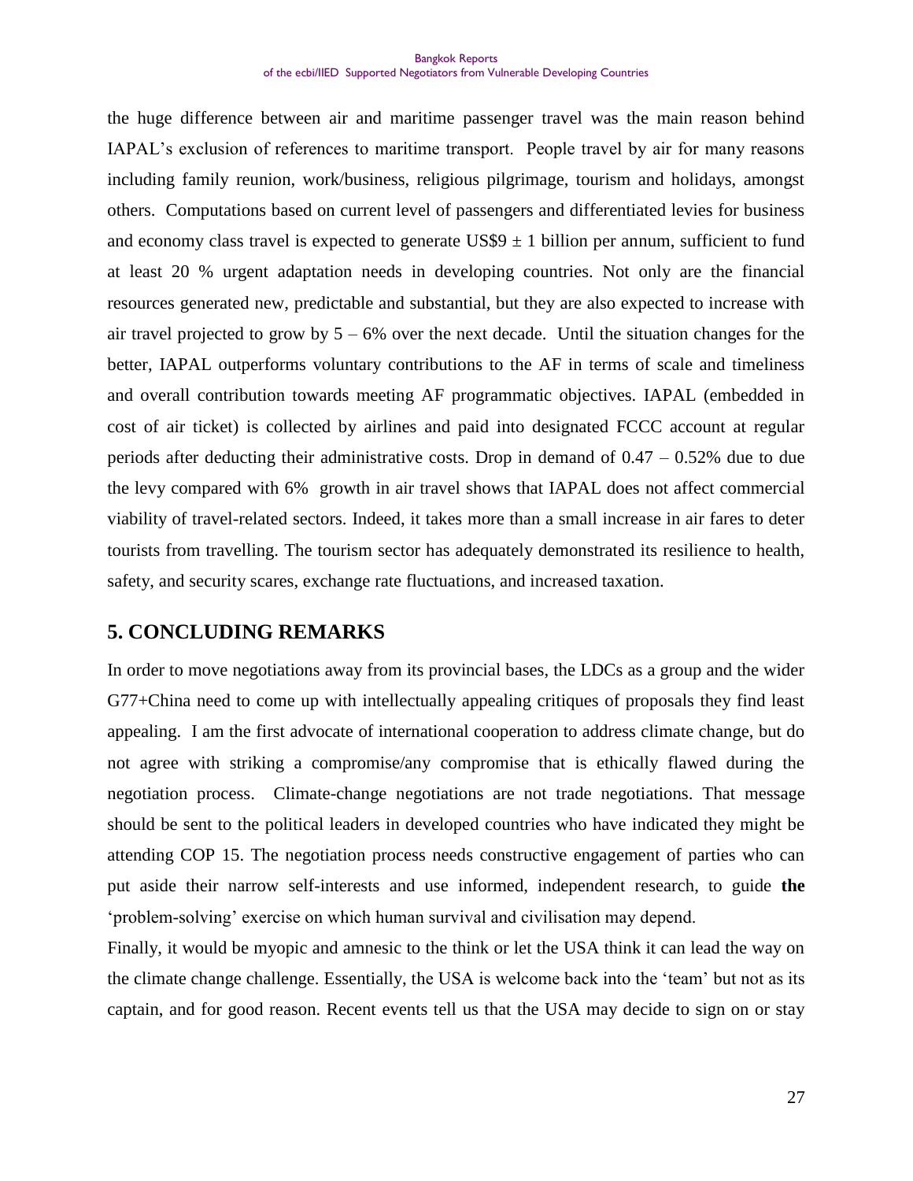the huge difference between air and maritime passenger travel was the main reason behind IAPAL's exclusion of references to maritime transport. People travel by air for many reasons including family reunion, work/business, religious pilgrimage, tourism and holidays, amongst others. Computations based on current level of passengers and differentiated levies for business and economy class travel is expected to generate US$9 ± 1 billion per annum, sufficient to fund at least 20 % urgent adaptation needs in developing countries. Not only are the financial resources generated new, predictable and substantial, but they are also expected to increase with air travel projected to grow by 5 – 6% over the next decade. Until the situation changes for the better, IAPAL outperforms voluntary contributions to the AF in terms of scale and timeliness and overall contribution towards meeting AF programmatic objectives. IAPAL (embedded in cost of air ticket) is collected by airlines and paid into designated FCCC account at regular periods after deducting their administrative costs. Drop in demand of 0.47 – 0.52% due to due the levy compared with 6% growth in air travel shows that IAPAL does not affect commercial viability of travel-related sectors. Indeed, it takes more than a small increase in air fares to deter tourists from travelling. The tourism sector has adequately demonstrated its resilience to health, safety, and security scares, exchange rate fluctuations, and increased taxation.

## 5. CONCLUDING REMARKS

In order to move negotiations away from its provincial bases, the LDCs as a group and the wider G77+China need to come up with intellectually appealing critiques of proposals they find least appealing. I am the first advocate of international cooperation to address climate change, but do not agree with striking a compromise/any compromise that is ethically flawed during the negotiation process. Climate-change negotiations are not trade negotiations. That message should be sent to the political leaders in developed countries who have indicated they might be attending COP 15. The negotiation process needs constructive engagement of parties who can put aside their narrow self-interests and use informed, independent research, to guide **the** 'problem-solving' exercise on which human survival and civilisation may depend.

Finally, it would be myopic and amnesic to the think or let the USA think it can lead the way on the climate change challenge. Essentially, the USA is welcome back into the 'team' but not as its captain, and for good reason. Recent events tell us that the USA may decide to sign on or stay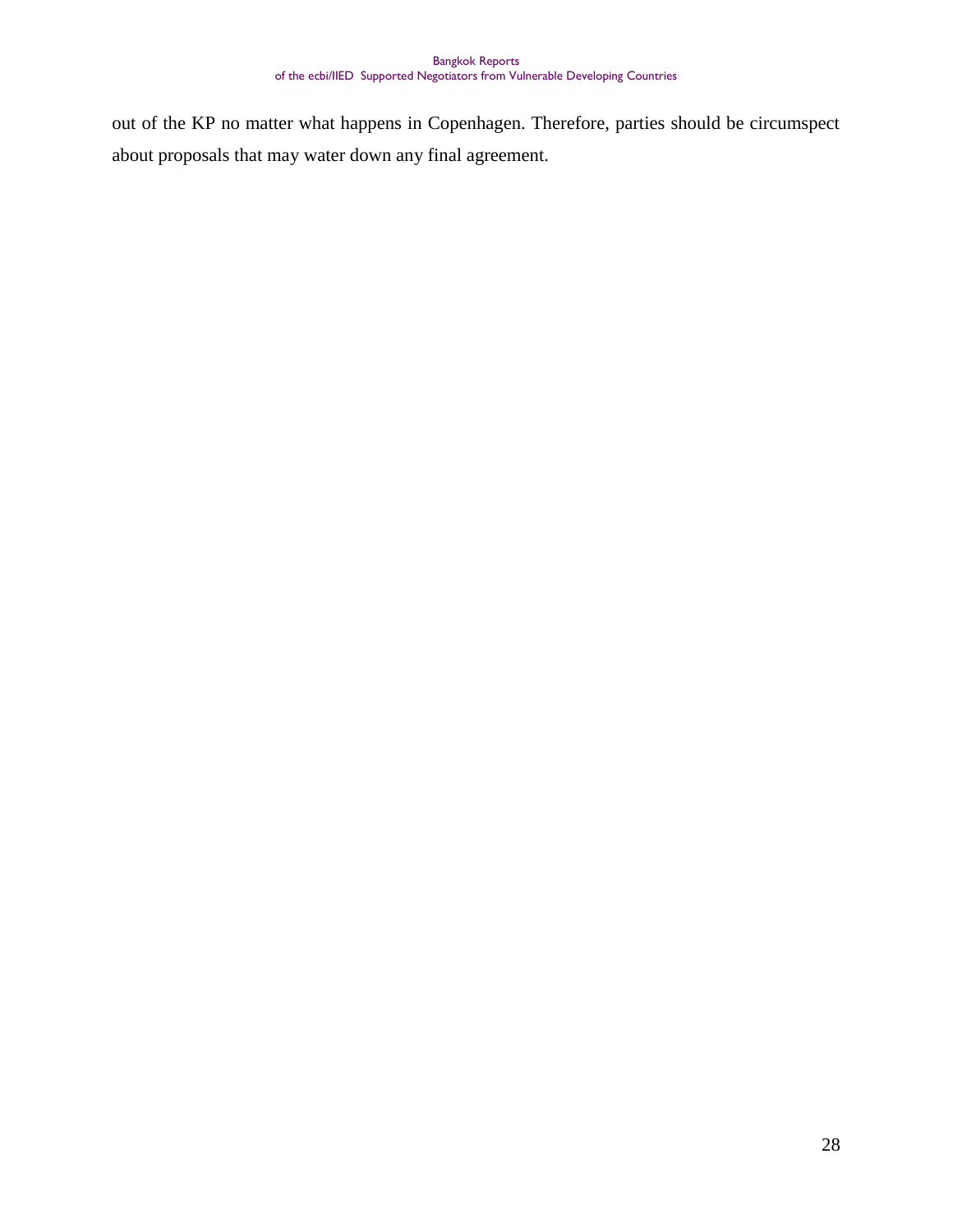out of the KP no matter what happens in Copenhagen. Therefore, parties should be circumspect about proposals that may water down any final agreement.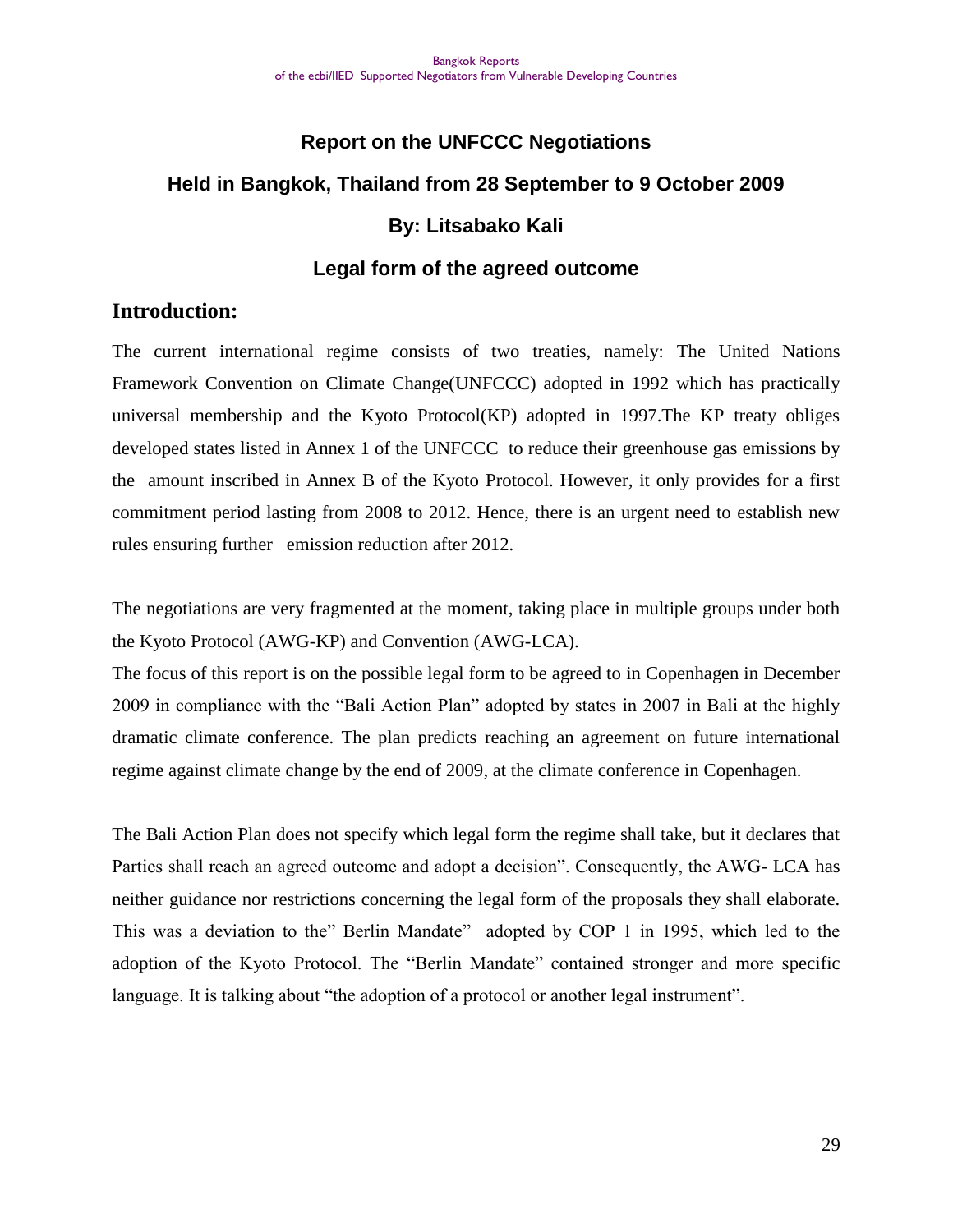# Report on the UNFCCC Negotiations

## Held in Bangkok, Thailand from 28 September to 9 October 2009

### By: Litsabako Kali

### Legal form of the agreed outcome

## Introduction:

The current international regime consists of two treaties, namely: The United Nations Framework Convention on Climate Change(UNFCCC) adopted in 1992 which has practically universal membership and the Kyoto Protocol(KP) adopted in 1997.The KP treaty obliges developed states listed in Annex 1 of the UNFCCC to reduce their greenhouse gas emissions by the amount inscribed in Annex B of the Kyoto Protocol. However, it only provides for a first commitment period lasting from 2008 to 2012. Hence, there is an urgent need to establish new rules ensuring further emission reduction after 2012.

The negotiations are very fragmented at the moment, taking place in multiple groups under both the Kyoto Protocol (AWG-KP) and Convention (AWG-LCA).

The focus of this report is on the possible legal form to be agreed to in Copenhagen in December 2009 in compliance with the "Bali Action Plan" adopted by states in 2007 in Bali at the highly dramatic climate conference. The plan predicts reaching an agreement on future international regime against climate change by the end of 2009, at the climate conference in Copenhagen.

The Bali Action Plan does not specify which legal form the regime shall take, but it declares that Parties shall reach an agreed outcome and adopt a decision". Consequently, the AWG- LCA has neither guidance nor restrictions concerning the legal form of the proposals they shall elaborate. This was a deviation to the" Berlin Mandate" adopted by COP 1 in 1995, which led to the adoption of the Kyoto Protocol. The "Berlin Mandate" contained stronger and more specific language. It is talking about "the adoption of a protocol or another legal instrument".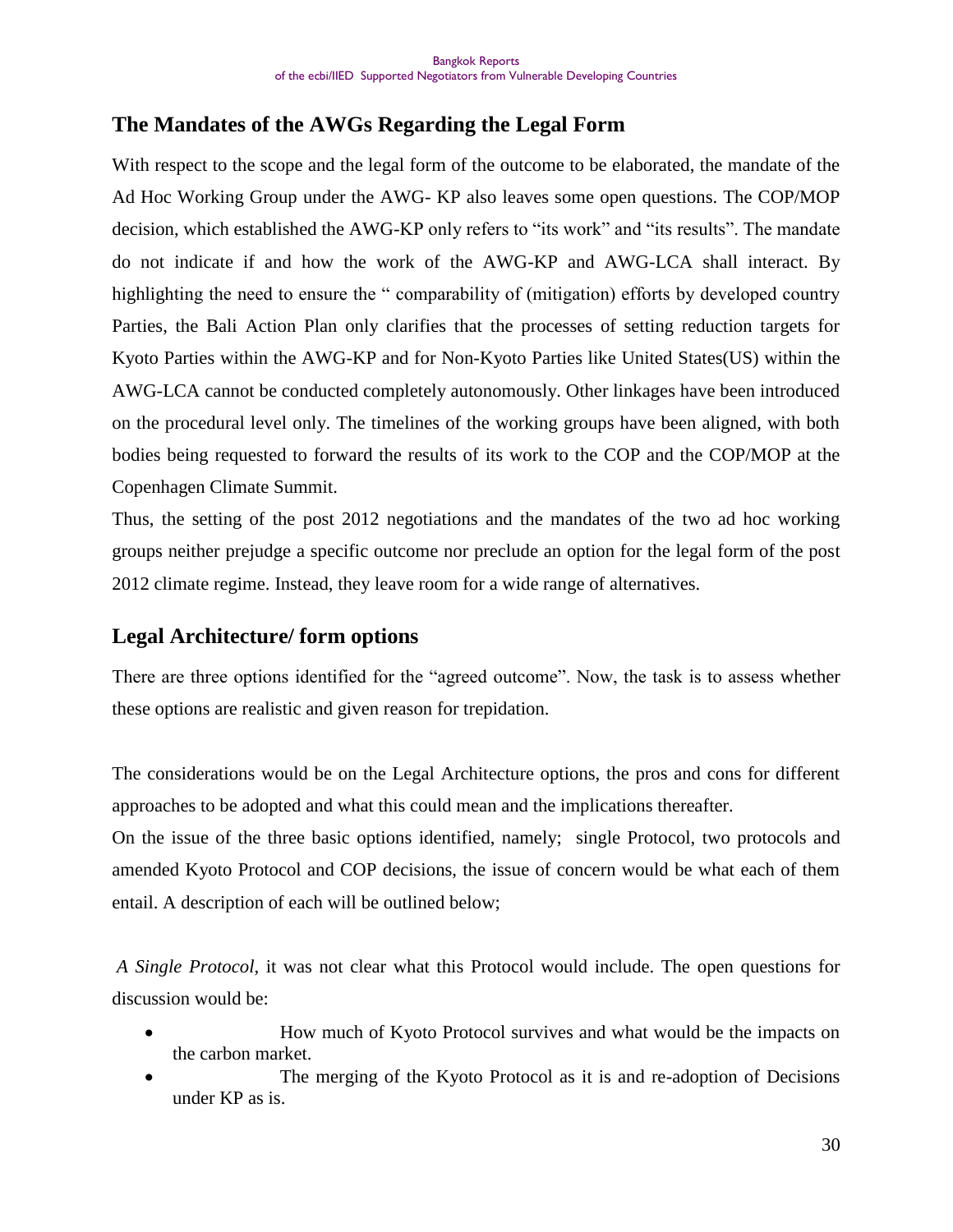## The Mandates of the AWGs Regarding the Legal Form

With respect to the scope and the legal form of the outcome to be elaborated, the mandate of the Ad Hoc Working Group under the AWG- KP also leaves some open questions. The COP/MOP decision, which established the AWG-KP only refers to "its work" and "its results". The mandate do not indicate if and how the work of the AWG-KP and AWG-LCA shall interact. By highlighting the need to ensure the " comparability of (mitigation) efforts by developed country Parties, the Bali Action Plan only clarifies that the processes of setting reduction targets for Kyoto Parties within the AWG-KP and for Non-Kyoto Parties like United States(US) within the AWG-LCA cannot be conducted completely autonomously. Other linkages have been introduced on the procedural level only. The timelines of the working groups have been aligned, with both bodies being requested to forward the results of its work to the COP and the COP/MOP at the Copenhagen Climate Summit.

Thus, the setting of the post 2012 negotiations and the mandates of the two ad hoc working groups neither prejudge a specific outcome nor preclude an option for the legal form of the post 2012 climate regime. Instead, they leave room for a wide range of alternatives.

## Legal Architecture/ form options

There are three options identified for the "agreed outcome". Now, the task is to assess whether these options are realistic and given reason for trepidation.

The considerations would be on the Legal Architecture options, the pros and cons for different approaches to be adopted and what this could mean and the implications thereafter.

On the issue of the three basic options identified, namely; single Protocol, two protocols and amended Kyoto Protocol and COP decisions, the issue of concern would be what each of them entail. A description of each will be outlined below;

*A Single Protocol*, it was not clear what this Protocol would include. The open questions for discussion would be:

- How much of Kyoto Protocol survives and what would be the impacts on the carbon market.
- The merging of the Kyoto Protocol as it is and re-adoption of Decisions under KP as is.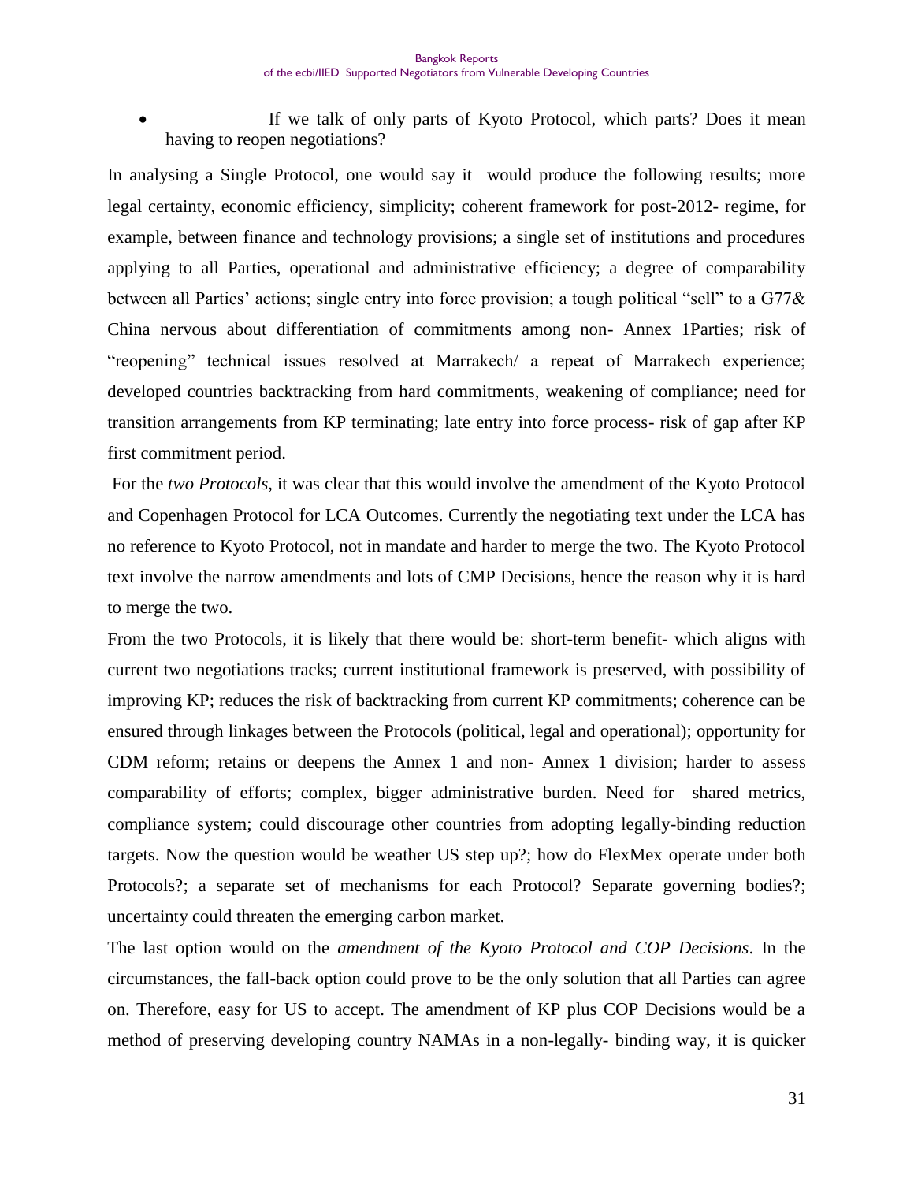- If we talk of only parts of Kyoto Protocol, which parts? Does it mean having to reopen negotiations?

In analysing a Single Protocol, one would say it would produce the following results; more legal certainty, economic efficiency, simplicity; coherent framework for post-2012- regime, for example, between finance and technology provisions; a single set of institutions and procedures applying to all Parties, operational and administrative efficiency; a degree of comparability between all Parties' actions; single entry into force provision; a tough political "sell" to a G77& China nervous about differentiation of commitments among non- Annex 1Parties; risk of "reopening" technical issues resolved at Marrakech/ a repeat of Marrakech experience; developed countries backtracking from hard commitments, weakening of compliance; need for transition arrangements from KP terminating; late entry into force process- risk of gap after KP first commitment period.

For the *two Protocols*, it was clear that this would involve the amendment of the Kyoto Protocol and Copenhagen Protocol for LCA Outcomes. Currently the negotiating text under the LCA has no reference to Kyoto Protocol, not in mandate and harder to merge the two. The Kyoto Protocol text involve the narrow amendments and lots of CMP Decisions, hence the reason why it is hard to merge the two.

From the two Protocols, it is likely that there would be: short-term benefit- which aligns with current two negotiations tracks; current institutional framework is preserved, with possibility of improving KP; reduces the risk of backtracking from current KP commitments; coherence can be ensured through linkages between the Protocols (political, legal and operational); opportunity for CDM reform; retains or deepens the Annex 1 and non- Annex 1 division; harder to assess comparability of efforts; complex, bigger administrative burden. Need for shared metrics, compliance system; could discourage other countries from adopting legally-binding reduction targets. Now the question would be weather US step up?; how do FlexMex operate under both Protocols?; a separate set of mechanisms for each Protocol? Separate governing bodies?; uncertainty could threaten the emerging carbon market.

The last option would on the *amendment of the Kyoto Protocol and COP Decisions*. In the circumstances, the fall-back option could prove to be the only solution that all Parties can agree on. Therefore, easy for US to accept. The amendment of KP plus COP Decisions would be a method of preserving developing country NAMAs in a non-legally- binding way, it is quicker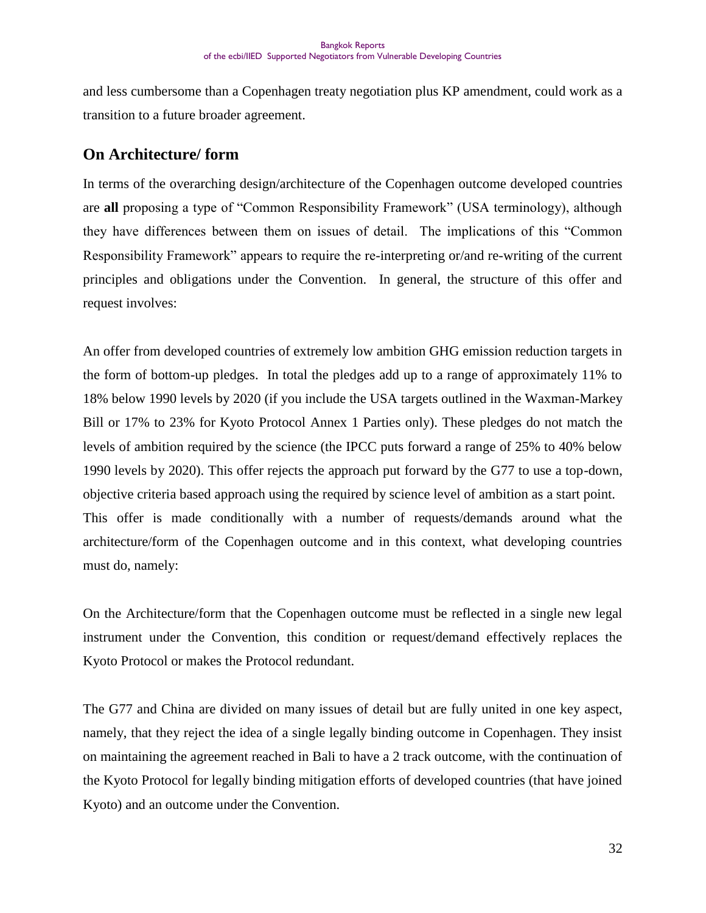and less cumbersome than a Copenhagen treaty negotiation plus KP amendment, could work as a transition to a future broader agreement.

## On Architecture/ form

In terms of the overarching design/architecture of the Copenhagen outcome developed countries are **all** proposing a type of "Common Responsibility Framework" (USA terminology), although they have differences between them on issues of detail. The implications of this "Common Responsibility Framework" appears to require the re-interpreting or/and re-writing of the current principles and obligations under the Convention. In general, the structure of this offer and request involves:

An offer from developed countries of extremely low ambition GHG emission reduction targets in the form of bottom-up pledges. In total the pledges add up to a range of approximately 11% to 18% below 1990 levels by 2020 (if you include the USA targets outlined in the Waxman-Markey Bill or 17% to 23% for Kyoto Protocol Annex 1 Parties only). These pledges do not match the levels of ambition required by the science (the IPCC puts forward a range of 25% to 40% below 1990 levels by 2020). This offer rejects the approach put forward by the G77 to use a top-down, objective criteria based approach using the required by science level of ambition as a start point. This offer is made conditionally with a number of requests/demands around what the architecture/form of the Copenhagen outcome and in this context, what developing countries must do, namely:

On the Architecture/form that the Copenhagen outcome must be reflected in a single new legal instrument under the Convention, this condition or request/demand effectively replaces the Kyoto Protocol or makes the Protocol redundant.

The G77 and China are divided on many issues of detail but are fully united in one key aspect, namely, that they reject the idea of a single legally binding outcome in Copenhagen. They insist on maintaining the agreement reached in Bali to have a 2 track outcome, with the continuation of the Kyoto Protocol for legally binding mitigation efforts of developed countries (that have joined Kyoto) and an outcome under the Convention.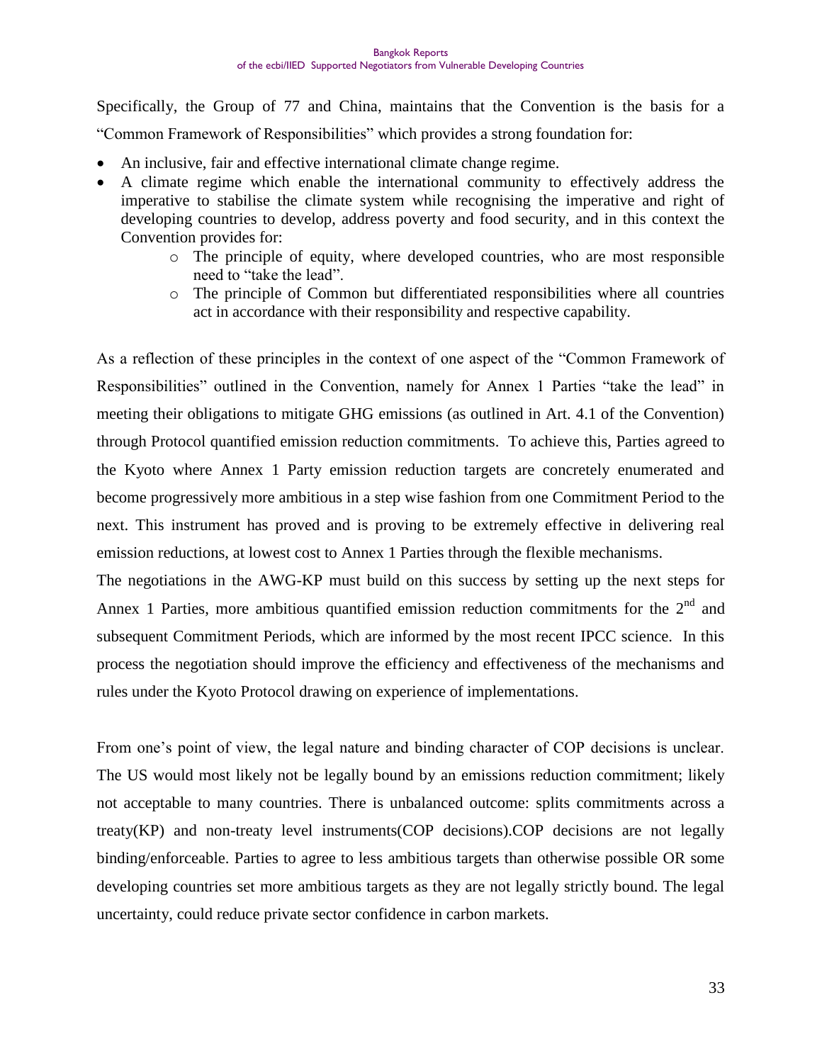Specifically, the Group of 77 and China, maintains that the Convention is the basis for a "Common Framework of Responsibilities" which provides a strong foundation for:

- An inclusive, fair and effective international climate change regime.
- A climate regime which enable the international community to effectively address the imperative to stabilise the climate system while recognising the imperative and right of developing countries to develop, address poverty and food security, and in this context the Convention provides for:
    - The principle of equity, where developed countries, who are most responsible need to "take the lead".
    - The principle of Common but differentiated responsibilities where all countries act in accordance with their responsibility and respective capability.

As a reflection of these principles in the context of one aspect of the "Common Framework of Responsibilities" outlined in the Convention, namely for Annex 1 Parties "take the lead" in meeting their obligations to mitigate GHG emissions (as outlined in Art. 4.1 of the Convention) through Protocol quantified emission reduction commitments. To achieve this, Parties agreed to the Kyoto where Annex 1 Party emission reduction targets are concretely enumerated and become progressively more ambitious in a step wise fashion from one Commitment Period to the next. This instrument has proved and is proving to be extremely effective in delivering real emission reductions, at lowest cost to Annex 1 Parties through the flexible mechanisms.

The negotiations in the AWG-KP must build on this success by setting up the next steps for Annex 1 Parties, more ambitious quantified emission reduction commitments for the 2nd and subsequent Commitment Periods, which are informed by the most recent IPCC science. In this process the negotiation should improve the efficiency and effectiveness of the mechanisms and rules under the Kyoto Protocol drawing on experience of implementations.

From one's point of view, the legal nature and binding character of COP decisions is unclear. The US would most likely not be legally bound by an emissions reduction commitment; likely not acceptable to many countries. There is unbalanced outcome: splits commitments across a treaty(KP) and non-treaty level instruments(COP decisions).COP decisions are not legally binding/enforceable. Parties to agree to less ambitious targets than otherwise possible OR some developing countries set more ambitious targets as they are not legally strictly bound. The legal uncertainty, could reduce private sector confidence in carbon markets.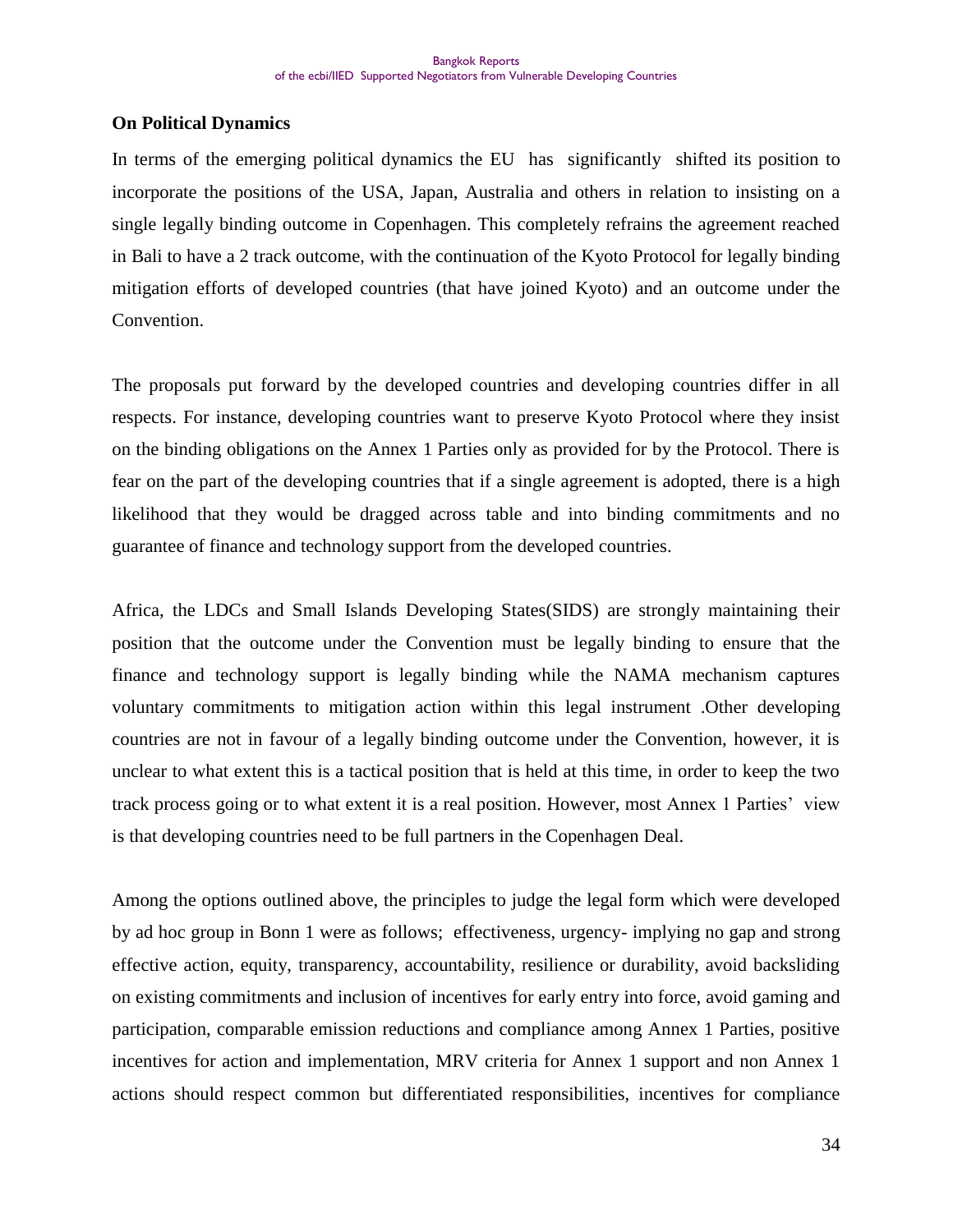## On Political Dynamics

In terms of the emerging political dynamics the EU has significantly shifted its position to incorporate the positions of the USA, Japan, Australia and others in relation to insisting on a single legally binding outcome in Copenhagen. This completely refrains the agreement reached in Bali to have a 2 track outcome, with the continuation of the Kyoto Protocol for legally binding mitigation efforts of developed countries (that have joined Kyoto) and an outcome under the Convention.

The proposals put forward by the developed countries and developing countries differ in all respects. For instance, developing countries want to preserve Kyoto Protocol where they insist on the binding obligations on the Annex 1 Parties only as provided for by the Protocol. There is fear on the part of the developing countries that if a single agreement is adopted, there is a high likelihood that they would be dragged across table and into binding commitments and no guarantee of finance and technology support from the developed countries.

Africa, the LDCs and Small Islands Developing States(SIDS) are strongly maintaining their position that the outcome under the Convention must be legally binding to ensure that the finance and technology support is legally binding while the NAMA mechanism captures voluntary commitments to mitigation action within this legal instrument .Other developing countries are not in favour of a legally binding outcome under the Convention, however, it is unclear to what extent this is a tactical position that is held at this time, in order to keep the two track process going or to what extent it is a real position. However, most Annex 1 Parties' view is that developing countries need to be full partners in the Copenhagen Deal.

Among the options outlined above, the principles to judge the legal form which were developed by ad hoc group in Bonn 1 were as follows; effectiveness, urgency- implying no gap and strong effective action, equity, transparency, accountability, resilience or durability, avoid backsliding on existing commitments and inclusion of incentives for early entry into force, avoid gaming and participation, comparable emission reductions and compliance among Annex 1 Parties, positive incentives for action and implementation, MRV criteria for Annex 1 support and non Annex 1 actions should respect common but differentiated responsibilities, incentives for compliance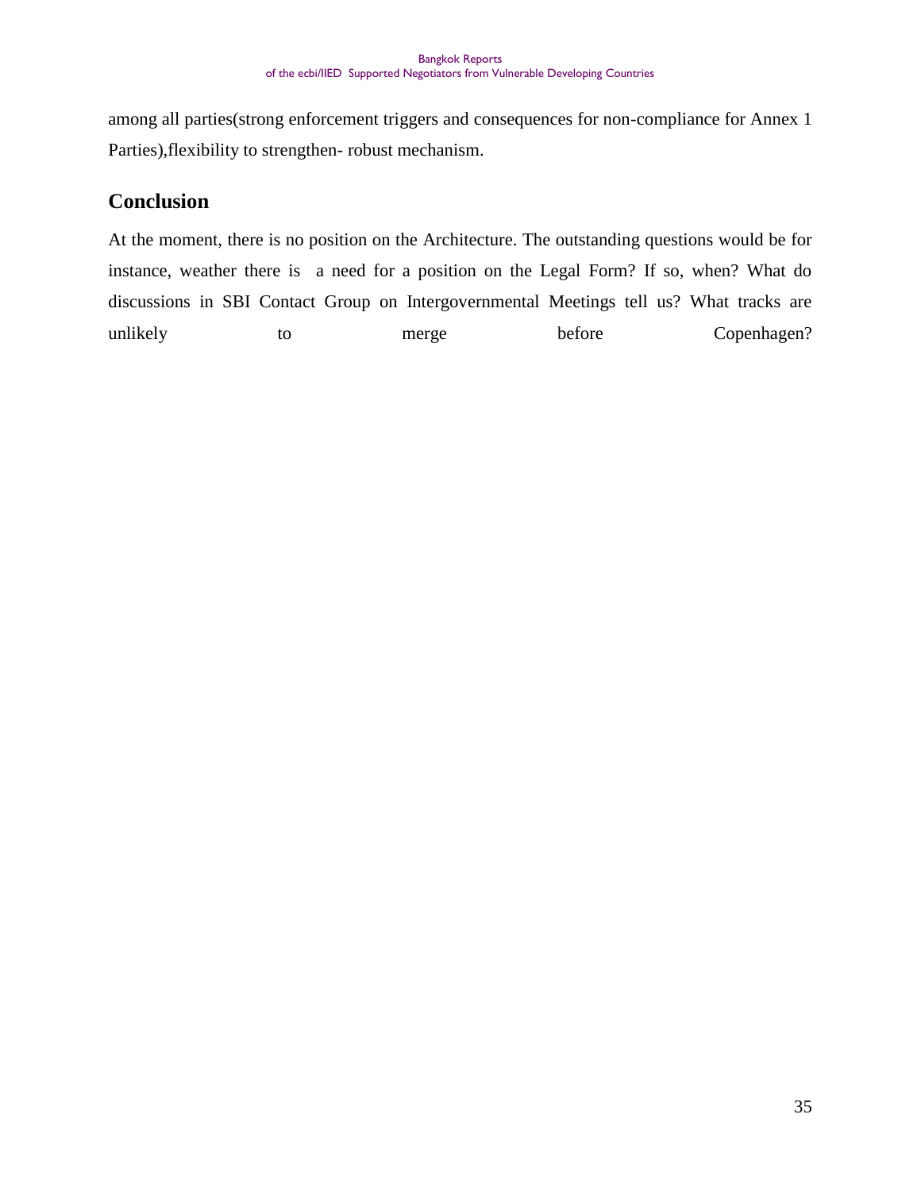among all parties(strong enforcement triggers and consequences for non-compliance for Annex 1 Parties),flexibility to strengthen- robust mechanism.

## Conclusion

At the moment, there is no position on the Architecture. The outstanding questions would be for instance, weather there is a need for a position on the Legal Form? If so, when? What do discussions in SBI Contact Group on Intergovernmental Meetings tell us? What tracks are unlikely to merge before Copenhagen?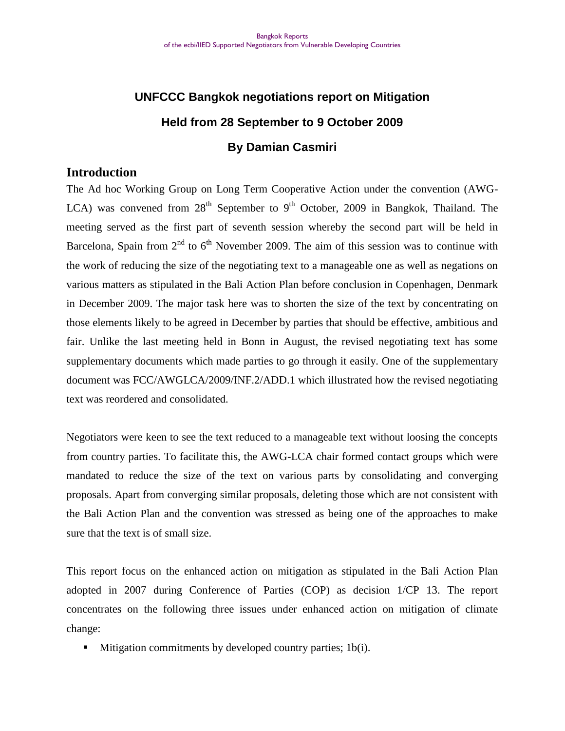## UNFCCC Bangkok negotiations report on Mitigation

## Held from 28 September to 9 October 2009

## By Damian Casmiri

### Introduction

The Ad hoc Working Group on Long Term Cooperative Action under the convention (AWG-LCA) was convened from 28th September to 9th October, 2009 in Bangkok, Thailand. The meeting served as the first part of seventh session whereby the second part will be held in Barcelona, Spain from 2nd to 6th November 2009. The aim of this session was to continue with the work of reducing the size of the negotiating text to a manageable one as well as negations on various matters as stipulated in the Bali Action Plan before conclusion in Copenhagen, Denmark in December 2009. The major task here was to shorten the size of the text by concentrating on those elements likely to be agreed in December by parties that should be effective, ambitious and fair. Unlike the last meeting held in Bonn in August, the revised negotiating text has some supplementary documents which made parties to go through it easily. One of the supplementary document was FCC/AWGLCA/2009/INF.2/ADD.1 which illustrated how the revised negotiating text was reordered and consolidated.

Negotiators were keen to see the text reduced to a manageable text without loosing the concepts from country parties. To facilitate this, the AWG-LCA chair formed contact groups which were mandated to reduce the size of the text on various parts by consolidating and converging proposals. Apart from converging similar proposals, deleting those which are not consistent with the Bali Action Plan and the convention was stressed as being one of the approaches to make sure that the text is of small size.

This report focus on the enhanced action on mitigation as stipulated in the Bali Action Plan adopted in 2007 during Conference of Parties (COP) as decision 1/CP 13. The report concentrates on the following three issues under enhanced action on mitigation of climate change:

- Mitigation commitments by developed country parties; 1b(i).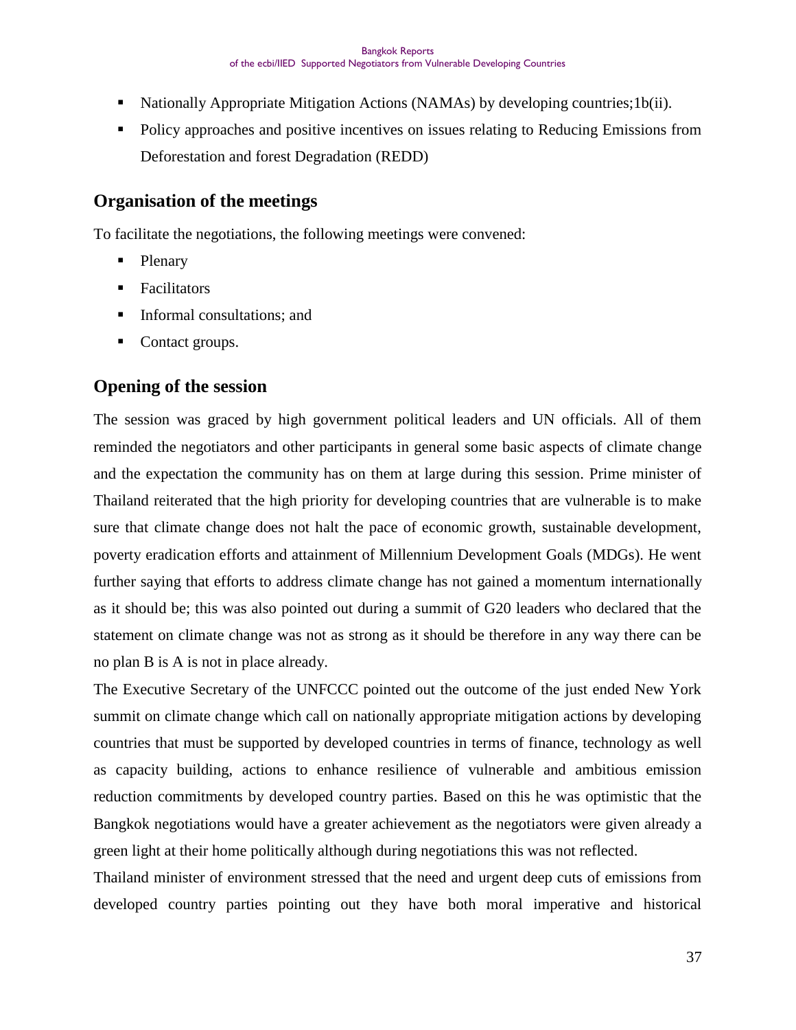- Nationally Appropriate Mitigation Actions (NAMAs) by developing countries;1b(ii).
- Policy approaches and positive incentives on issues relating to Reducing Emissions from Deforestation and forest Degradation (REDD)

## Organisation of the meetings

To facilitate the negotiations, the following meetings were convened:

- Plenary
- Facilitators
- Informal consultations; and
- Contact groups.

## Opening of the session

The session was graced by high government political leaders and UN officials. All of them reminded the negotiators and other participants in general some basic aspects of climate change and the expectation the community has on them at large during this session. Prime minister of Thailand reiterated that the high priority for developing countries that are vulnerable is to make sure that climate change does not halt the pace of economic growth, sustainable development, poverty eradication efforts and attainment of Millennium Development Goals (MDGs). He went further saying that efforts to address climate change has not gained a momentum internationally as it should be; this was also pointed out during a summit of G20 leaders who declared that the statement on climate change was not as strong as it should be therefore in any way there can be no plan B is A is not in place already.

The Executive Secretary of the UNFCCC pointed out the outcome of the just ended New York summit on climate change which call on nationally appropriate mitigation actions by developing countries that must be supported by developed countries in terms of finance, technology as well as capacity building, actions to enhance resilience of vulnerable and ambitious emission reduction commitments by developed country parties. Based on this he was optimistic that the Bangkok negotiations would have a greater achievement as the negotiators were given already a green light at their home politically although during negotiations this was not reflected.

Thailand minister of environment stressed that the need and urgent deep cuts of emissions from developed country parties pointing out they have both moral imperative and historical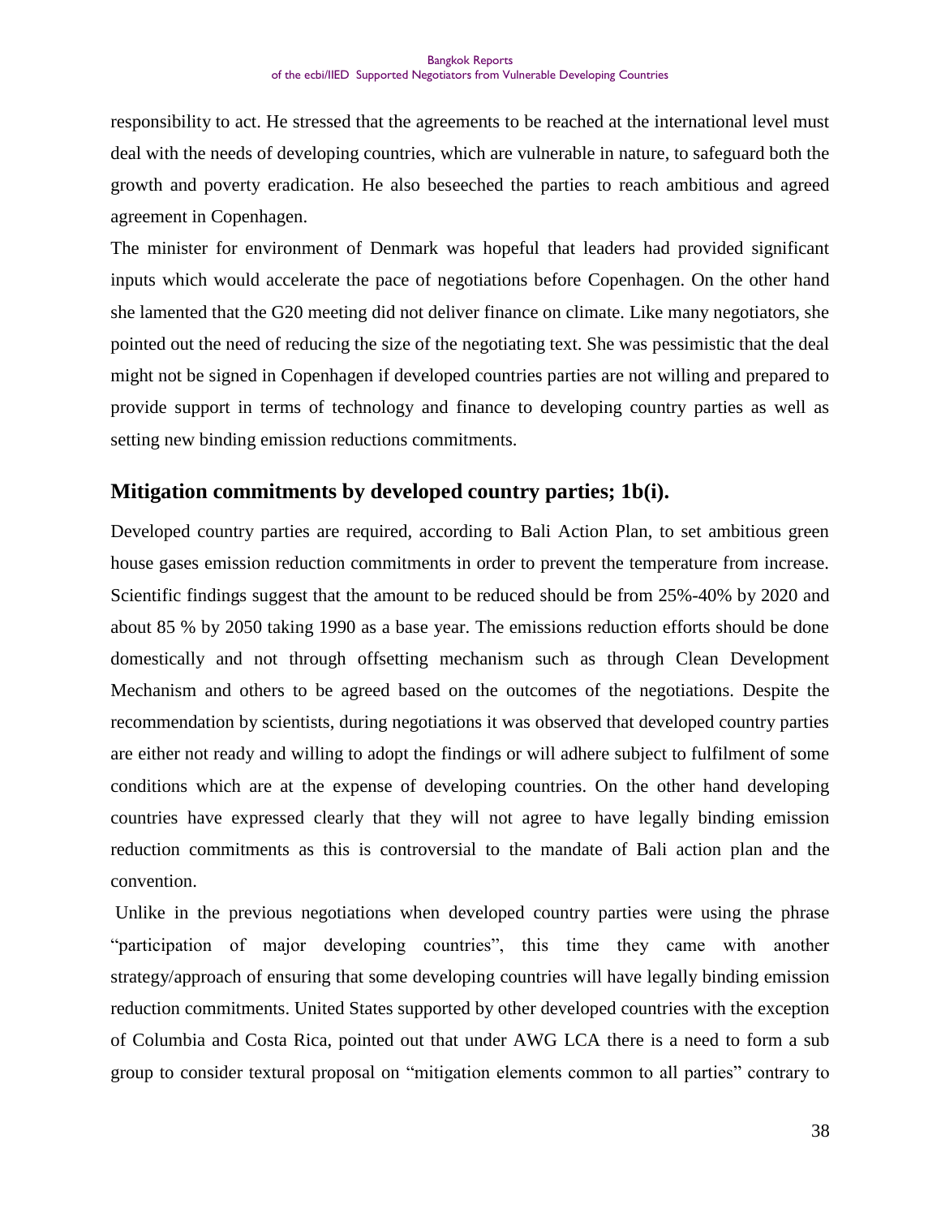responsibility to act. He stressed that the agreements to be reached at the international level must deal with the needs of developing countries, which are vulnerable in nature, to safeguard both the growth and poverty eradication. He also beseeched the parties to reach ambitious and agreed agreement in Copenhagen.

The minister for environment of Denmark was hopeful that leaders had provided significant inputs which would accelerate the pace of negotiations before Copenhagen. On the other hand she lamented that the G20 meeting did not deliver finance on climate. Like many negotiators, she pointed out the need of reducing the size of the negotiating text. She was pessimistic that the deal might not be signed in Copenhagen if developed countries parties are not willing and prepared to provide support in terms of technology and finance to developing country parties as well as setting new binding emission reductions commitments.

## Mitigation commitments by developed country parties; 1b(i).

Developed country parties are required, according to Bali Action Plan, to set ambitious green house gases emission reduction commitments in order to prevent the temperature from increase. Scientific findings suggest that the amount to be reduced should be from 25%-40% by 2020 and about 85 % by 2050 taking 1990 as a base year. The emissions reduction efforts should be done domestically and not through offsetting mechanism such as through Clean Development Mechanism and others to be agreed based on the outcomes of the negotiations. Despite the recommendation by scientists, during negotiations it was observed that developed country parties are either not ready and willing to adopt the findings or will adhere subject to fulfilment of some conditions which are at the expense of developing countries. On the other hand developing countries have expressed clearly that they will not agree to have legally binding emission reduction commitments as this is controversial to the mandate of Bali action plan and the convention.

Unlike in the previous negotiations when developed country parties were using the phrase "participation of major developing countries", this time they came with another strategy/approach of ensuring that some developing countries will have legally binding emission reduction commitments. United States supported by other developed countries with the exception of Columbia and Costa Rica, pointed out that under AWG LCA there is a need to form a sub group to consider textural proposal on "mitigation elements common to all parties" contrary to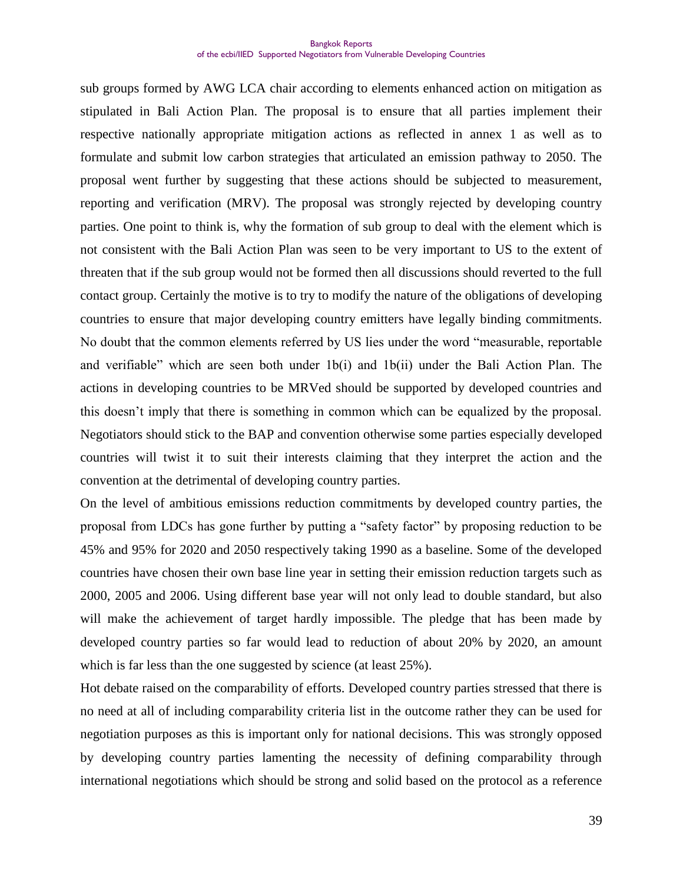sub groups formed by AWG LCA chair according to elements enhanced action on mitigation as stipulated in Bali Action Plan. The proposal is to ensure that all parties implement their respective nationally appropriate mitigation actions as reflected in annex 1 as well as to formulate and submit low carbon strategies that articulated an emission pathway to 2050. The proposal went further by suggesting that these actions should be subjected to measurement, reporting and verification (MRV). The proposal was strongly rejected by developing country parties. One point to think is, why the formation of sub group to deal with the element which is not consistent with the Bali Action Plan was seen to be very important to US to the extent of threaten that if the sub group would not be formed then all discussions should reverted to the full contact group. Certainly the motive is to try to modify the nature of the obligations of developing countries to ensure that major developing country emitters have legally binding commitments. No doubt that the common elements referred by US lies under the word "measurable, reportable and verifiable" which are seen both under 1b(i) and 1b(ii) under the Bali Action Plan. The actions in developing countries to be MRVed should be supported by developed countries and this doesn't imply that there is something in common which can be equalized by the proposal. Negotiators should stick to the BAP and convention otherwise some parties especially developed countries will twist it to suit their interests claiming that they interpret the action and the convention at the detrimental of developing country parties.

On the level of ambitious emissions reduction commitments by developed country parties, the proposal from LDCs has gone further by putting a "safety factor" by proposing reduction to be 45% and 95% for 2020 and 2050 respectively taking 1990 as a baseline. Some of the developed countries have chosen their own base line year in setting their emission reduction targets such as 2000, 2005 and 2006. Using different base year will not only lead to double standard, but also will make the achievement of target hardly impossible. The pledge that has been made by developed country parties so far would lead to reduction of about 20% by 2020, an amount which is far less than the one suggested by science (at least 25%).

Hot debate raised on the comparability of efforts. Developed country parties stressed that there is no need at all of including comparability criteria list in the outcome rather they can be used for negotiation purposes as this is important only for national decisions. This was strongly opposed by developing country parties lamenting the necessity of defining comparability through international negotiations which should be strong and solid based on the protocol as a reference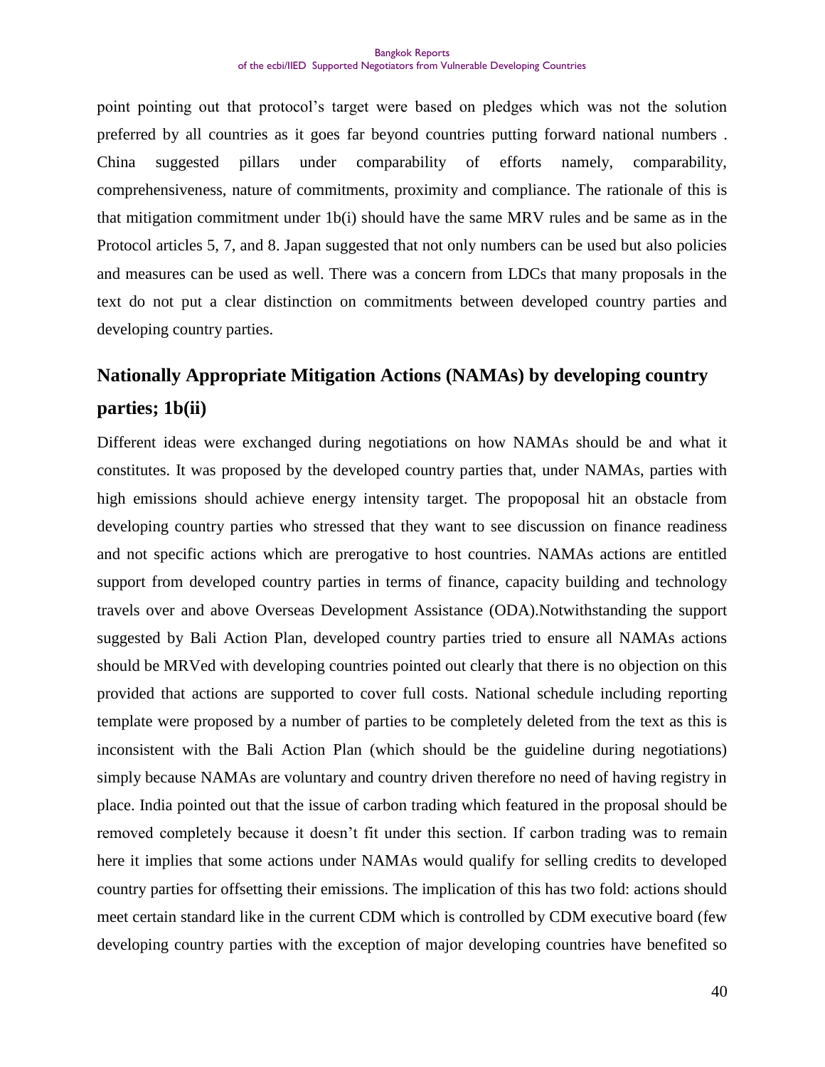point pointing out that protocol's target were based on pledges which was not the solution preferred by all countries as it goes far beyond countries putting forward national numbers . China suggested pillars under comparability of efforts namely, comparability, comprehensiveness, nature of commitments, proximity and compliance. The rationale of this is that mitigation commitment under 1b(i) should have the same MRV rules and be same as in the Protocol articles 5, 7, and 8. Japan suggested that not only numbers can be used but also policies and measures can be used as well. There was a concern from LDCs that many proposals in the text do not put a clear distinction on commitments between developed country parties and developing country parties.

## Nationally Appropriate Mitigation Actions (NAMAs) by developing country parties; 1b(ii)

Different ideas were exchanged during negotiations on how NAMAs should be and what it constitutes. It was proposed by the developed country parties that, under NAMAs, parties with high emissions should achieve energy intensity target. The propoposal hit an obstacle from developing country parties who stressed that they want to see discussion on finance readiness and not specific actions which are prerogative to host countries. NAMAs actions are entitled support from developed country parties in terms of finance, capacity building and technology travels over and above Overseas Development Assistance (ODA).Notwithstanding the support suggested by Bali Action Plan, developed country parties tried to ensure all NAMAs actions should be MRVed with developing countries pointed out clearly that there is no objection on this provided that actions are supported to cover full costs. National schedule including reporting template were proposed by a number of parties to be completely deleted from the text as this is inconsistent with the Bali Action Plan (which should be the guideline during negotiations) simply because NAMAs are voluntary and country driven therefore no need of having registry in place. India pointed out that the issue of carbon trading which featured in the proposal should be removed completely because it doesn't fit under this section. If carbon trading was to remain here it implies that some actions under NAMAs would qualify for selling credits to developed country parties for offsetting their emissions. The implication of this has two fold: actions should meet certain standard like in the current CDM which is controlled by CDM executive board (few developing country parties with the exception of major developing countries have benefited so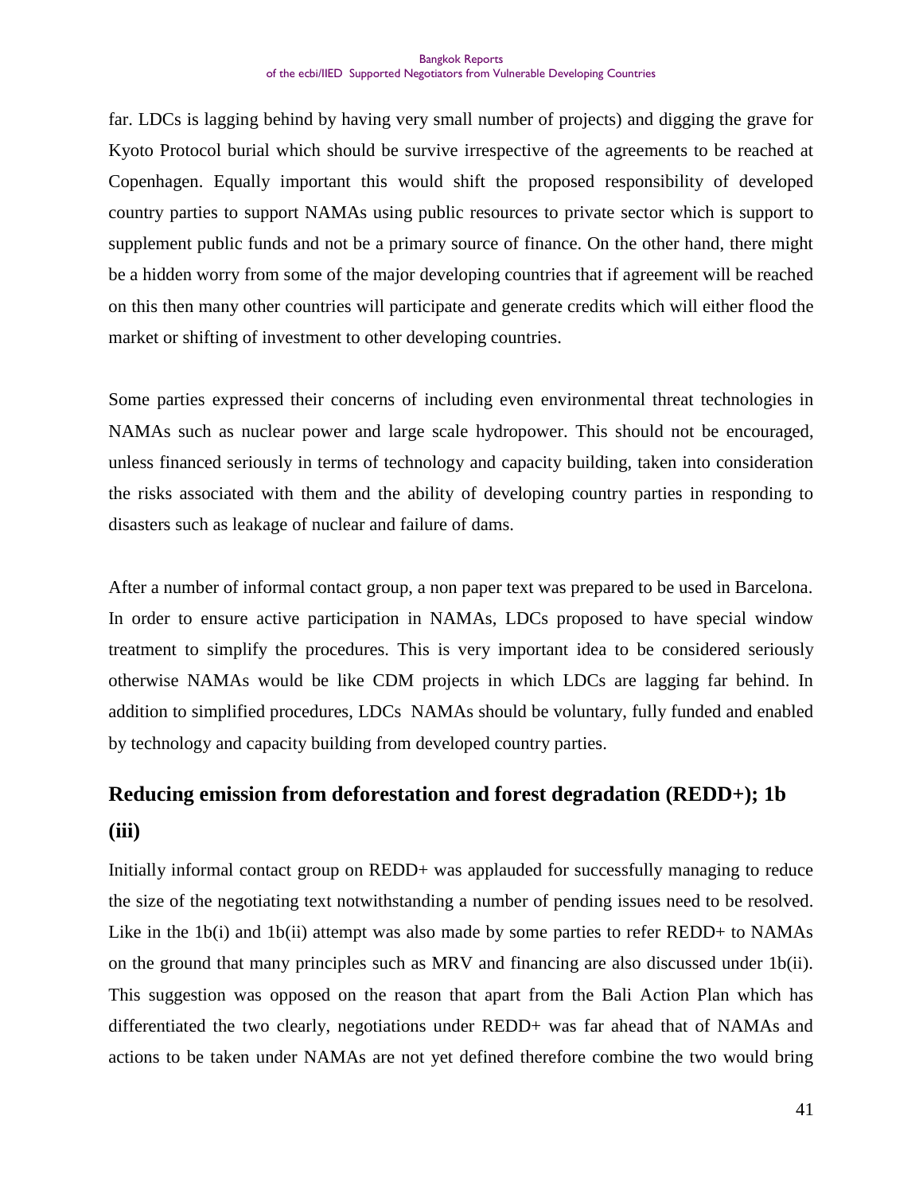far. LDCs is lagging behind by having very small number of projects) and digging the grave for Kyoto Protocol burial which should be survive irrespective of the agreements to be reached at Copenhagen. Equally important this would shift the proposed responsibility of developed country parties to support NAMAs using public resources to private sector which is support to supplement public funds and not be a primary source of finance. On the other hand, there might be a hidden worry from some of the major developing countries that if agreement will be reached on this then many other countries will participate and generate credits which will either flood the market or shifting of investment to other developing countries.

Some parties expressed their concerns of including even environmental threat technologies in NAMAs such as nuclear power and large scale hydropower. This should not be encouraged, unless financed seriously in terms of technology and capacity building, taken into consideration the risks associated with them and the ability of developing country parties in responding to disasters such as leakage of nuclear and failure of dams.

After a number of informal contact group, a non paper text was prepared to be used in Barcelona. In order to ensure active participation in NAMAs, LDCs proposed to have special window treatment to simplify the procedures. This is very important idea to be considered seriously otherwise NAMAs would be like CDM projects in which LDCs are lagging far behind. In addition to simplified procedures, LDCs NAMAs should be voluntary, fully funded and enabled by technology and capacity building from developed country parties.

## Reducing emission from deforestation and forest degradation (REDD+); 1b (iii)

Initially informal contact group on REDD+ was applauded for successfully managing to reduce the size of the negotiating text notwithstanding a number of pending issues need to be resolved. Like in the 1b(i) and 1b(ii) attempt was also made by some parties to refer REDD+ to NAMAs on the ground that many principles such as MRV and financing are also discussed under 1b(ii). This suggestion was opposed on the reason that apart from the Bali Action Plan which has differentiated the two clearly, negotiations under REDD+ was far ahead that of NAMAs and actions to be taken under NAMAs are not yet defined therefore combine the two would bring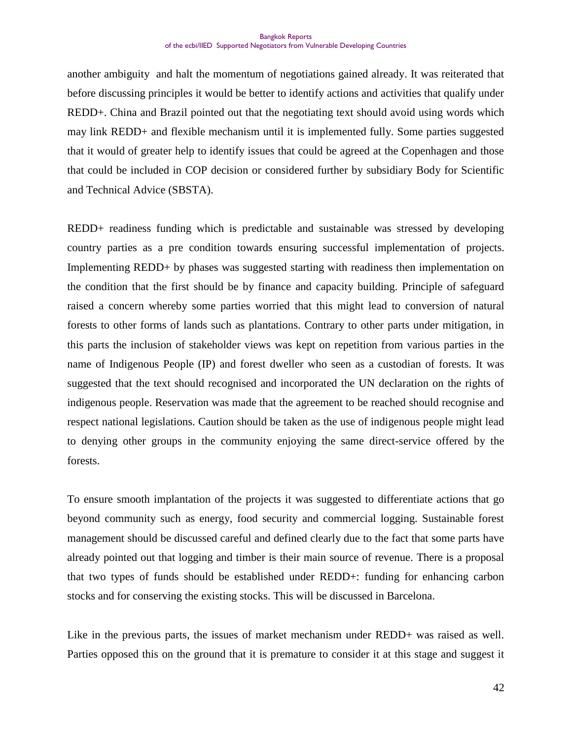another ambiguity and halt the momentum of negotiations gained already. It was reiterated that before discussing principles it would be better to identify actions and activities that qualify under REDD+. China and Brazil pointed out that the negotiating text should avoid using words which may link REDD+ and flexible mechanism until it is implemented fully. Some parties suggested that it would of greater help to identify issues that could be agreed at the Copenhagen and those that could be included in COP decision or considered further by subsidiary Body for Scientific and Technical Advice (SBSTA).

REDD+ readiness funding which is predictable and sustainable was stressed by developing country parties as a pre condition towards ensuring successful implementation of projects. Implementing REDD+ by phases was suggested starting with readiness then implementation on the condition that the first should be by finance and capacity building. Principle of safeguard raised a concern whereby some parties worried that this might lead to conversion of natural forests to other forms of lands such as plantations. Contrary to other parts under mitigation, in this parts the inclusion of stakeholder views was kept on repetition from various parties in the name of Indigenous People (IP) and forest dweller who seen as a custodian of forests. It was suggested that the text should recognised and incorporated the UN declaration on the rights of indigenous people. Reservation was made that the agreement to be reached should recognise and respect national legislations. Caution should be taken as the use of indigenous people might lead to denying other groups in the community enjoying the same direct-service offered by the forests.

To ensure smooth implantation of the projects it was suggested to differentiate actions that go beyond community such as energy, food security and commercial logging. Sustainable forest management should be discussed careful and defined clearly due to the fact that some parts have already pointed out that logging and timber is their main source of revenue. There is a proposal that two types of funds should be established under REDD+: funding for enhancing carbon stocks and for conserving the existing stocks. This will be discussed in Barcelona.

Like in the previous parts, the issues of market mechanism under REDD+ was raised as well. Parties opposed this on the ground that it is premature to consider it at this stage and suggest it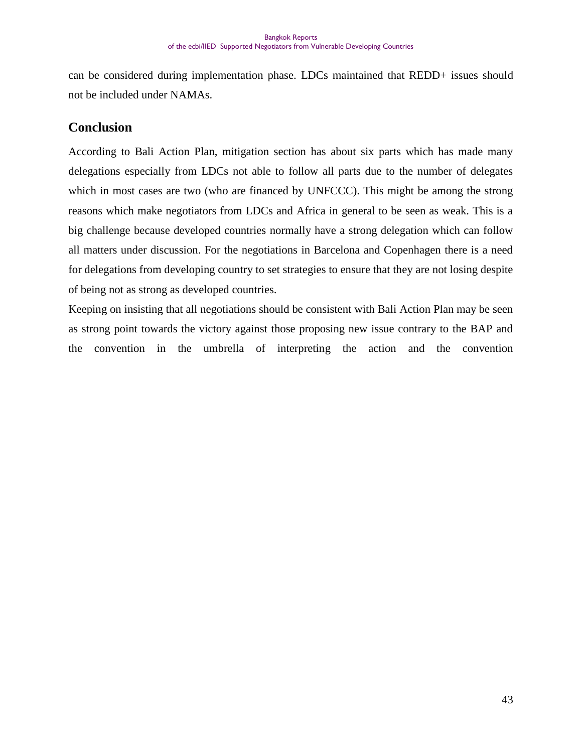can be considered during implementation phase. LDCs maintained that REDD+ issues should not be included under NAMAs.

## Conclusion

According to Bali Action Plan, mitigation section has about six parts which has made many delegations especially from LDCs not able to follow all parts due to the number of delegates which in most cases are two (who are financed by UNFCCC). This might be among the strong reasons which make negotiators from LDCs and Africa in general to be seen as weak. This is a big challenge because developed countries normally have a strong delegation which can follow all matters under discussion. For the negotiations in Barcelona and Copenhagen there is a need for delegations from developing country to set strategies to ensure that they are not losing despite of being not as strong as developed countries.

Keeping on insisting that all negotiations should be consistent with Bali Action Plan may be seen as strong point towards the victory against those proposing new issue contrary to the BAP and the convention in the umbrella of interpreting the action and the convention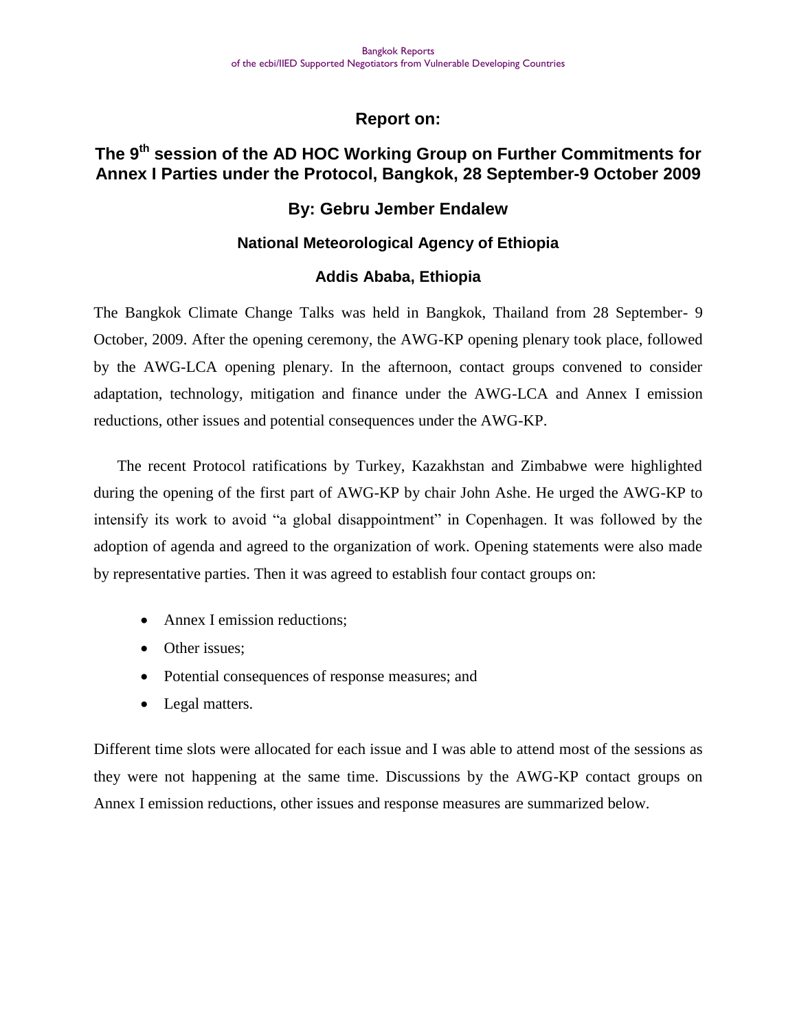## Report on:

## The 9th session of the AD HOC Working Group on Further Commitments for Annex I Parties under the Protocol, Bangkok, 28 September-9 October 2009

### By: Gebru Jember Endalew

#### National Meteorological Agency of Ethiopia

#### Addis Ababa, Ethiopia

The Bangkok Climate Change Talks was held in Bangkok, Thailand from 28 September- 9 October, 2009. After the opening ceremony, the AWG-KP opening plenary took place, followed by the AWG-LCA opening plenary. In the afternoon, contact groups convened to consider adaptation, technology, mitigation and finance under the AWG-LCA and Annex I emission reductions, other issues and potential consequences under the AWG-KP.

The recent Protocol ratifications by Turkey, Kazakhstan and Zimbabwe were highlighted during the opening of the first part of AWG-KP by chair John Ashe. He urged the AWG-KP to intensify its work to avoid "a global disappointment" in Copenhagen. It was followed by the adoption of agenda and agreed to the organization of work. Opening statements were also made by representative parties. Then it was agreed to establish four contact groups on:

- Annex I emission reductions;
- Other issues;
- Potential consequences of response measures; and
- Legal matters.

Different time slots were allocated for each issue and I was able to attend most of the sessions as they were not happening at the same time. Discussions by the AWG-KP contact groups on Annex I emission reductions, other issues and response measures are summarized below.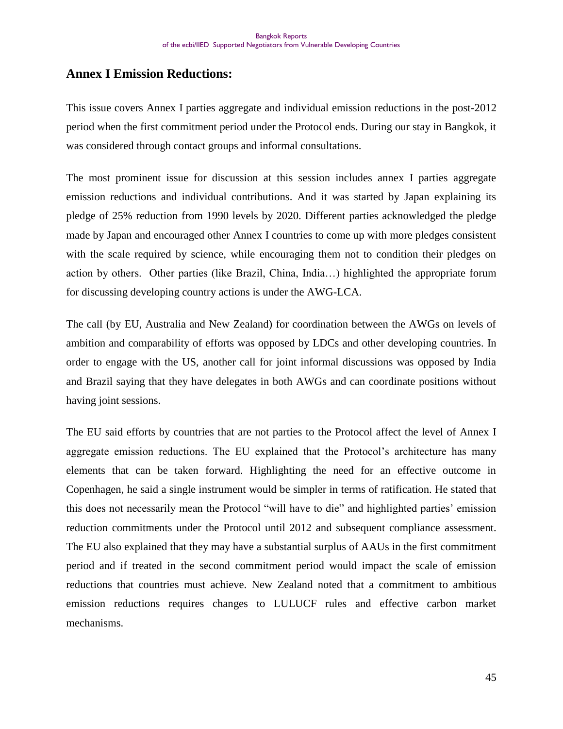## Annex I Emission Reductions:

This issue covers Annex I parties aggregate and individual emission reductions in the post-2012 period when the first commitment period under the Protocol ends. During our stay in Bangkok, it was considered through contact groups and informal consultations.

The most prominent issue for discussion at this session includes annex I parties aggregate emission reductions and individual contributions. And it was started by Japan explaining its pledge of 25% reduction from 1990 levels by 2020. Different parties acknowledged the pledge made by Japan and encouraged other Annex I countries to come up with more pledges consistent with the scale required by science, while encouraging them not to condition their pledges on action by others. Other parties (like Brazil, China, India…) highlighted the appropriate forum for discussing developing country actions is under the AWG-LCA.

The call (by EU, Australia and New Zealand) for coordination between the AWGs on levels of ambition and comparability of efforts was opposed by LDCs and other developing countries. In order to engage with the US, another call for joint informal discussions was opposed by India and Brazil saying that they have delegates in both AWGs and can coordinate positions without having joint sessions.

The EU said efforts by countries that are not parties to the Protocol affect the level of Annex I aggregate emission reductions. The EU explained that the Protocol's architecture has many elements that can be taken forward. Highlighting the need for an effective outcome in Copenhagen, he said a single instrument would be simpler in terms of ratification. He stated that this does not necessarily mean the Protocol "will have to die" and highlighted parties' emission reduction commitments under the Protocol until 2012 and subsequent compliance assessment. The EU also explained that they may have a substantial surplus of AAUs in the first commitment period and if treated in the second commitment period would impact the scale of emission reductions that countries must achieve. New Zealand noted that a commitment to ambitious emission reductions requires changes to LULUCF rules and effective carbon market mechanisms.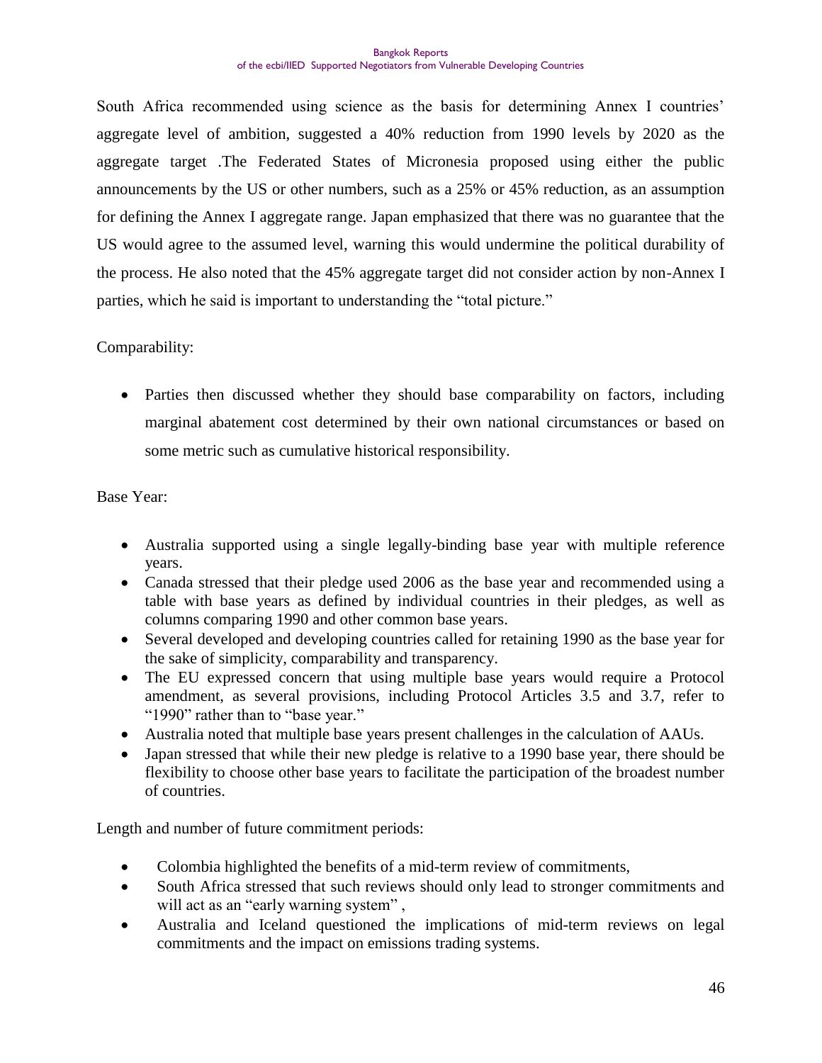South Africa recommended using science as the basis for determining Annex I countries' aggregate level of ambition, suggested a 40% reduction from 1990 levels by 2020 as the aggregate target .The Federated States of Micronesia proposed using either the public announcements by the US or other numbers, such as a 25% or 45% reduction, as an assumption for defining the Annex I aggregate range. Japan emphasized that there was no guarantee that the US would agree to the assumed level, warning this would undermine the political durability of the process. He also noted that the 45% aggregate target did not consider action by non-Annex I parties, which he said is important to understanding the "total picture."

Comparability:

- Parties then discussed whether they should base comparability on factors, including marginal abatement cost determined by their own national circumstances or based on some metric such as cumulative historical responsibility.

Base Year:

- Australia supported using a single legally-binding base year with multiple reference years.
- Canada stressed that their pledge used 2006 as the base year and recommended using a table with base years as defined by individual countries in their pledges, as well as columns comparing 1990 and other common base years.
- Several developed and developing countries called for retaining 1990 as the base year for the sake of simplicity, comparability and transparency.
- The EU expressed concern that using multiple base years would require a Protocol amendment, as several provisions, including Protocol Articles 3.5 and 3.7, refer to "1990" rather than to "base year."
- Australia noted that multiple base years present challenges in the calculation of AAUs.
- Japan stressed that while their new pledge is relative to a 1990 base year, there should be flexibility to choose other base years to facilitate the participation of the broadest number of countries.

Length and number of future commitment periods:

- Colombia highlighted the benefits of a mid-term review of commitments,
- South Africa stressed that such reviews should only lead to stronger commitments and will act as an "early warning system" ,
- Australia and Iceland questioned the implications of mid-term reviews on legal commitments and the impact on emissions trading systems.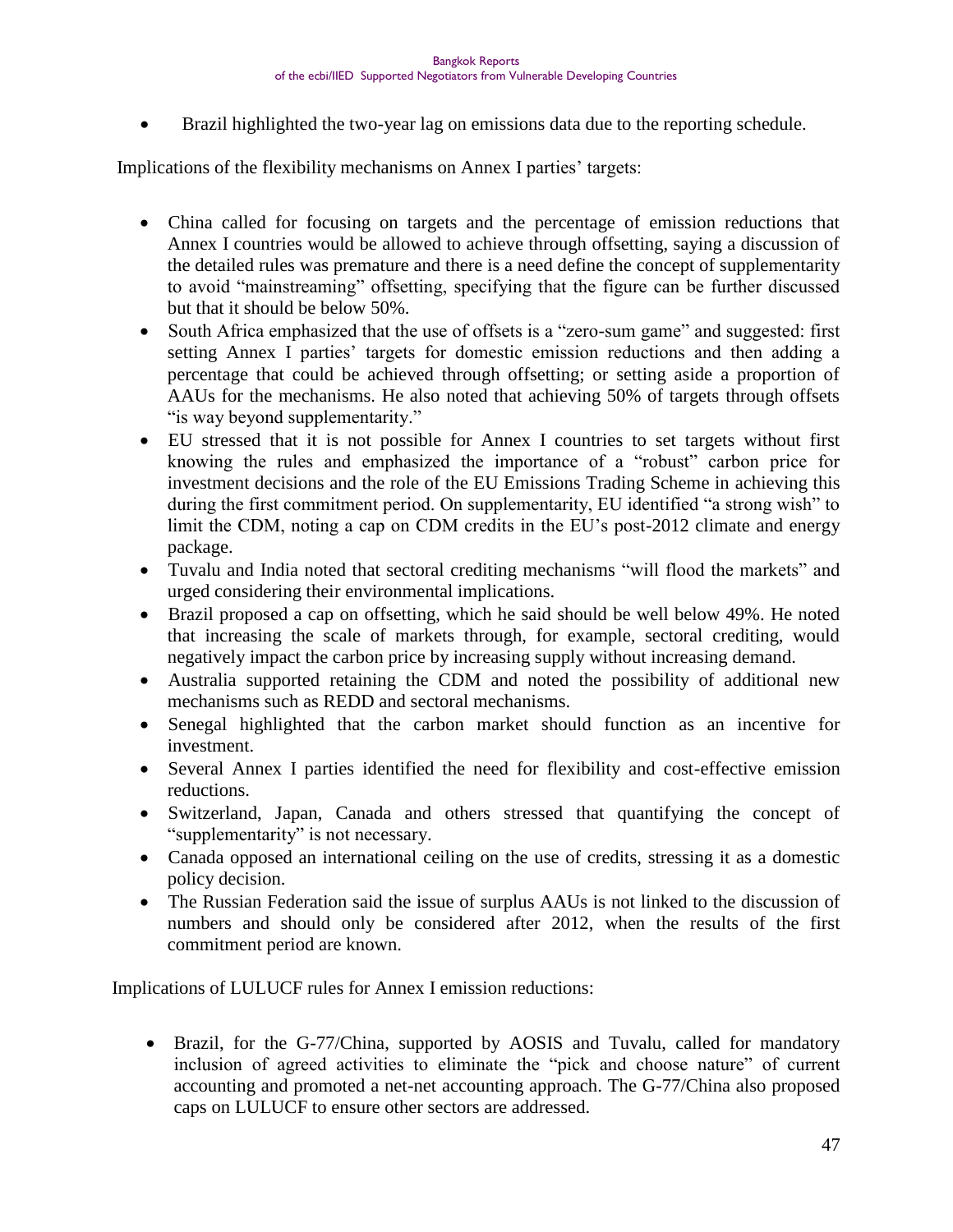- Brazil highlighted the two-year lag on emissions data due to the reporting schedule.

Implications of the flexibility mechanisms on Annex I parties' targets:

- China called for focusing on targets and the percentage of emission reductions that Annex I countries would be allowed to achieve through offsetting, saying a discussion of the detailed rules was premature and there is a need define the concept of supplementarity to avoid "mainstreaming" offsetting, specifying that the figure can be further discussed but that it should be below 50%.
- South Africa emphasized that the use of offsets is a "zero-sum game" and suggested: first setting Annex I parties' targets for domestic emission reductions and then adding a percentage that could be achieved through offsetting; or setting aside a proportion of AAUs for the mechanisms. He also noted that achieving 50% of targets through offsets "is way beyond supplementarity."
- EU stressed that it is not possible for Annex I countries to set targets without first knowing the rules and emphasized the importance of a "robust" carbon price for investment decisions and the role of the EU Emissions Trading Scheme in achieving this during the first commitment period. On supplementarity, EU identified "a strong wish" to limit the CDM, noting a cap on CDM credits in the EU's post-2012 climate and energy package.
- Tuvalu and India noted that sectoral crediting mechanisms "will flood the markets" and urged considering their environmental implications.
- Brazil proposed a cap on offsetting, which he said should be well below 49%. He noted that increasing the scale of markets through, for example, sectoral crediting, would negatively impact the carbon price by increasing supply without increasing demand.
- Australia supported retaining the CDM and noted the possibility of additional new mechanisms such as REDD and sectoral mechanisms.
- Senegal highlighted that the carbon market should function as an incentive for investment.
- Several Annex I parties identified the need for flexibility and cost-effective emission reductions.
- Switzerland, Japan, Canada and others stressed that quantifying the concept of "supplementarity" is not necessary.
- Canada opposed an international ceiling on the use of credits, stressing it as a domestic policy decision.
- The Russian Federation said the issue of surplus AAUs is not linked to the discussion of numbers and should only be considered after 2012, when the results of the first commitment period are known.

Implications of LULUCF rules for Annex I emission reductions:

- Brazil, for the G-77/China, supported by AOSIS and Tuvalu, called for mandatory inclusion of agreed activities to eliminate the "pick and choose nature" of current accounting and promoted a net-net accounting approach. The G-77/China also proposed caps on LULUCF to ensure other sectors are addressed.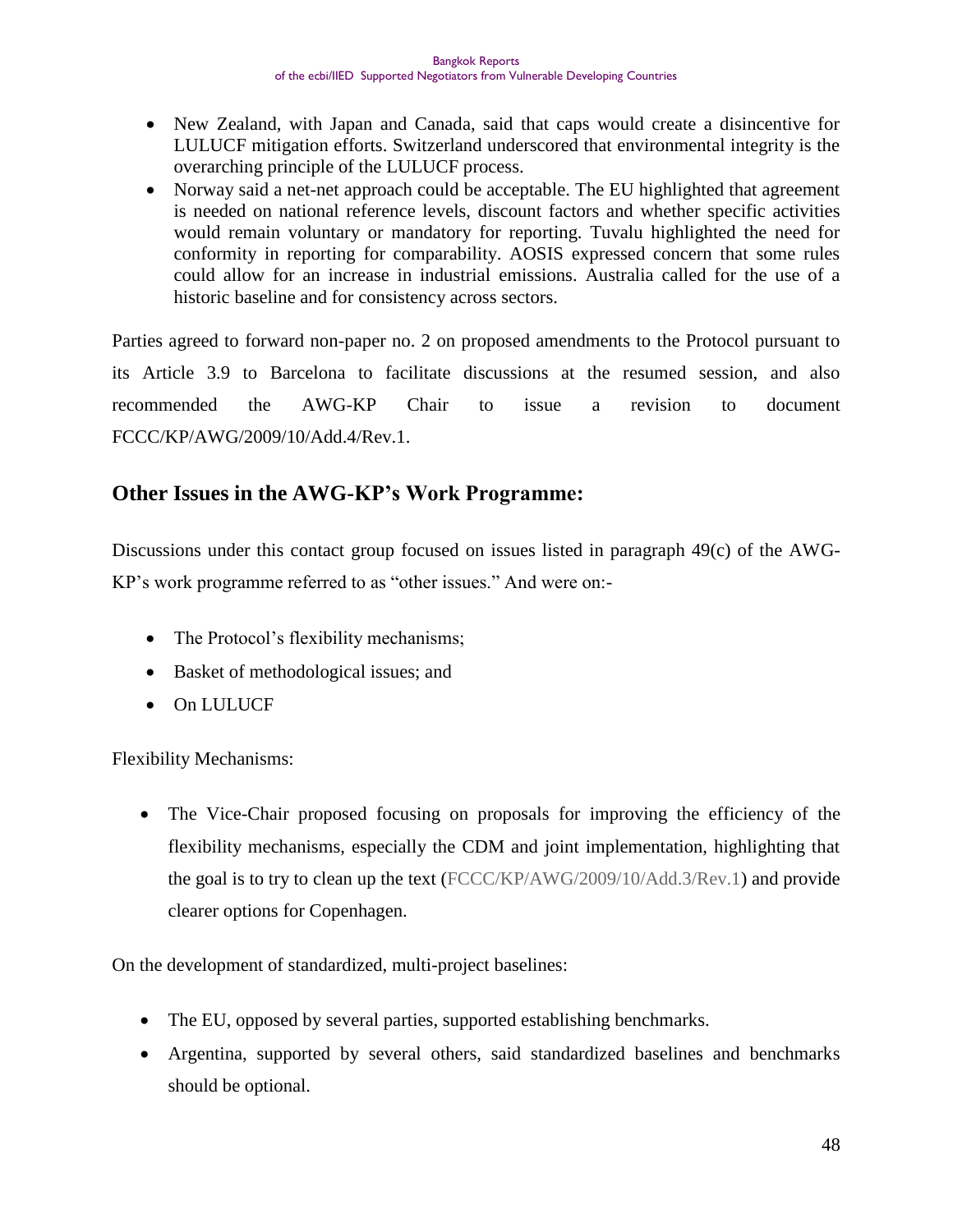- New Zealand, with Japan and Canada, said that caps would create a disincentive for LULUCF mitigation efforts. Switzerland underscored that environmental integrity is the overarching principle of the LULUCF process.
- Norway said a net-net approach could be acceptable. The EU highlighted that agreement is needed on national reference levels, discount factors and whether specific activities would remain voluntary or mandatory for reporting. Tuvalu highlighted the need for conformity in reporting for comparability. AOSIS expressed concern that some rules could allow for an increase in industrial emissions. Australia called for the use of a historic baseline and for consistency across sectors.

Parties agreed to forward non-paper no. 2 on proposed amendments to the Protocol pursuant to its Article 3.9 to Barcelona to facilitate discussions at the resumed session, and also recommended the AWG-KP Chair to issue a revision to document FCCC/KP/AWG/2009/10/Add.4/Rev.1.

## Other Issues in the AWG-KP's Work Programme:

Discussions under this contact group focused on issues listed in paragraph 49(c) of the AWG-KP's work programme referred to as "other issues." And were on:-

- The Protocol's flexibility mechanisms;
- Basket of methodological issues; and
- On LULUCF

Flexibility Mechanisms:

- The Vice-Chair proposed focusing on proposals for improving the efficiency of the flexibility mechanisms, especially the CDM and joint implementation, highlighting that the goal is to try to clean up the text (FCCC/KP/AWG/2009/10/Add.3/Rev.1) and provide clearer options for Copenhagen.

On the development of standardized, multi-project baselines:

- The EU, opposed by several parties, supported establishing benchmarks.
- Argentina, supported by several others, said standardized baselines and benchmarks should be optional.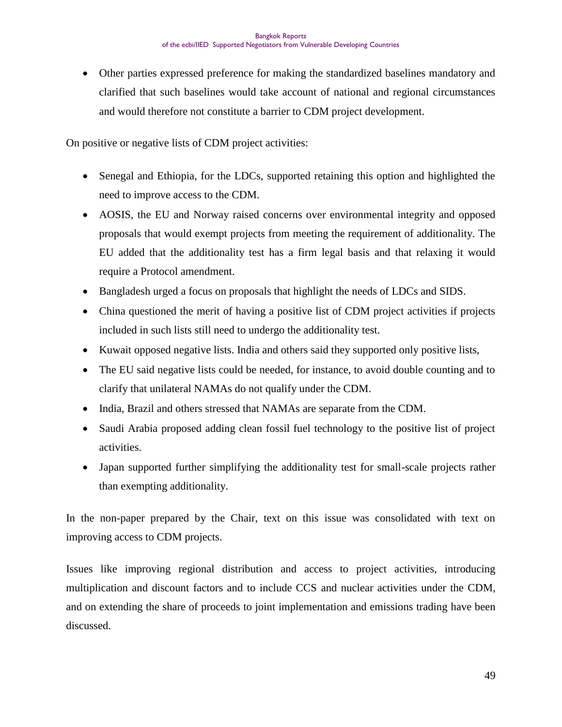- Other parties expressed preference for making the standardized baselines mandatory and clarified that such baselines would take account of national and regional circumstances and would therefore not constitute a barrier to CDM project development.

On positive or negative lists of CDM project activities:

- Senegal and Ethiopia, for the LDCs, supported retaining this option and highlighted the need to improve access to the CDM.
- AOSIS, the EU and Norway raised concerns over environmental integrity and opposed proposals that would exempt projects from meeting the requirement of additionality. The EU added that the additionality test has a firm legal basis and that relaxing it would require a Protocol amendment.
- Bangladesh urged a focus on proposals that highlight the needs of LDCs and SIDS.
- China questioned the merit of having a positive list of CDM project activities if projects included in such lists still need to undergo the additionality test.
- Kuwait opposed negative lists. India and others said they supported only positive lists,
- The EU said negative lists could be needed, for instance, to avoid double counting and to clarify that unilateral NAMAs do not qualify under the CDM.
- India, Brazil and others stressed that NAMAs are separate from the CDM.
- Saudi Arabia proposed adding clean fossil fuel technology to the positive list of project activities.
- Japan supported further simplifying the additionality test for small-scale projects rather than exempting additionality.

In the non-paper prepared by the Chair, text on this issue was consolidated with text on improving access to CDM projects.

Issues like improving regional distribution and access to project activities, introducing multiplication and discount factors and to include CCS and nuclear activities under the CDM, and on extending the share of proceeds to joint implementation and emissions trading have been discussed.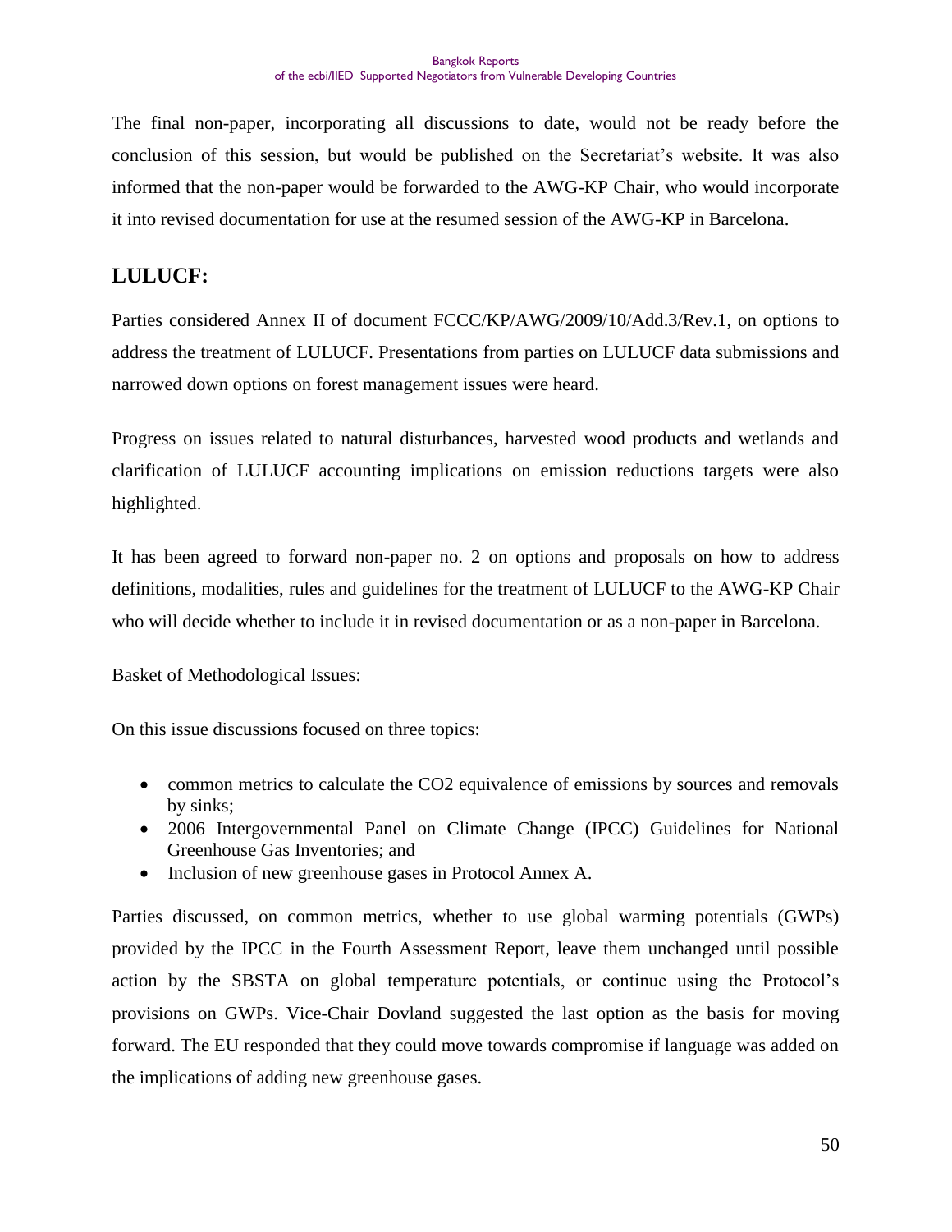The final non-paper, incorporating all discussions to date, would not be ready before the conclusion of this session, but would be published on the Secretariat's website. It was also informed that the non-paper would be forwarded to the AWG-KP Chair, who would incorporate it into revised documentation for use at the resumed session of the AWG-KP in Barcelona.

## LULUCF:

Parties considered Annex II of document FCCC/KP/AWG/2009/10/Add.3/Rev.1, on options to address the treatment of LULUCF. Presentations from parties on LULUCF data submissions and narrowed down options on forest management issues were heard.

Progress on issues related to natural disturbances, harvested wood products and wetlands and clarification of LULUCF accounting implications on emission reductions targets were also highlighted.

It has been agreed to forward non-paper no. 2 on options and proposals on how to address definitions, modalities, rules and guidelines for the treatment of LULUCF to the AWG-KP Chair who will decide whether to include it in revised documentation or as a non-paper in Barcelona.

Basket of Methodological Issues:

On this issue discussions focused on three topics:

- common metrics to calculate the CO2 equivalence of emissions by sources and removals by sinks;
- 2006 Intergovernmental Panel on Climate Change (IPCC) Guidelines for National Greenhouse Gas Inventories; and
- Inclusion of new greenhouse gases in Protocol Annex A.

Parties discussed, on common metrics, whether to use global warming potentials (GWPs) provided by the IPCC in the Fourth Assessment Report, leave them unchanged until possible action by the SBSTA on global temperature potentials, or continue using the Protocol's provisions on GWPs. Vice-Chair Dovland suggested the last option as the basis for moving forward. The EU responded that they could move towards compromise if language was added on the implications of adding new greenhouse gases.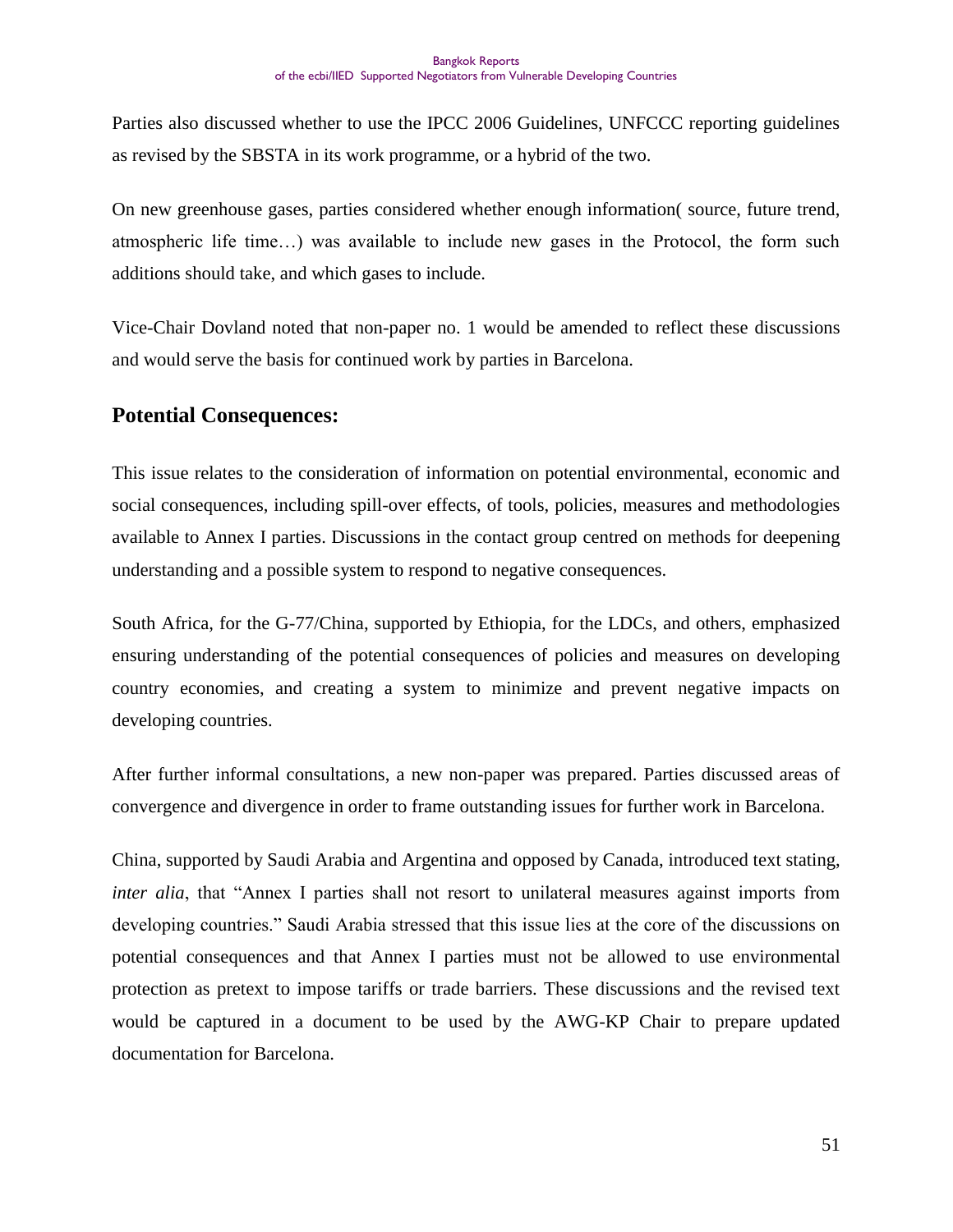Parties also discussed whether to use the IPCC 2006 Guidelines, UNFCCC reporting guidelines as revised by the SBSTA in its work programme, or a hybrid of the two.

On new greenhouse gases, parties considered whether enough information( source, future trend, atmospheric life time…) was available to include new gases in the Protocol, the form such additions should take, and which gases to include.

Vice-Chair Dovland noted that non-paper no. 1 would be amended to reflect these discussions and would serve the basis for continued work by parties in Barcelona.

## Potential Consequences:

This issue relates to the consideration of information on potential environmental, economic and social consequences, including spill-over effects, of tools, policies, measures and methodologies available to Annex I parties. Discussions in the contact group centred on methods for deepening understanding and a possible system to respond to negative consequences.

South Africa, for the G-77/China, supported by Ethiopia, for the LDCs, and others, emphasized ensuring understanding of the potential consequences of policies and measures on developing country economies, and creating a system to minimize and prevent negative impacts on developing countries.

After further informal consultations, a new non-paper was prepared. Parties discussed areas of convergence and divergence in order to frame outstanding issues for further work in Barcelona.

China, supported by Saudi Arabia and Argentina and opposed by Canada, introduced text stating, *inter alia*, that "Annex I parties shall not resort to unilateral measures against imports from developing countries." Saudi Arabia stressed that this issue lies at the core of the discussions on potential consequences and that Annex I parties must not be allowed to use environmental protection as pretext to impose tariffs or trade barriers. These discussions and the revised text would be captured in a document to be used by the AWG-KP Chair to prepare updated documentation for Barcelona.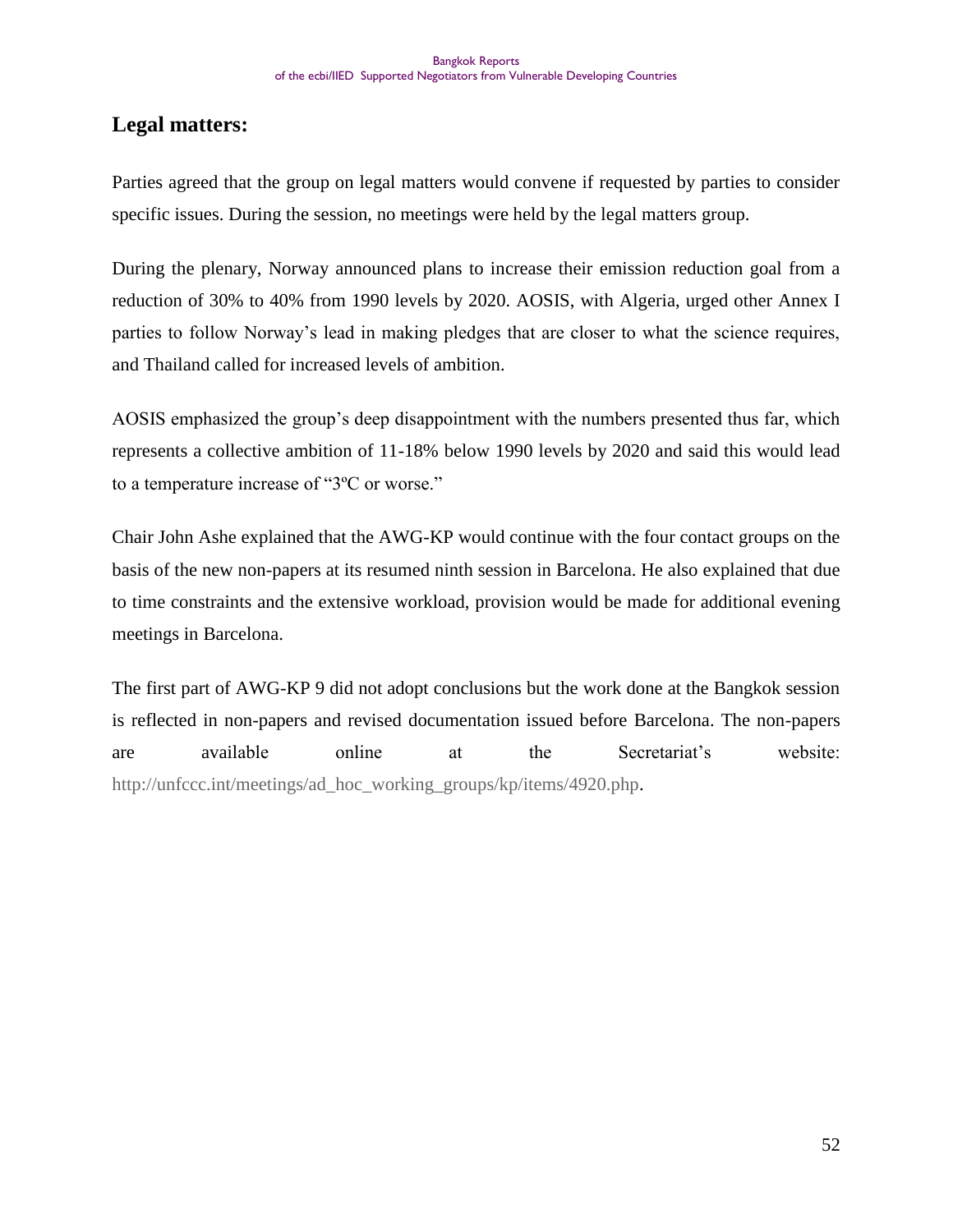## Legal matters:

Parties agreed that the group on legal matters would convene if requested by parties to consider specific issues. During the session, no meetings were held by the legal matters group.

During the plenary, Norway announced plans to increase their emission reduction goal from a reduction of 30% to 40% from 1990 levels by 2020. AOSIS, with Algeria, urged other Annex I parties to follow Norway's lead in making pledges that are closer to what the science requires, and Thailand called for increased levels of ambition.

AOSIS emphasized the group's deep disappointment with the numbers presented thus far, which represents a collective ambition of 11-18% below 1990 levels by 2020 and said this would lead to a temperature increase of "3ºC or worse."

Chair John Ashe explained that the AWG-KP would continue with the four contact groups on the basis of the new non-papers at its resumed ninth session in Barcelona. He also explained that due to time constraints and the extensive workload, provision would be made for additional evening meetings in Barcelona.

The first part of AWG-KP 9 did not adopt conclusions but the work done at the Bangkok session is reflected in non-papers and revised documentation issued before Barcelona. The non-papers are available online at the Secretariat's website: http://unfccc.int/meetings/ad_hoc_working_groups/kp/items/4920.php.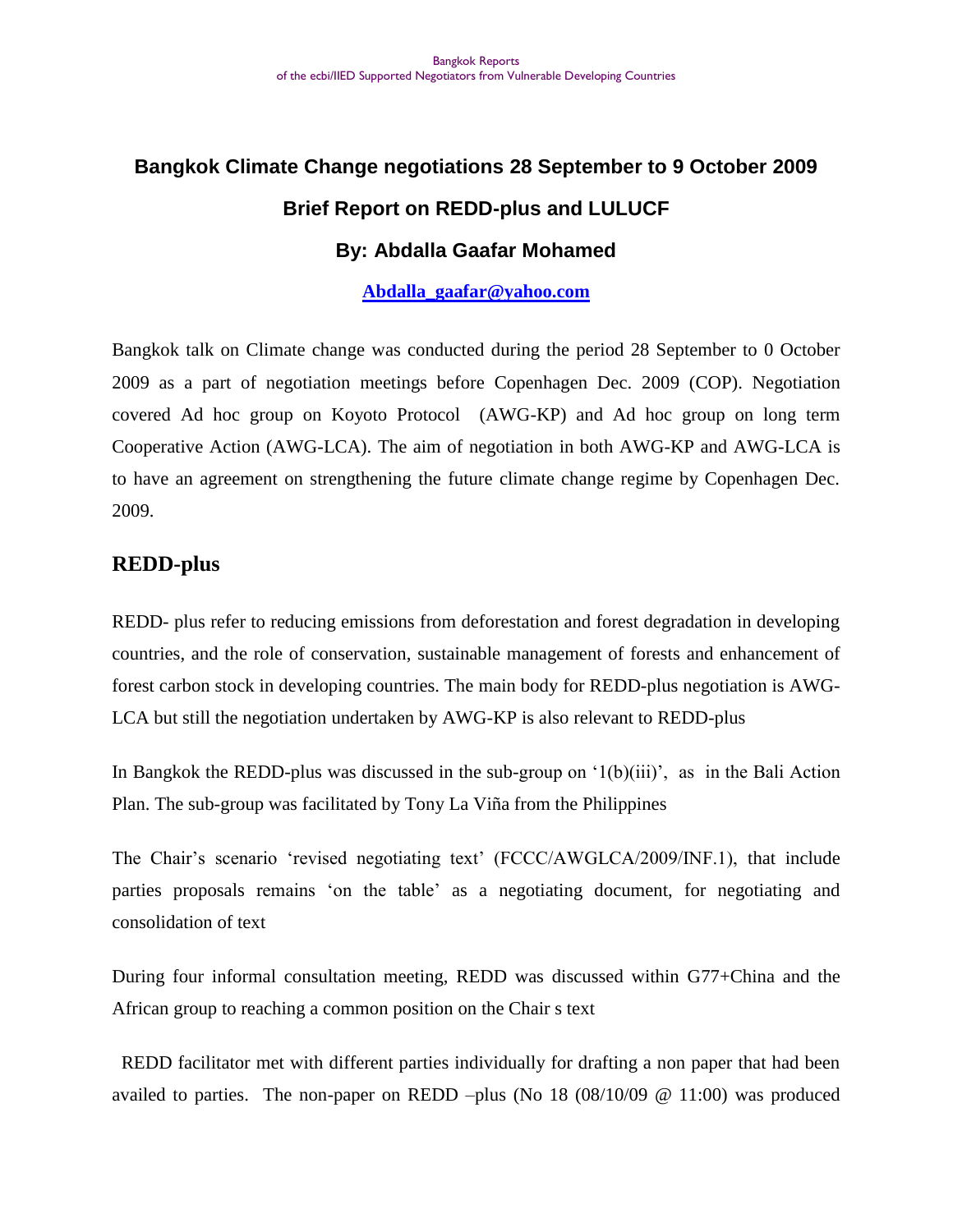# Bangkok Climate Change negotiations 28 September to 9 October 2009

## Brief Report on REDD-plus and LULUCF

### By: Abdalla Gaafar Mohamed

**Abdalla_gaafar@yahoo.com**

Bangkok talk on Climate change was conducted during the period 28 September to 0 October 2009 as a part of negotiation meetings before Copenhagen Dec. 2009 (COP). Negotiation covered Ad hoc group on Koyoto Protocol (AWG-KP) and Ad hoc group on long term Cooperative Action (AWG-LCA). The aim of negotiation in both AWG-KP and AWG-LCA is to have an agreement on strengthening the future climate change regime by Copenhagen Dec. 2009.

## REDD-plus

REDD- plus refer to reducing emissions from deforestation and forest degradation in developing countries, and the role of conservation, sustainable management of forests and enhancement of forest carbon stock in developing countries. The main body for REDD-plus negotiation is AWG-LCA but still the negotiation undertaken by AWG-KP is also relevant to REDD-plus

In Bangkok the REDD-plus was discussed in the sub-group on '1(b)(iii)', as in the Bali Action Plan. The sub-group was facilitated by Tony La Viña from the Philippines

The Chair's scenario 'revised negotiating text' (FCCC/AWGLCA/2009/INF.1), that include parties proposals remains 'on the table' as a negotiating document, for negotiating and consolidation of text

During four informal consultation meeting, REDD was discussed within G77+China and the African group to reaching a common position on the Chair s text

REDD facilitator met with different parties individually for drafting a non paper that had been availed to parties. The non-paper on REDD –plus (No 18 (08/10/09 @ 11:00) was produced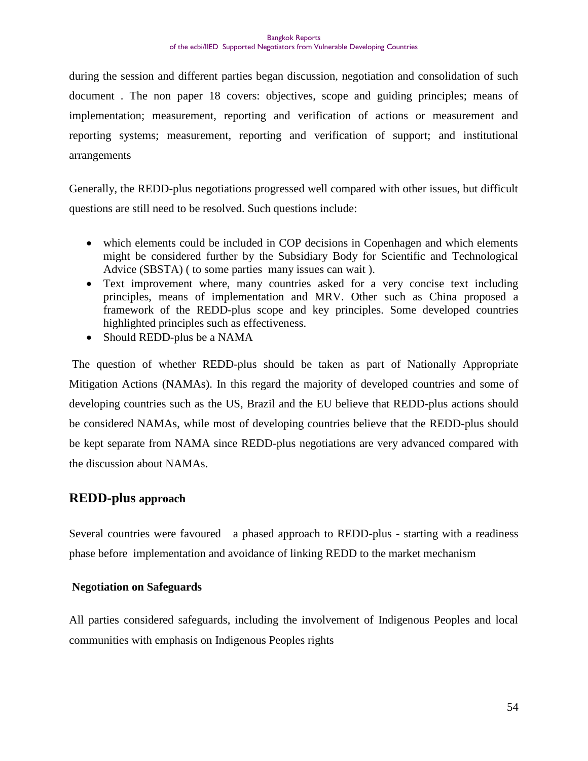during the session and different parties began discussion, negotiation and consolidation of such document . The non paper 18 covers: objectives, scope and guiding principles; means of implementation; measurement, reporting and verification of actions or measurement and reporting systems; measurement, reporting and verification of support; and institutional arrangements

Generally, the REDD-plus negotiations progressed well compared with other issues, but difficult questions are still need to be resolved. Such questions include:

- which elements could be included in COP decisions in Copenhagen and which elements might be considered further by the Subsidiary Body for Scientific and Technological Advice (SBSTA) ( to some parties many issues can wait ).
- Text improvement where, many countries asked for a very concise text including principles, means of implementation and MRV. Other such as China proposed a framework of the REDD-plus scope and key principles. Some developed countries highlighted principles such as effectiveness.
- Should REDD-plus be a NAMA

The question of whether REDD-plus should be taken as part of Nationally Appropriate Mitigation Actions (NAMAs). In this regard the majority of developed countries and some of developing countries such as the US, Brazil and the EU believe that REDD-plus actions should be considered NAMAs, while most of developing countries believe that the REDD-plus should be kept separate from NAMA since REDD-plus negotiations are very advanced compared with the discussion about NAMAs.

## REDD-plus approach

Several countries were favoured a phased approach to REDD-plus - starting with a readiness phase before implementation and avoidance of linking REDD to the market mechanism

### Negotiation on Safeguards

All parties considered safeguards, including the involvement of Indigenous Peoples and local communities with emphasis on Indigenous Peoples rights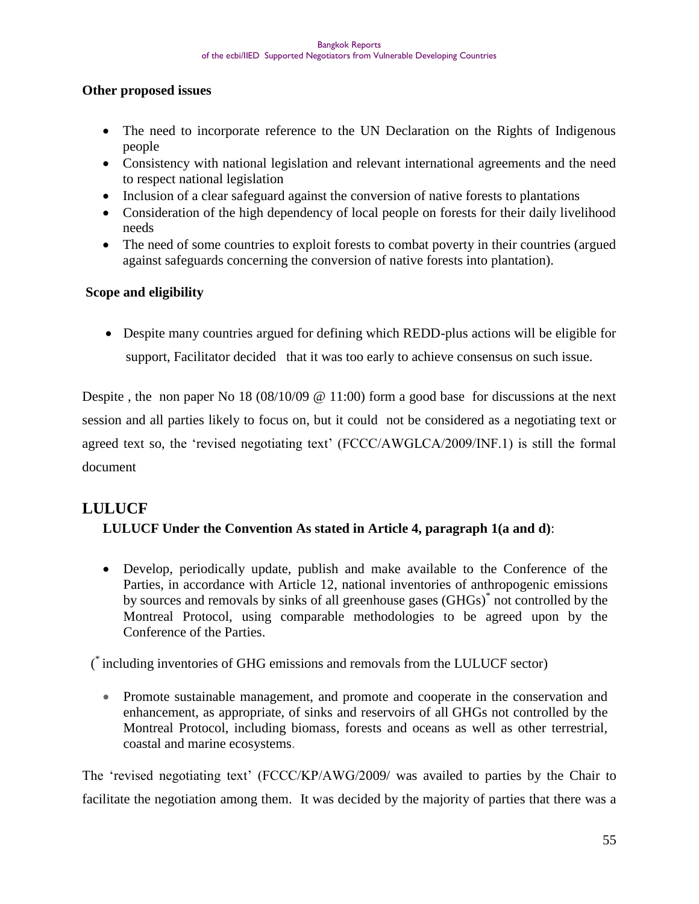**Other proposed issues**

- The need to incorporate reference to the UN Declaration on the Rights of Indigenous people
- Consistency with national legislation and relevant international agreements and the need to respect national legislation
- Inclusion of a clear safeguard against the conversion of native forests to plantations
- Consideration of the high dependency of local people on forests for their daily livelihood needs
- The need of some countries to exploit forests to combat poverty in their countries (argued against safeguards concerning the conversion of native forests into plantation).

**Scope and eligibility**

- Despite many countries argued for defining which REDD-plus actions will be eligible for support, Facilitator decided that it was too early to achieve consensus on such issue.

Despite , the non paper No 18 (08/10/09 @ 11:00) form a good base for discussions at the next session and all parties likely to focus on, but it could not be considered as a negotiating text or agreed text so, the 'revised negotiating text' (FCCC/AWGLCA/2009/INF.1) is still the formal document

## LULUCF

**LULUCF Under the Convention As stated in Article 4, paragraph 1(a and d)**:

- Develop, periodically update, publish and make available to the Conference of the Parties, in accordance with Article 12, national inventories of anthropogenic emissions by sources and removals by sinks of all greenhouse gases (GHGs)* not controlled by the Montreal Protocol, using comparable methodologies to be agreed upon by the Conference of the Parties.

(* including inventories of GHG emissions and removals from the LULUCF sector)

- Promote sustainable management, and promote and cooperate in the conservation and enhancement, as appropriate, of sinks and reservoirs of all GHGs not controlled by the Montreal Protocol, including biomass, forests and oceans as well as other terrestrial, coastal and marine ecosystems.

The 'revised negotiating text' (FCCC/KP/AWG/2009/ was availed to parties by the Chair to facilitate the negotiation among them. It was decided by the majority of parties that there was a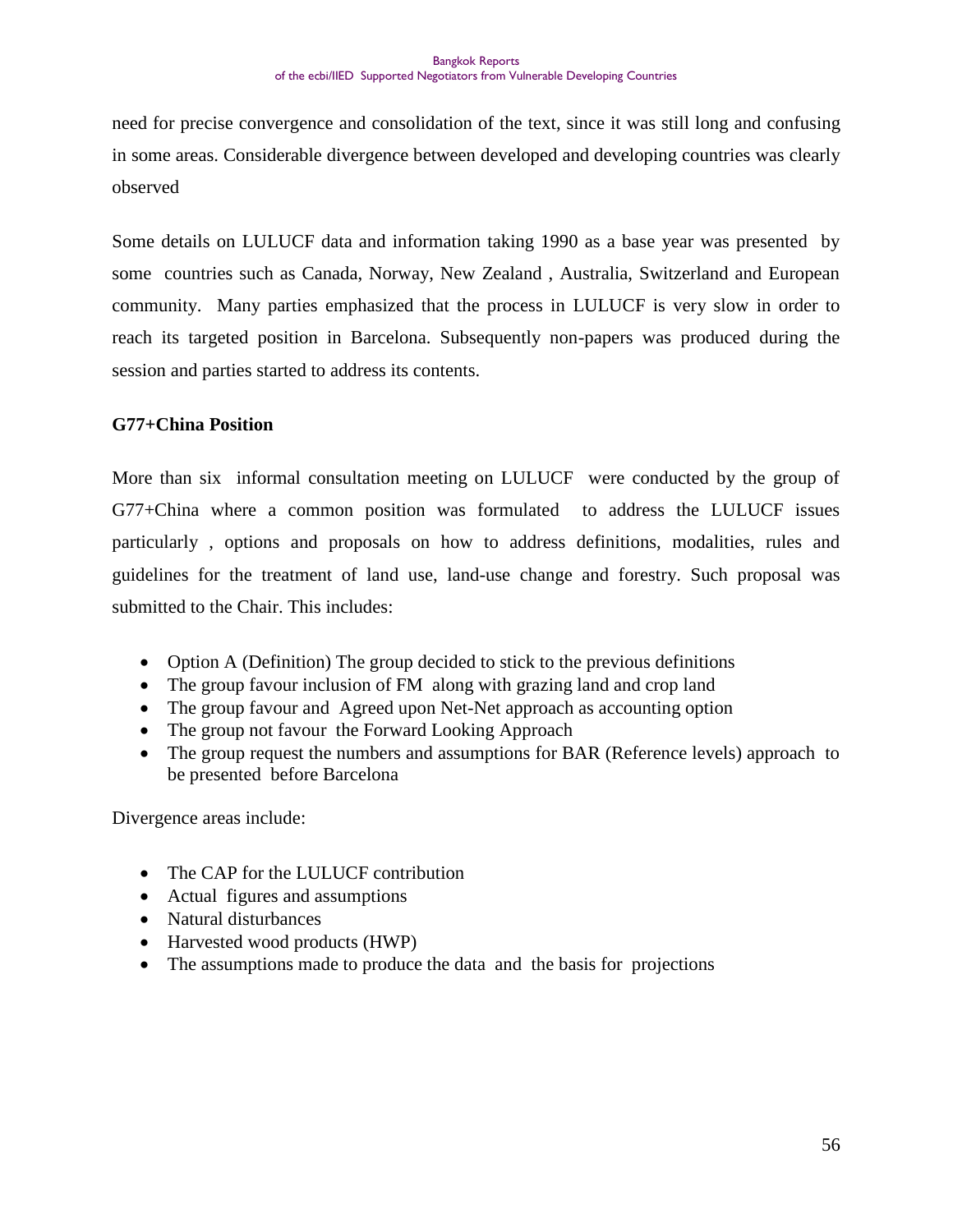need for precise convergence and consolidation of the text, since it was still long and confusing in some areas. Considerable divergence between developed and developing countries was clearly observed

Some details on LULUCF data and information taking 1990 as a base year was presented by some countries such as Canada, Norway, New Zealand , Australia, Switzerland and European community. Many parties emphasized that the process in LULUCF is very slow in order to reach its targeted position in Barcelona. Subsequently non-papers was produced during the session and parties started to address its contents.

**G77+China Position**

More than six informal consultation meeting on LULUCF were conducted by the group of G77+China where a common position was formulated to address the LULUCF issues particularly , options and proposals on how to address definitions, modalities, rules and guidelines for the treatment of land use, land-use change and forestry. Such proposal was submitted to the Chair. This includes:

- Option A (Definition) The group decided to stick to the previous definitions
- The group favour inclusion of FM along with grazing land and crop land
- The group favour and Agreed upon Net-Net approach as accounting option
- The group not favour the Forward Looking Approach
- The group request the numbers and assumptions for BAR (Reference levels) approach to be presented before Barcelona

Divergence areas include:

- The CAP for the LULUCF contribution
- Actual figures and assumptions
- Natural disturbances
- Harvested wood products (HWP)
- The assumptions made to produce the data and the basis for projections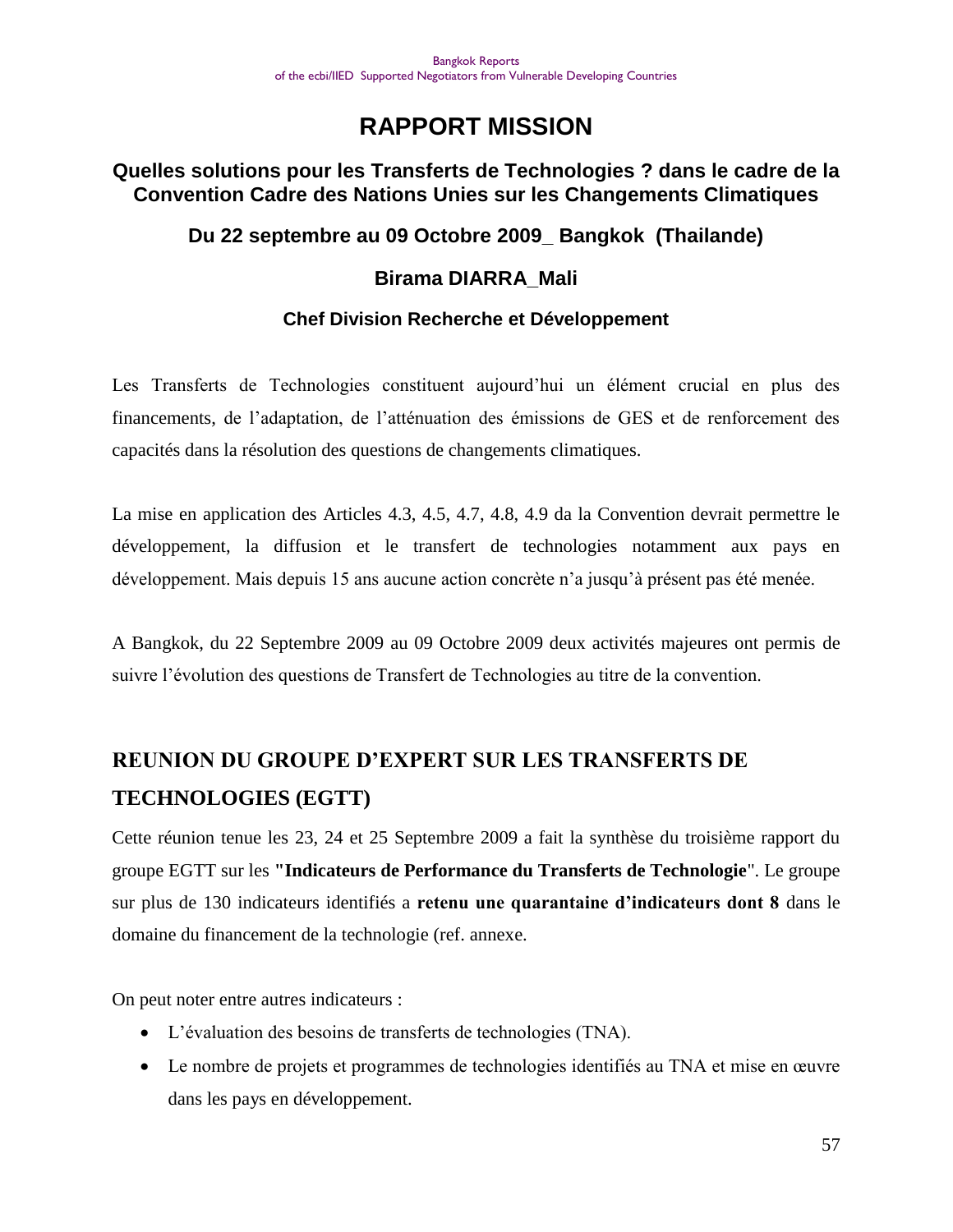# RAPPORT MISSION

## Quelles solutions pour les Transferts de Technologies ? dans le cadre de la Convention Cadre des Nations Unies sur les Changements Climatiques

### Du 22 septembre au 09 Octobre 2009_ Bangkok (Thailande)

### Birama DIARRA_Mali

#### Chef Division Recherche et Développement

Les Transferts de Technologies constituent aujourd'hui un élément crucial en plus des financements, de l'adaptation, de l'atténuation des émissions de GES et de renforcement des capacités dans la résolution des questions de changements climatiques.

La mise en application des Articles 4.3, 4.5, 4.7, 4.8, 4.9 da la Convention devrait permettre le développement, la diffusion et le transfert de technologies notamment aux pays en développement. Mais depuis 15 ans aucune action concrète n'a jusqu'à présent pas été menée.

A Bangkok, du 22 Septembre 2009 au 09 Octobre 2009 deux activités majeures ont permis de suivre l'évolution des questions de Transfert de Technologies au titre de la convention.

## REUNION DU GROUPE D'EXPERT SUR LES TRANSFERTS DE TECHNOLOGIES (EGTT)

Cette réunion tenue les 23, 24 et 25 Septembre 2009 a fait la synthèse du troisième rapport du groupe EGTT sur les **"Indicateurs de Performance du Transferts de Technologie**". Le groupe sur plus de 130 indicateurs identifiés a **retenu une quarantaine d'indicateurs dont 8** dans le domaine du financement de la technologie (ref. annexe.

On peut noter entre autres indicateurs :

- L'évaluation des besoins de transferts de technologies (TNA).
- Le nombre de projets et programmes de technologies identifiés au TNA et mise en œuvre dans les pays en développement.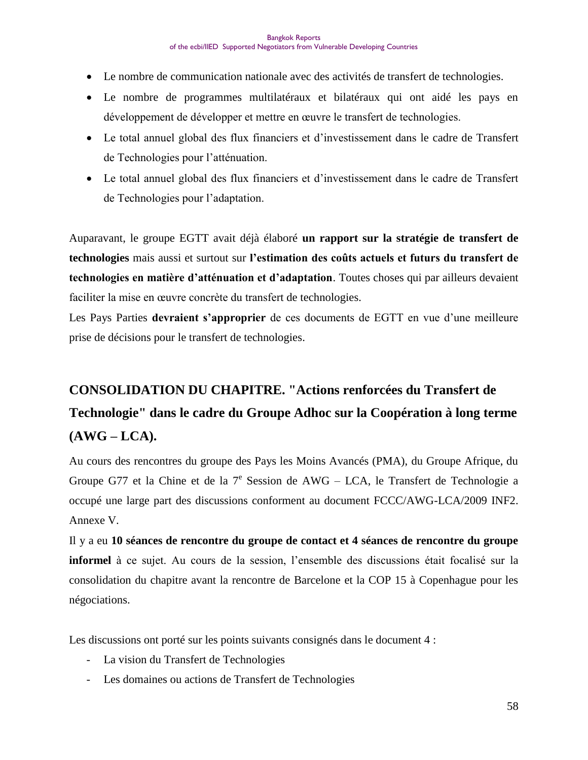- Le nombre de communication nationale avec des activités de transfert de technologies.
- Le nombre de programmes multilatéraux et bilatéraux qui ont aidé les pays en développement de développer et mettre en œuvre le transfert de technologies.
- Le total annuel global des flux financiers et d'investissement dans le cadre de Transfert de Technologies pour l'atténuation.
- Le total annuel global des flux financiers et d'investissement dans le cadre de Transfert de Technologies pour l'adaptation.

Auparavant, le groupe EGTT avait déjà élaboré **un rapport sur la stratégie de transfert de technologies** mais aussi et surtout sur **l'estimation des coûts actuels et futurs du transfert de technologies en matière d'atténuation et d'adaptation**. Toutes choses qui par ailleurs devaient faciliter la mise en œuvre concrète du transfert de technologies.

Les Pays Parties **devraient s'approprier** de ces documents de EGTT en vue d'une meilleure prise de décisions pour le transfert de technologies.

## CONSOLIDATION DU CHAPITRE. "Actions renforcées du Transfert de Technologie" dans le cadre du Groupe Adhoc sur la Coopération à long terme (AWG – LCA).

Au cours des rencontres du groupe des Pays les Moins Avancés (PMA), du Groupe Afrique, du Groupe G77 et la Chine et de la 7[e] Session de AWG – LCA, le Transfert de Technologie a occupé une large part des discussions conforment au document FCCC/AWG-LCA/2009 INF2. Annexe V.

Il y a eu **10 séances de rencontre du groupe de contact et 4 séances de rencontre du groupe informel** à ce sujet. Au cours de la session, l'ensemble des discussions était focalisé sur la consolidation du chapitre avant la rencontre de Barcelone et la COP 15 à Copenhague pour les négociations.

Les discussions ont porté sur les points suivants consignés dans le document 4 :

- La vision du Transfert de Technologies
- Les domaines ou actions de Transfert de Technologies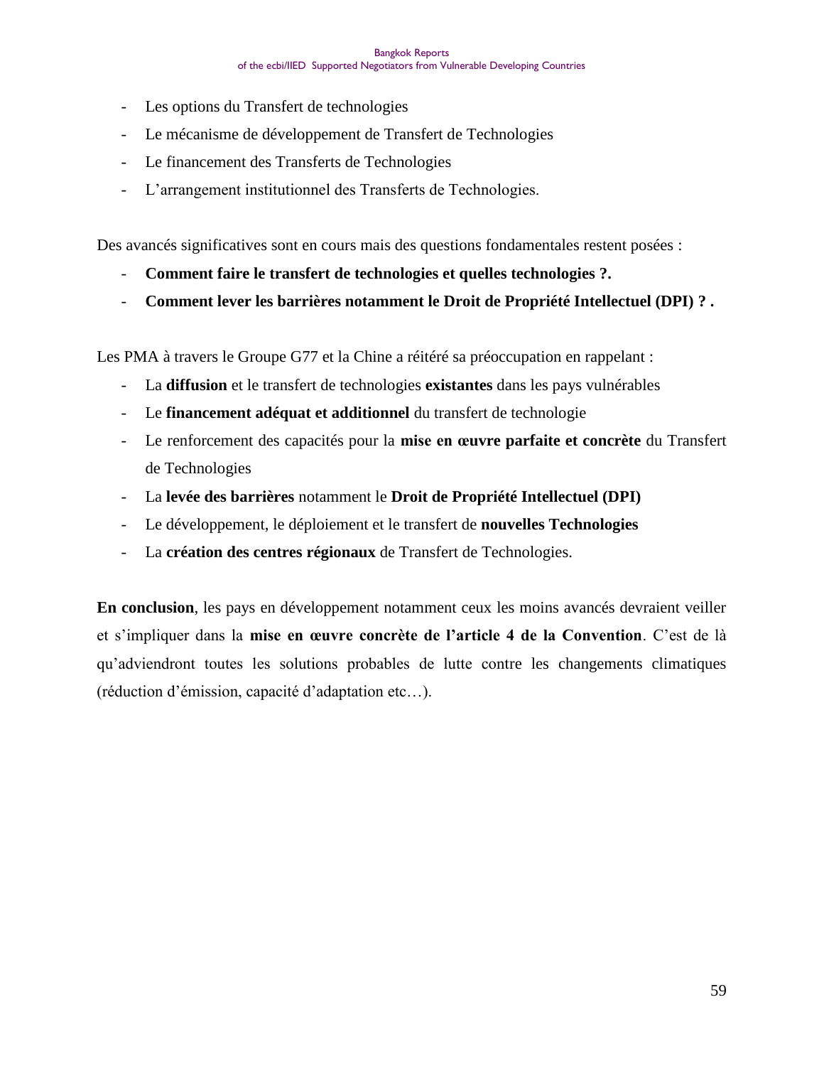- Les options du Transfert de technologies
- Le mécanisme de développement de Transfert de Technologies
- Le financement des Transferts de Technologies
- L'arrangement institutionnel des Transferts de Technologies.

Des avancés significatives sont en cours mais des questions fondamentales restent posées :

- **Comment faire le transfert de technologies et quelles technologies ?.**
- **Comment lever les barrières notamment le Droit de Propriété Intellectuel (DPI) ? .**

Les PMA à travers le Groupe G77 et la Chine a réitéré sa préoccupation en rappelant :

- La **diffusion** et le transfert de technologies **existantes** dans les pays vulnérables
- Le **financement adéquat et additionnel** du transfert de technologie
- Le renforcement des capacités pour la **mise en œuvre parfaite et concrète** du Transfert de Technologies
- La **levée des barrières** notamment le **Droit de Propriété Intellectuel (DPI)**
- Le développement, le déploiement et le transfert de **nouvelles Technologies**
- La **création des centres régionaux** de Transfert de Technologies.

**En conclusion**, les pays en développement notamment ceux les moins avancés devraient veiller et s'impliquer dans la **mise en œuvre concrète de l'article 4 de la Convention**. C'est de là qu'adviendront toutes les solutions probables de lutte contre les changements climatiques (réduction d'émission, capacité d'adaptation etc…).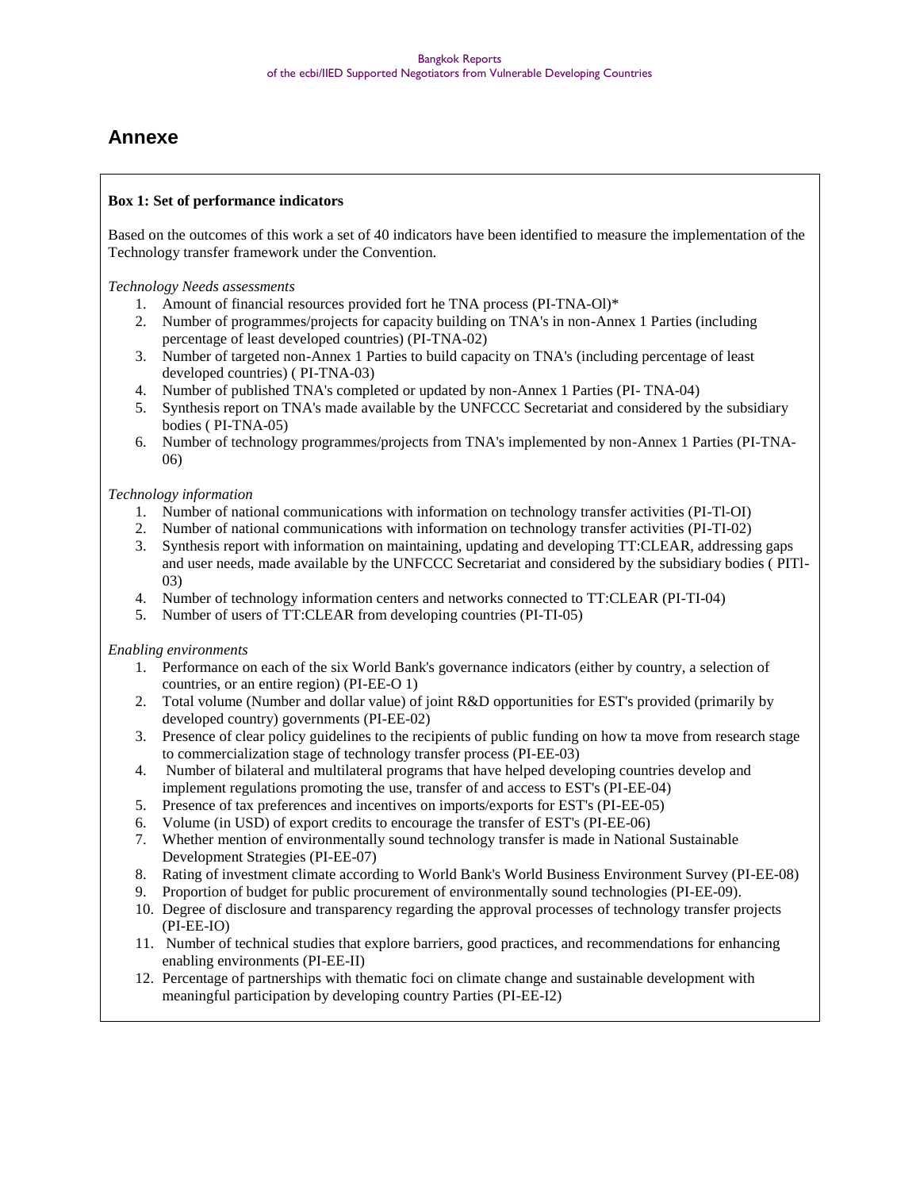# Annexe

**Box 1: Set of performance indicators**

Based on the outcomes of this work a set of 40 indicators have been identified to measure the implementation of the Technology transfer framework under the Convention.

*Technology Needs assessments*

1. Amount of financial resources provided fort he TNA process (PI-TNA-Ol)*
2. Number of programmes/projects for capacity building on TNA's in non-Annex 1 Parties (including percentage of least developed countries) (PI-TNA-02)
3. Number of targeted non-Annex 1 Parties to build capacity on TNA's (including percentage of least developed countries) ( PI-TNA-03)
4. Number of published TNA's completed or updated by non-Annex 1 Parties (PI- TNA-04)
5. Synthesis report on TNA's made available by the UNFCCC Secretariat and considered by the subsidiary bodies ( PI-TNA-05)
6. Number of technology programmes/projects from TNA's implemented by non-Annex 1 Parties (PI-TNA-06)

*Technology information*

1. Number of national communications with information on technology transfer activities (PI-Tl-OI)
2. Number of national communications with information on technology transfer activities (PI-TI-02)
3. Synthesis report with information on maintaining, updating and developing TT:CLEAR, addressing gaps and user needs, made available by the UNFCCC Secretariat and considered by the subsidiary bodies ( PITl-03)
4. Number of technology information centers and networks connected to TT:CLEAR (PI-TI-04)
5. Number of users of TT:CLEAR from developing countries (PI-TI-05)

*Enabling environments*

1. Performance on each of the six World Bank's governance indicators (either by country, a selection of countries, or an entire region) (PI-EE-O 1)
2. Total volume (Number and dollar value) of joint R&D opportunities for EST's provided (primarily by developed country) governments (PI-EE-02)
3. Presence of clear policy guidelines to the recipients of public funding on how ta move from research stage to commercialization stage of technology transfer process (PI-EE-03)
4. Number of bilateral and multilateral programs that have helped developing countries develop and implement regulations promoting the use, transfer of and access to EST's (PI-EE-04)
5. Presence of tax preferences and incentives on imports/exports for EST's (PI-EE-05)
6. Volume (in USD) of export credits to encourage the transfer of EST's (PI-EE-06)
7. Whether mention of environmentally sound technology transfer is made in National Sustainable Development Strategies (PI-EE-07)
8. Rating of investment climate according to World Bank's World Business Environment Survey (PI-EE-08)
9. Proportion of budget for public procurement of environmentally sound technologies (PI-EE-09).
10. Degree of disclosure and transparency regarding the approval processes of technology transfer projects (PI-EE-IO)
11. Number of technical studies that explore barriers, good practices, and recommendations for enhancing enabling environments (PI-EE-II)
12. Percentage of partnerships with thematic foci on climate change and sustainable development with meaningful participation by developing country Parties (PI-EE-I2)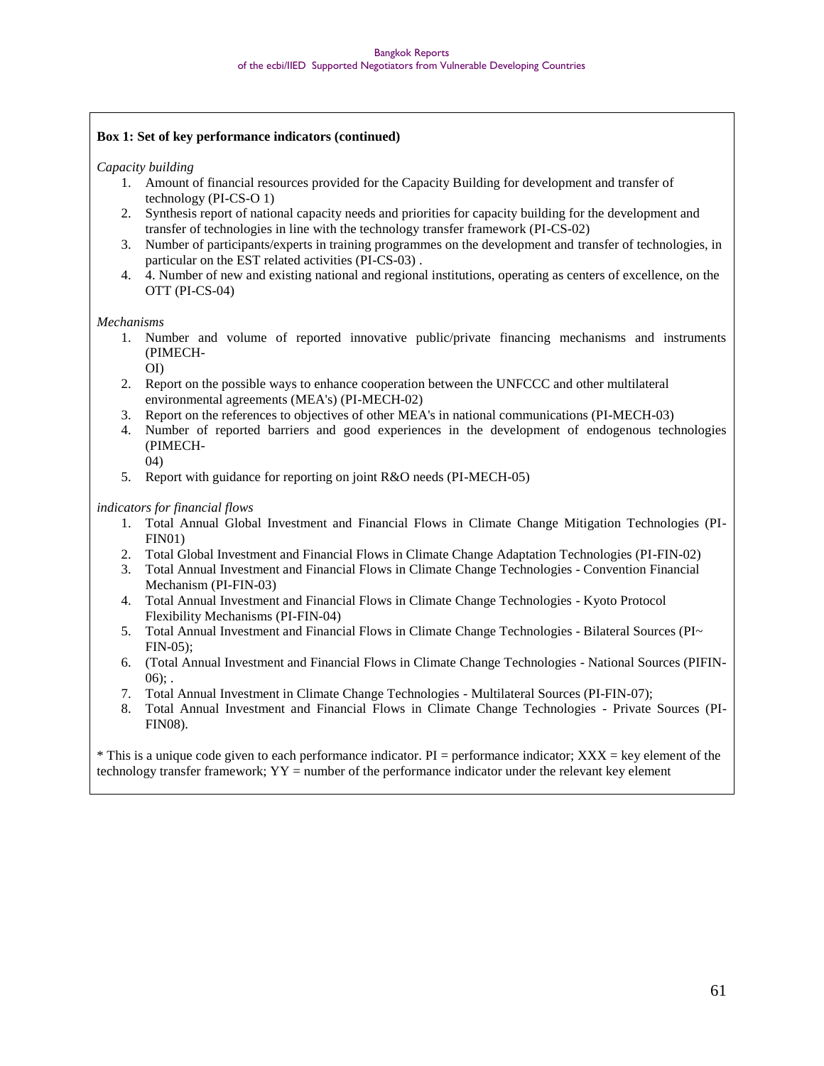**Box 1: Set of key performance indicators (continued)**

*Capacity building*

1. Amount of financial resources provided for the Capacity Building for development and transfer of technology (PI-CS-O 1)
2. Synthesis report of national capacity needs and priorities for capacity building for the development and transfer of technologies in line with the technology transfer framework (PI-CS-02)
3. Number of participants/experts in training programmes on the development and transfer of technologies, in particular on the EST related activities (PI-CS-03) .
4. 4. Number of new and existing national and regional institutions, operating as centers of excellence, on the OTT (PI-CS-04)

*Mechanisms*

1. Number and volume of reported innovative public/private financing mechanisms and instruments (PIMECH-OI)
2. Report on the possible ways to enhance cooperation between the UNFCCC and other multilateral environmental agreements (MEA's) (PI-MECH-02)
3. Report on the references to objectives of other MEA's in national communications (PI-MECH-03)
4. Number of reported barriers and good experiences in the development of endogenous technologies (PIMECH-04)
5. Report with guidance for reporting on joint R&O needs (PI-MECH-05)

*indicators for financial flows*

1. Total Annual Global Investment and Financial Flows in Climate Change Mitigation Technologies (PI-FIN01)
2. Total Global Investment and Financial Flows in Climate Change Adaptation Technologies (PI-FIN-02)
3. Total Annual Investment and Financial Flows in Climate Change Technologies - Convention Financial Mechanism (PI-FIN-03)
4. Total Annual Investment and Financial Flows in Climate Change Technologies - Kyoto Protocol Flexibility Mechanisms (PI-FIN-04)
5. Total Annual Investment and Financial Flows in Climate Change Technologies - Bilateral Sources (PI~FIN-05);
6. (Total Annual Investment and Financial Flows in Climate Change Technologies - National Sources (PIFIN-06); .
7. Total Annual Investment in Climate Change Technologies - Multilateral Sources (PI-FIN-07);
8. Total Annual Investment and Financial Flows in Climate Change Technologies - Private Sources (PI-FIN08).

* This is a unique code given to each performance indicator. PI = performance indicator; XXX = key element of the technology transfer framework; YY = number of the performance indicator under the relevant key element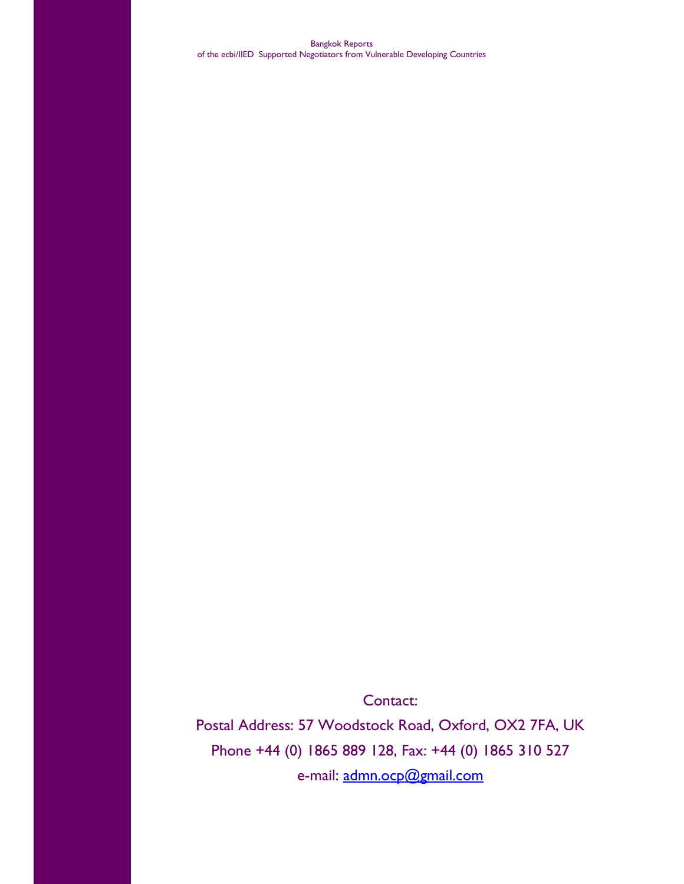Contact:

Postal Address: 57 Woodstock Road, Oxford, OX2 7FA, UK

Phone +44 (0) 1865 889 128, Fax: +44 (0) 1865 310 527

e-mail: admn.ocp@gmail.com